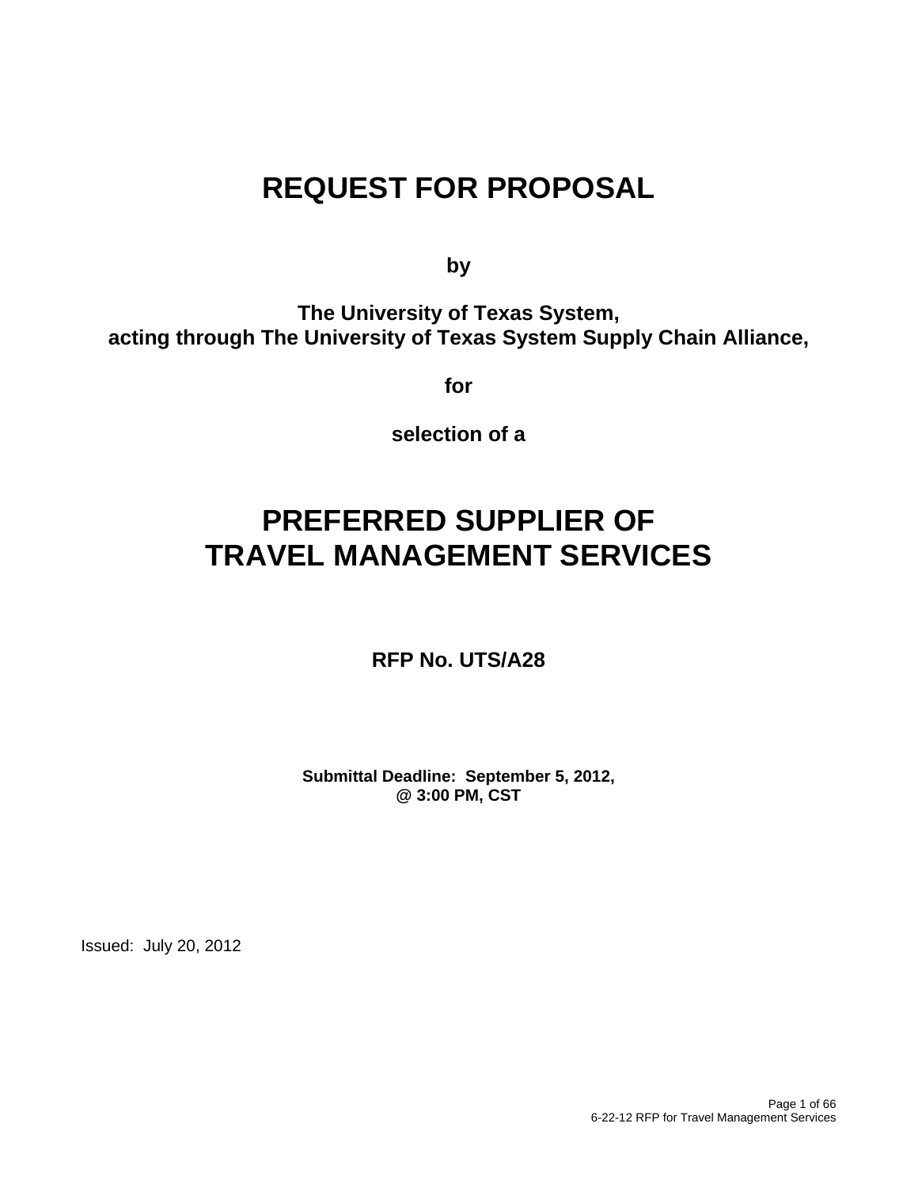# REQUEST FOR PROPOSAL

**by**

**The University of Texas System,**
**acting through The University of Texas System Supply Chain Alliance,**

**for**

**selection of a**

# PREFERRED SUPPLIER OF TRAVEL MANAGEMENT SERVICES

**RFP No. UTS/A28**

**Submittal Deadline: September 5, 2012,**
**@ 3:00 PM, CST**

Issued: July 20, 2012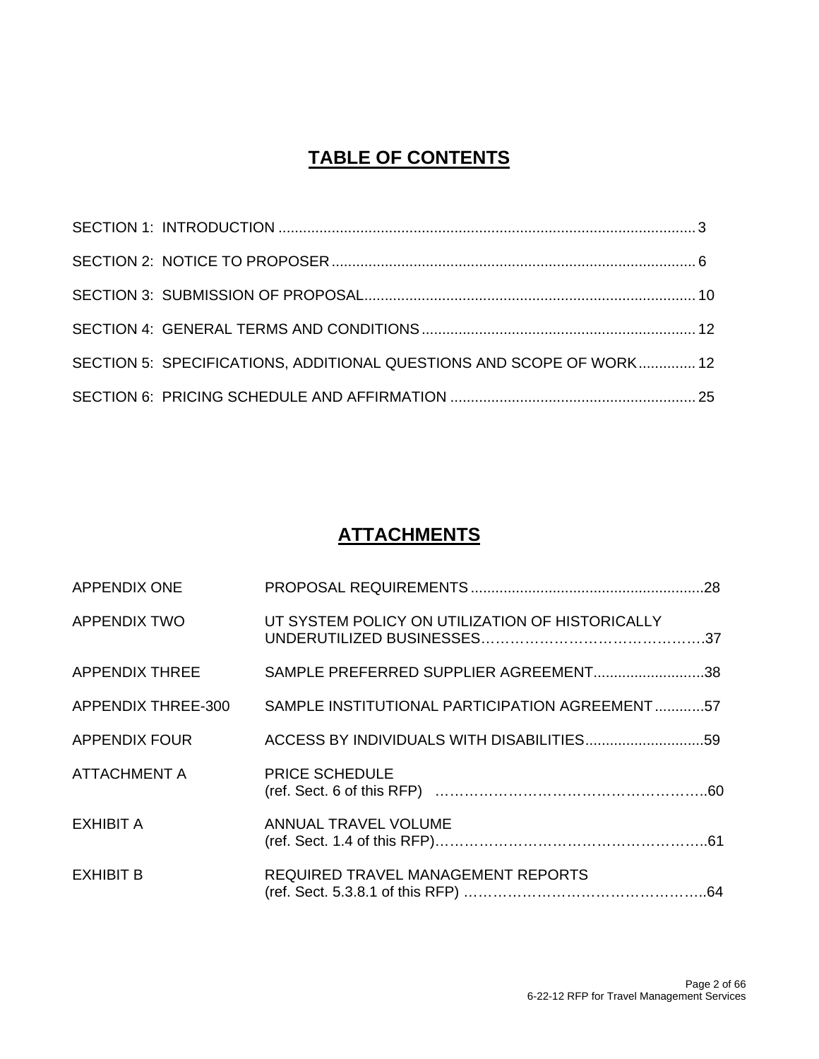# TABLE OF CONTENTS

SECTION 1: INTRODUCTION ..................................................................................................... 3

SECTION 2: NOTICE TO PROPOSER ........................................................................................ 6

SECTION 3: SUBMISSION OF PROPOSAL ................................................................................. 10

SECTION 4: GENERAL TERMS AND CONDITIONS ................................................................... 12

SECTION 5: SPECIFICATIONS, ADDITIONAL QUESTIONS AND SCOPE OF WORK .............. 12

SECTION 6: PRICING SCHEDULE AND AFFIRMATION ............................................................ 25

# ATTACHMENTS

| | |
|---|---|
| APPENDIX ONE | PROPOSAL REQUIREMENTS .........................................................28 |
| APPENDIX TWO | UT SYSTEM POLICY ON UTILIZATION OF HISTORICALLY UNDERUTILIZED BUSINESSES……………………………………….37 |
| APPENDIX THREE | SAMPLE PREFERRED SUPPLIER AGREEMENT...........................38 |
| APPENDIX THREE-300 | SAMPLE INSTITUTIONAL PARTICIPATION AGREEMENT ............57 |
| APPENDIX FOUR | ACCESS BY INDIVIDUALS WITH DISABILITIES.............................59 |
| ATTACHMENT A | PRICE SCHEDULE (ref. Sect. 6 of this RFP) ………………………………………………..60 |
| EXHIBIT A | ANNUAL TRAVEL VOLUME (ref. Sect. 1.4 of this RFP)………………………………………………..61 |
| EXHIBIT B | REQUIRED TRAVEL MANAGEMENT REPORTS (ref. Sect. 5.3.8.1 of this RFP) …………………………………………..64 |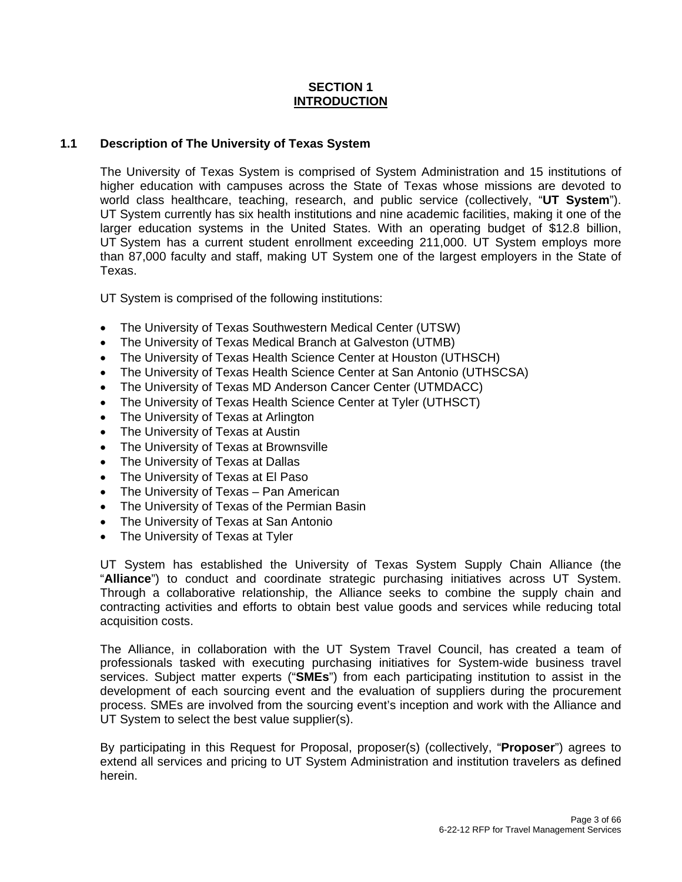# SECTION 1
## INTRODUCTION

### 1.1 Description of The University of Texas System

The University of Texas System is comprised of System Administration and 15 institutions of higher education with campuses across the State of Texas whose missions are devoted to world class healthcare, teaching, research, and public service (collectively, "**UT System**"). UT System currently has six health institutions and nine academic facilities, making it one of the larger education systems in the United States. With an operating budget of $12.8 billion, UT System has a current student enrollment exceeding 211,000. UT System employs more than 87,000 faculty and staff, making UT System one of the largest employers in the State of Texas.

UT System is comprised of the following institutions:

- The University of Texas Southwestern Medical Center (UTSW)
- The University of Texas Medical Branch at Galveston (UTMB)
- The University of Texas Health Science Center at Houston (UTHSCH)
- The University of Texas Health Science Center at San Antonio (UTHSCSA)
- The University of Texas MD Anderson Cancer Center (UTMDACC)
- The University of Texas Health Science Center at Tyler (UTHSCT)
- The University of Texas at Arlington
- The University of Texas at Austin
- The University of Texas at Brownsville
- The University of Texas at Dallas
- The University of Texas at El Paso
- The University of Texas – Pan American
- The University of Texas of the Permian Basin
- The University of Texas at San Antonio
- The University of Texas at Tyler

UT System has established the University of Texas System Supply Chain Alliance (the "**Alliance**") to conduct and coordinate strategic purchasing initiatives across UT System. Through a collaborative relationship, the Alliance seeks to combine the supply chain and contracting activities and efforts to obtain best value goods and services while reducing total acquisition costs.

The Alliance, in collaboration with the UT System Travel Council, has created a team of professionals tasked with executing purchasing initiatives for System-wide business travel services. Subject matter experts ("**SMEs**") from each participating institution to assist in the development of each sourcing event and the evaluation of suppliers during the procurement process. SMEs are involved from the sourcing event's inception and work with the Alliance and UT System to select the best value supplier(s).

By participating in this Request for Proposal, proposer(s) (collectively, "**Proposer**") agrees to extend all services and pricing to UT System Administration and institution travelers as defined herein.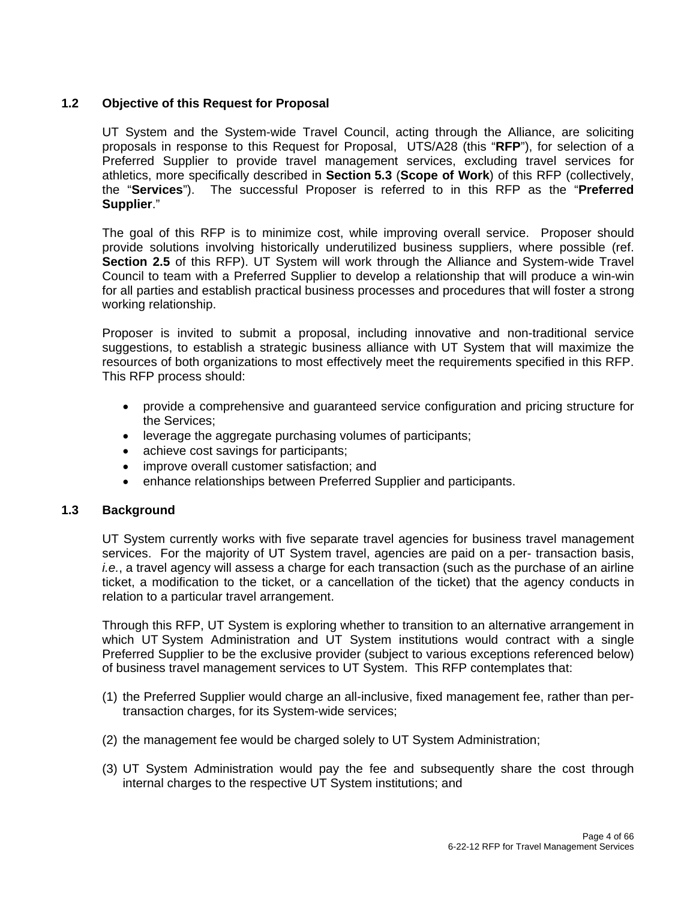## 1.2 Objective of this Request for Proposal

UT System and the System-wide Travel Council, acting through the Alliance, are soliciting proposals in response to this Request for Proposal, UTS/A28 (this "**RFP**"), for selection of a Preferred Supplier to provide travel management services, excluding travel services for athletics, more specifically described in **Section 5.3** (**Scope of Work**) of this RFP (collectively, the "**Services**"). The successful Proposer is referred to in this RFP as the "**Preferred Supplier**."

The goal of this RFP is to minimize cost, while improving overall service. Proposer should provide solutions involving historically underutilized business suppliers, where possible (ref. **Section 2.5** of this RFP). UT System will work through the Alliance and System-wide Travel Council to team with a Preferred Supplier to develop a relationship that will produce a win-win for all parties and establish practical business processes and procedures that will foster a strong working relationship.

Proposer is invited to submit a proposal, including innovative and non-traditional service suggestions, to establish a strategic business alliance with UT System that will maximize the resources of both organizations to most effectively meet the requirements specified in this RFP. This RFP process should:

- provide a comprehensive and guaranteed service configuration and pricing structure for the Services;
- leverage the aggregate purchasing volumes of participants;
- achieve cost savings for participants;
- improve overall customer satisfaction; and
- enhance relationships between Preferred Supplier and participants.

## 1.3 Background

UT System currently works with five separate travel agencies for business travel management services. For the majority of UT System travel, agencies are paid on a per- transaction basis, *i.e.*, a travel agency will assess a charge for each transaction (such as the purchase of an airline ticket, a modification to the ticket, or a cancellation of the ticket) that the agency conducts in relation to a particular travel arrangement.

Through this RFP, UT System is exploring whether to transition to an alternative arrangement in which UT System Administration and UT System institutions would contract with a single Preferred Supplier to be the exclusive provider (subject to various exceptions referenced below) of business travel management services to UT System. This RFP contemplates that:

(1) the Preferred Supplier would charge an all-inclusive, fixed management fee, rather than per-transaction charges, for its System-wide services;

(2) the management fee would be charged solely to UT System Administration;

(3) UT System Administration would pay the fee and subsequently share the cost through internal charges to the respective UT System institutions; and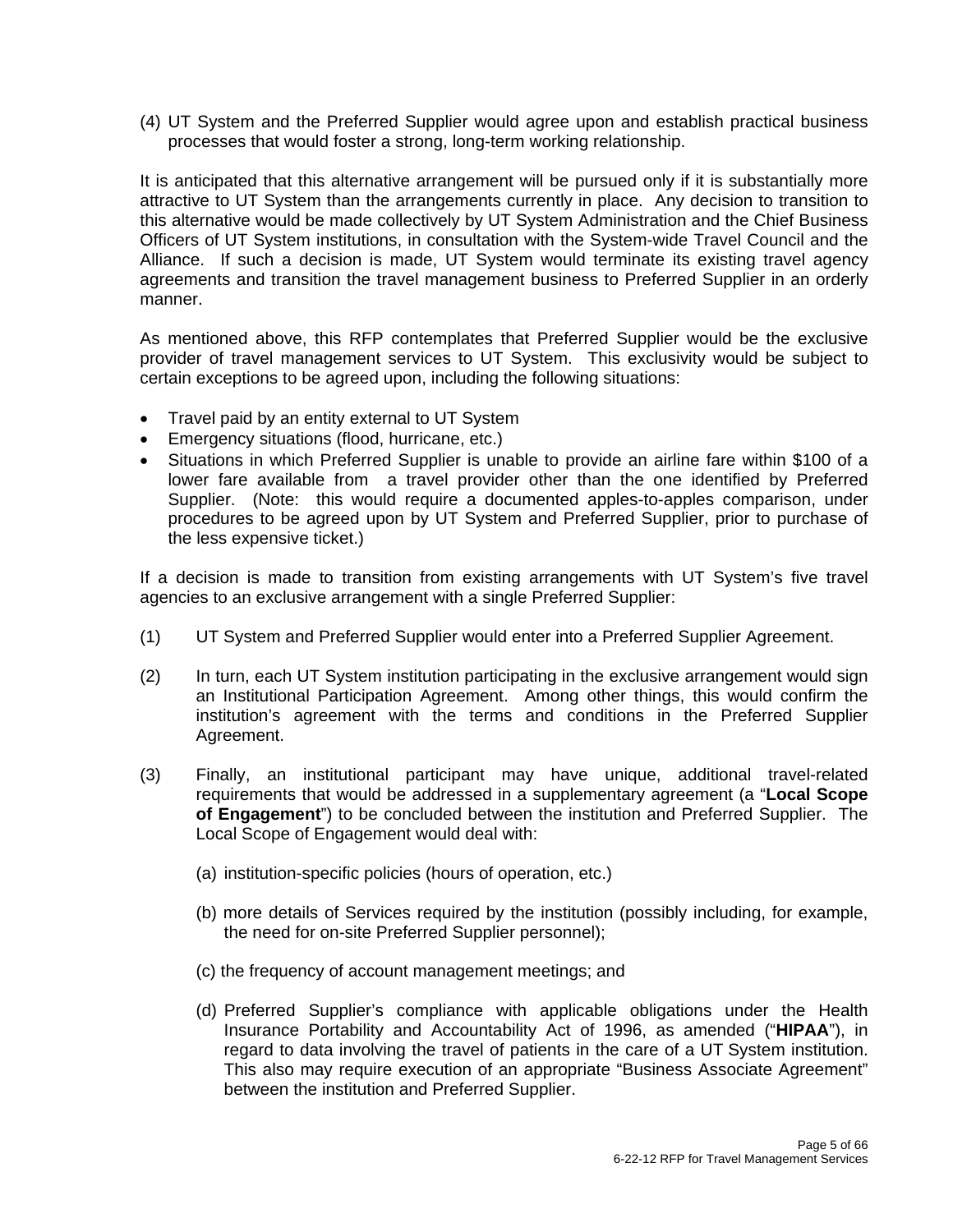(4) UT System and the Preferred Supplier would agree upon and establish practical business processes that would foster a strong, long-term working relationship.

It is anticipated that this alternative arrangement will be pursued only if it is substantially more attractive to UT System than the arrangements currently in place. Any decision to transition to this alternative would be made collectively by UT System Administration and the Chief Business Officers of UT System institutions, in consultation with the System-wide Travel Council and the Alliance. If such a decision is made, UT System would terminate its existing travel agency agreements and transition the travel management business to Preferred Supplier in an orderly manner.

As mentioned above, this RFP contemplates that Preferred Supplier would be the exclusive provider of travel management services to UT System. This exclusivity would be subject to certain exceptions to be agreed upon, including the following situations:

- Travel paid by an entity external to UT System
- Emergency situations (flood, hurricane, etc.)
- Situations in which Preferred Supplier is unable to provide an airline fare within $100 of a lower fare available from a travel provider other than the one identified by Preferred Supplier. (Note: this would require a documented apples-to-apples comparison, under procedures to be agreed upon by UT System and Preferred Supplier, prior to purchase of the less expensive ticket.)

If a decision is made to transition from existing arrangements with UT System's five travel agencies to an exclusive arrangement with a single Preferred Supplier:

(1) UT System and Preferred Supplier would enter into a Preferred Supplier Agreement.

(2) In turn, each UT System institution participating in the exclusive arrangement would sign an Institutional Participation Agreement. Among other things, this would confirm the institution's agreement with the terms and conditions in the Preferred Supplier Agreement.

(3) Finally, an institutional participant may have unique, additional travel-related requirements that would be addressed in a supplementary agreement (a "**Local Scope of Engagement**") to be concluded between the institution and Preferred Supplier. The Local Scope of Engagement would deal with:

   (a) institution-specific policies (hours of operation, etc.)

   (b) more details of Services required by the institution (possibly including, for example, the need for on-site Preferred Supplier personnel);

   (c) the frequency of account management meetings; and

   (d) Preferred Supplier's compliance with applicable obligations under the Health Insurance Portability and Accountability Act of 1996, as amended ("**HIPAA**"), in regard to data involving the travel of patients in the care of a UT System institution. This also may require execution of an appropriate "Business Associate Agreement" between the institution and Preferred Supplier.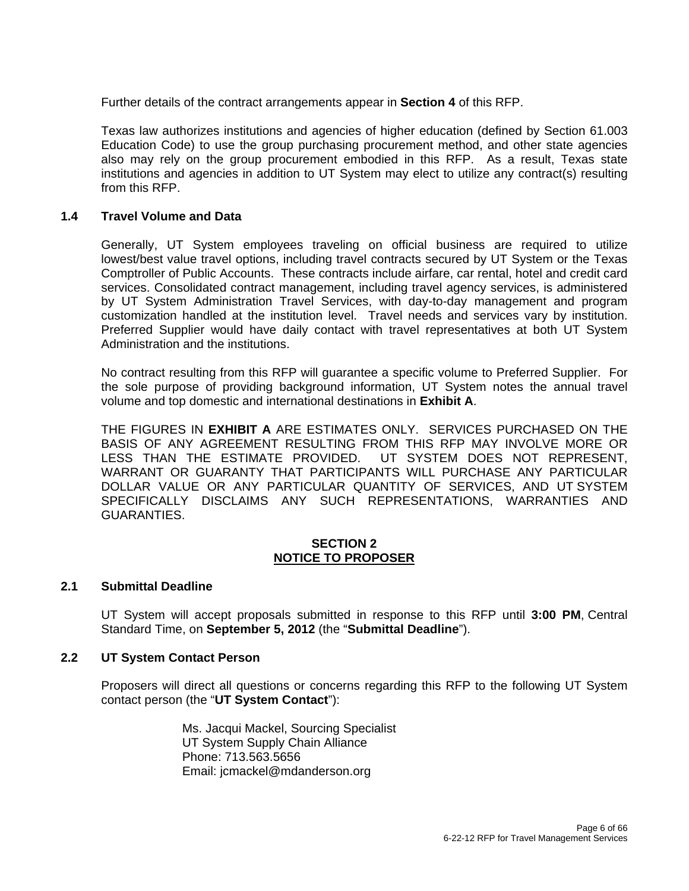Further details of the contract arrangements appear in **Section 4** of this RFP.

Texas law authorizes institutions and agencies of higher education (defined by Section 61.003 Education Code) to use the group purchasing procurement method, and other state agencies also may rely on the group procurement embodied in this RFP. As a result, Texas state institutions and agencies in addition to UT System may elect to utilize any contract(s) resulting from this RFP.

### 1.4 Travel Volume and Data

Generally, UT System employees traveling on official business are required to utilize lowest/best value travel options, including travel contracts secured by UT System or the Texas Comptroller of Public Accounts. These contracts include airfare, car rental, hotel and credit card services. Consolidated contract management, including travel agency services, is administered by UT System Administration Travel Services, with day-to-day management and program customization handled at the institution level. Travel needs and services vary by institution. Preferred Supplier would have daily contact with travel representatives at both UT System Administration and the institutions.

No contract resulting from this RFP will guarantee a specific volume to Preferred Supplier. For the sole purpose of providing background information, UT System notes the annual travel volume and top domestic and international destinations in **Exhibit A**.

THE FIGURES IN **EXHIBIT A** ARE ESTIMATES ONLY. SERVICES PURCHASED ON THE BASIS OF ANY AGREEMENT RESULTING FROM THIS RFP MAY INVOLVE MORE OR LESS THAN THE ESTIMATE PROVIDED. UT SYSTEM DOES NOT REPRESENT, WARRANT OR GUARANTY THAT PARTICIPANTS WILL PURCHASE ANY PARTICULAR DOLLAR VALUE OR ANY PARTICULAR QUANTITY OF SERVICES, AND UT SYSTEM SPECIFICALLY DISCLAIMS ANY SUCH REPRESENTATIONS, WARRANTIES AND GUARANTIES.

## SECTION 2
## NOTICE TO PROPOSER

### 2.1 Submittal Deadline

UT System will accept proposals submitted in response to this RFP until **3:00 PM**, Central Standard Time, on **September 5, 2012** (the "**Submittal Deadline**").

### 2.2 UT System Contact Person

Proposers will direct all questions or concerns regarding this RFP to the following UT System contact person (the "**UT System Contact**"):

Ms. Jacqui Mackel, Sourcing Specialist
UT System Supply Chain Alliance
Phone: 713.563.5656
Email: jcmackel@mdanderson.org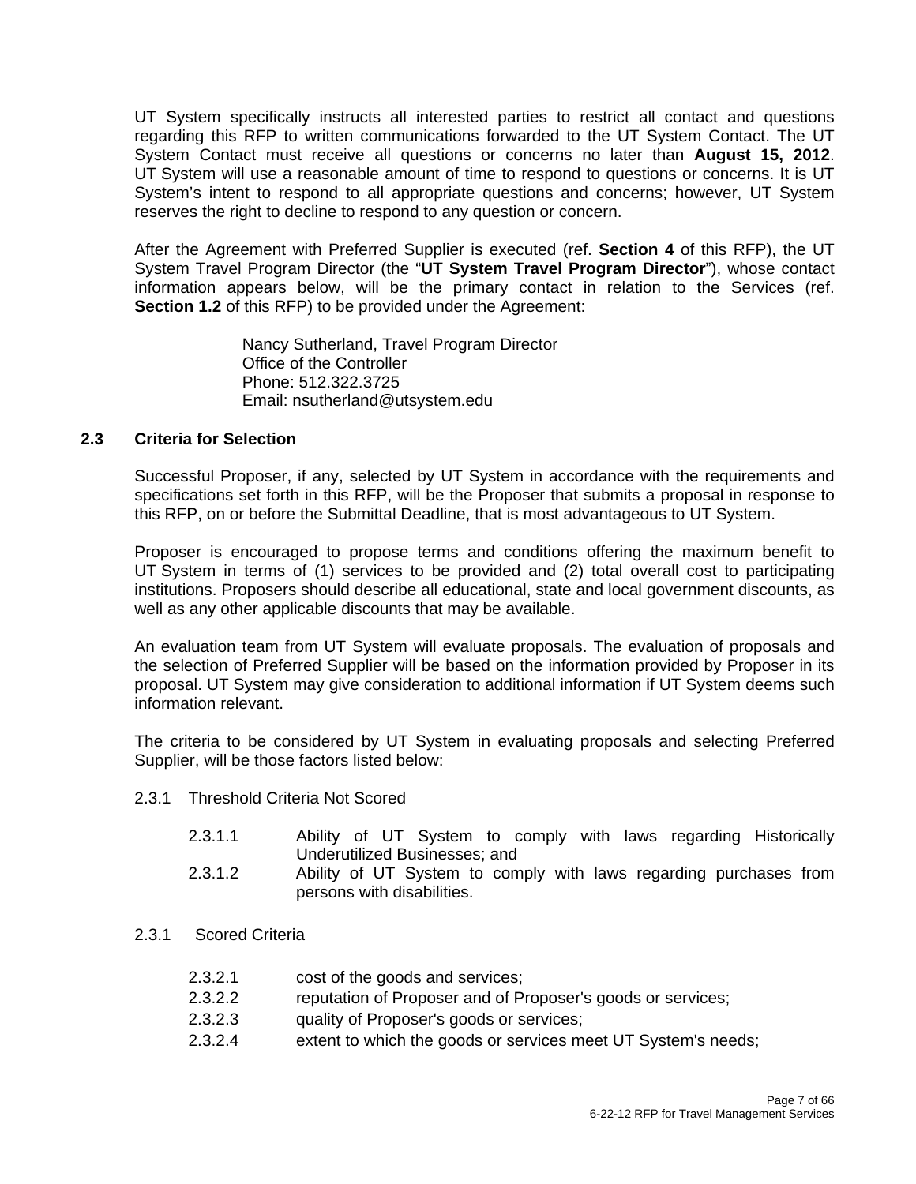UT System specifically instructs all interested parties to restrict all contact and questions regarding this RFP to written communications forwarded to the UT System Contact. The UT System Contact must receive all questions or concerns no later than **August 15, 2012**. UT System will use a reasonable amount of time to respond to questions or concerns. It is UT System's intent to respond to all appropriate questions and concerns; however, UT System reserves the right to decline to respond to any question or concern.

After the Agreement with Preferred Supplier is executed (ref. **Section 4** of this RFP), the UT System Travel Program Director (the "**UT System Travel Program Director**"), whose contact information appears below, will be the primary contact in relation to the Services (ref. **Section 1.2** of this RFP) to be provided under the Agreement:

Nancy Sutherland, Travel Program Director
Office of the Controller
Phone: 512.322.3725
Email: nsutherland@utsystem.edu

### 2.3 Criteria for Selection

Successful Proposer, if any, selected by UT System in accordance with the requirements and specifications set forth in this RFP, will be the Proposer that submits a proposal in response to this RFP, on or before the Submittal Deadline, that is most advantageous to UT System.

Proposer is encouraged to propose terms and conditions offering the maximum benefit to UT System in terms of (1) services to be provided and (2) total overall cost to participating institutions. Proposers should describe all educational, state and local government discounts, as well as any other applicable discounts that may be available.

An evaluation team from UT System will evaluate proposals. The evaluation of proposals and the selection of Preferred Supplier will be based on the information provided by Proposer in its proposal. UT System may give consideration to additional information if UT System deems such information relevant.

The criteria to be considered by UT System in evaluating proposals and selecting Preferred Supplier, will be those factors listed below:

2.3.1 Threshold Criteria Not Scored

- 2.3.1.1 Ability of UT System to comply with laws regarding Historically Underutilized Businesses; and
- 2.3.1.2 Ability of UT System to comply with laws regarding purchases from persons with disabilities.

2.3.1 Scored Criteria

- 2.3.2.1 cost of the goods and services;
- 2.3.2.2 reputation of Proposer and of Proposer's goods or services;
- 2.3.2.3 quality of Proposer's goods or services;
- 2.3.2.4 extent to which the goods or services meet UT System's needs;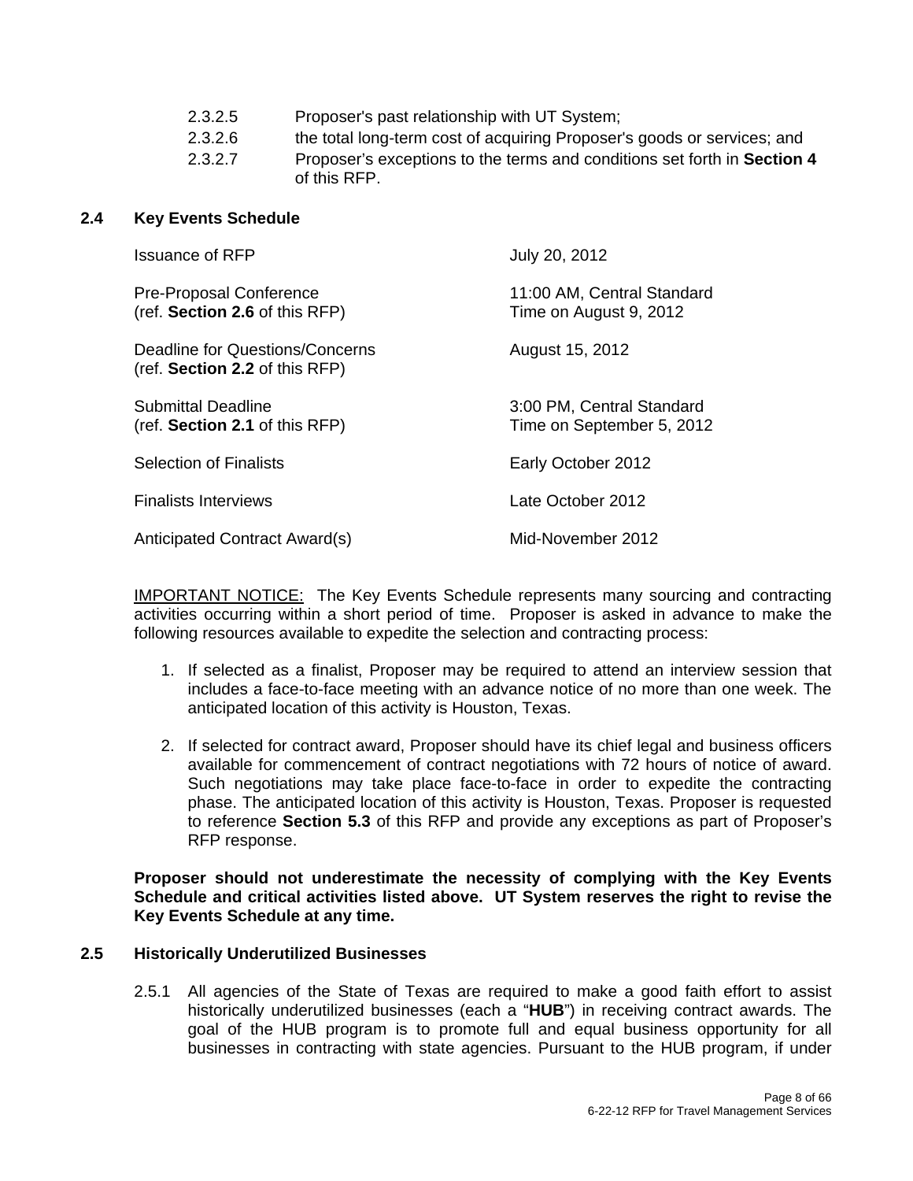2.3.2.5 Proposer's past relationship with UT System;

2.3.2.6 the total long-term cost of acquiring Proposer's goods or services; and

2.3.2.7 Proposer's exceptions to the terms and conditions set forth in **Section 4** of this RFP.

## 2.4 Key Events Schedule

| | |
|---|---|
| Issuance of RFP | July 20, 2012 |
| Pre-Proposal Conference (ref. **Section 2.6** of this RFP) | 11:00 AM, Central Standard Time on August 9, 2012 |
| Deadline for Questions/Concerns (ref. **Section 2.2** of this RFP) | August 15, 2012 |
| Submittal Deadline (ref. **Section 2.1** of this RFP) | 3:00 PM, Central Standard Time on September 5, 2012 |
| Selection of Finalists | Early October 2012 |
| Finalists Interviews | Late October 2012 |
| Anticipated Contract Award(s) | Mid-November 2012 |

<u>IMPORTANT NOTICE:</u> The Key Events Schedule represents many sourcing and contracting activities occurring within a short period of time. Proposer is asked in advance to make the following resources available to expedite the selection and contracting process:

1. If selected as a finalist, Proposer may be required to attend an interview session that includes a face-to-face meeting with an advance notice of no more than one week. The anticipated location of this activity is Houston, Texas.

2. If selected for contract award, Proposer should have its chief legal and business officers available for commencement of contract negotiations with 72 hours of notice of award. Such negotiations may take place face-to-face in order to expedite the contracting phase. The anticipated location of this activity is Houston, Texas. Proposer is requested to reference **Section 5.3** of this RFP and provide any exceptions as part of Proposer's RFP response.

**Proposer should not underestimate the necessity of complying with the Key Events Schedule and critical activities listed above. UT System reserves the right to revise the Key Events Schedule at any time.**

## 2.5 Historically Underutilized Businesses

2.5.1 All agencies of the State of Texas are required to make a good faith effort to assist historically underutilized businesses (each a "**HUB**") in receiving contract awards. The goal of the HUB program is to promote full and equal business opportunity for all businesses in contracting with state agencies. Pursuant to the HUB program, if under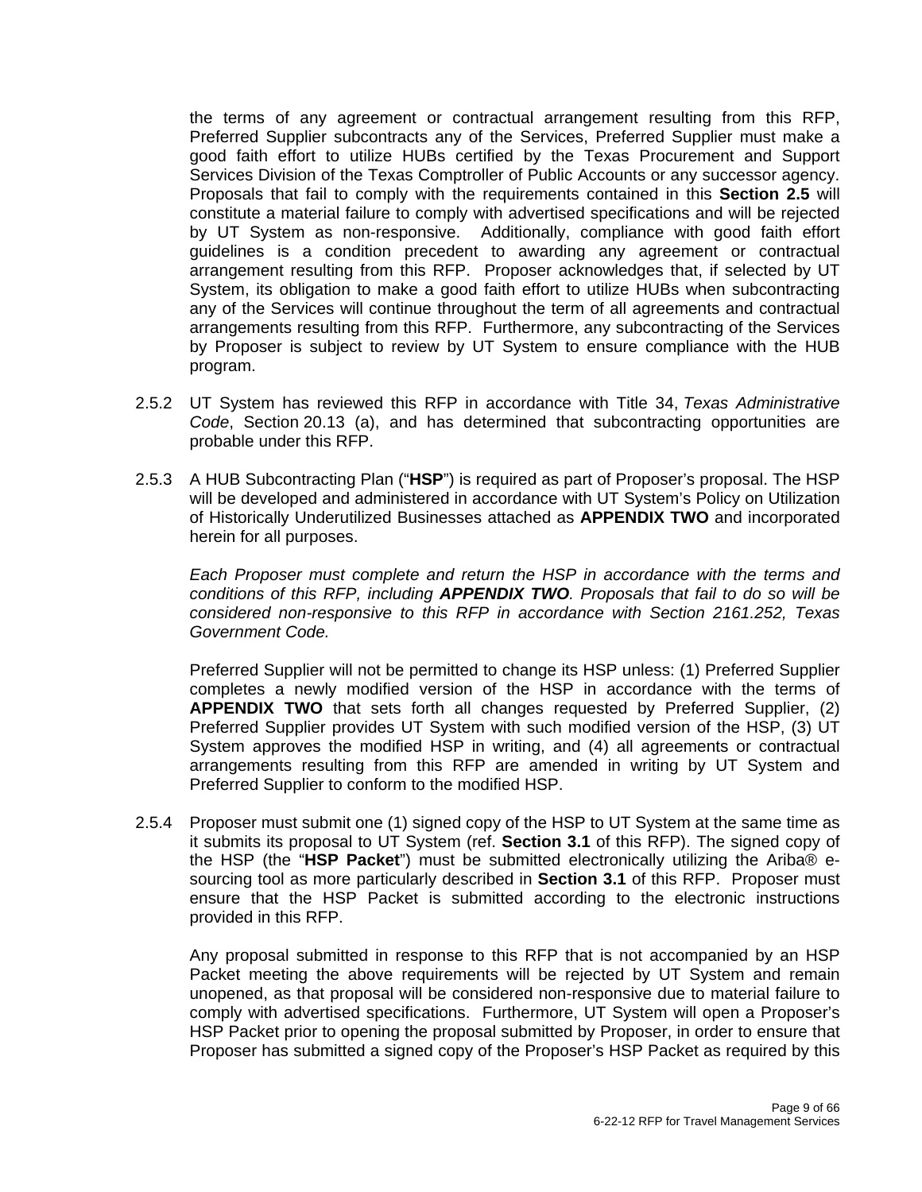the terms of any agreement or contractual arrangement resulting from this RFP, Preferred Supplier subcontracts any of the Services, Preferred Supplier must make a good faith effort to utilize HUBs certified by the Texas Procurement and Support Services Division of the Texas Comptroller of Public Accounts or any successor agency. Proposals that fail to comply with the requirements contained in this **Section 2.5** will constitute a material failure to comply with advertised specifications and will be rejected by UT System as non-responsive. Additionally, compliance with good faith effort guidelines is a condition precedent to awarding any agreement or contractual arrangement resulting from this RFP. Proposer acknowledges that, if selected by UT System, its obligation to make a good faith effort to utilize HUBs when subcontracting any of the Services will continue throughout the term of all agreements and contractual arrangements resulting from this RFP. Furthermore, any subcontracting of the Services by Proposer is subject to review by UT System to ensure compliance with the HUB program.

2.5.2 UT System has reviewed this RFP in accordance with Title 34, *Texas Administrative Code*, Section 20.13 (a), and has determined that subcontracting opportunities are probable under this RFP.

2.5.3 A HUB Subcontracting Plan ("**HSP**") is required as part of Proposer's proposal. The HSP will be developed and administered in accordance with UT System's Policy on Utilization of Historically Underutilized Businesses attached as **APPENDIX TWO** and incorporated herein for all purposes.

*Each Proposer must complete and return the HSP in accordance with the terms and conditions of this RFP, including **APPENDIX TWO**. Proposals that fail to do so will be considered non-responsive to this RFP in accordance with Section 2161.252, Texas Government Code.*

Preferred Supplier will not be permitted to change its HSP unless: (1) Preferred Supplier completes a newly modified version of the HSP in accordance with the terms of **APPENDIX TWO** that sets forth all changes requested by Preferred Supplier, (2) Preferred Supplier provides UT System with such modified version of the HSP, (3) UT System approves the modified HSP in writing, and (4) all agreements or contractual arrangements resulting from this RFP are amended in writing by UT System and Preferred Supplier to conform to the modified HSP.

2.5.4 Proposer must submit one (1) signed copy of the HSP to UT System at the same time as it submits its proposal to UT System (ref. **Section 3.1** of this RFP). The signed copy of the HSP (the "**HSP Packet**") must be submitted electronically utilizing the Ariba® e-sourcing tool as more particularly described in **Section 3.1** of this RFP. Proposer must ensure that the HSP Packet is submitted according to the electronic instructions provided in this RFP.

Any proposal submitted in response to this RFP that is not accompanied by an HSP Packet meeting the above requirements will be rejected by UT System and remain unopened, as that proposal will be considered non-responsive due to material failure to comply with advertised specifications. Furthermore, UT System will open a Proposer's HSP Packet prior to opening the proposal submitted by Proposer, in order to ensure that Proposer has submitted a signed copy of the Proposer's HSP Packet as required by this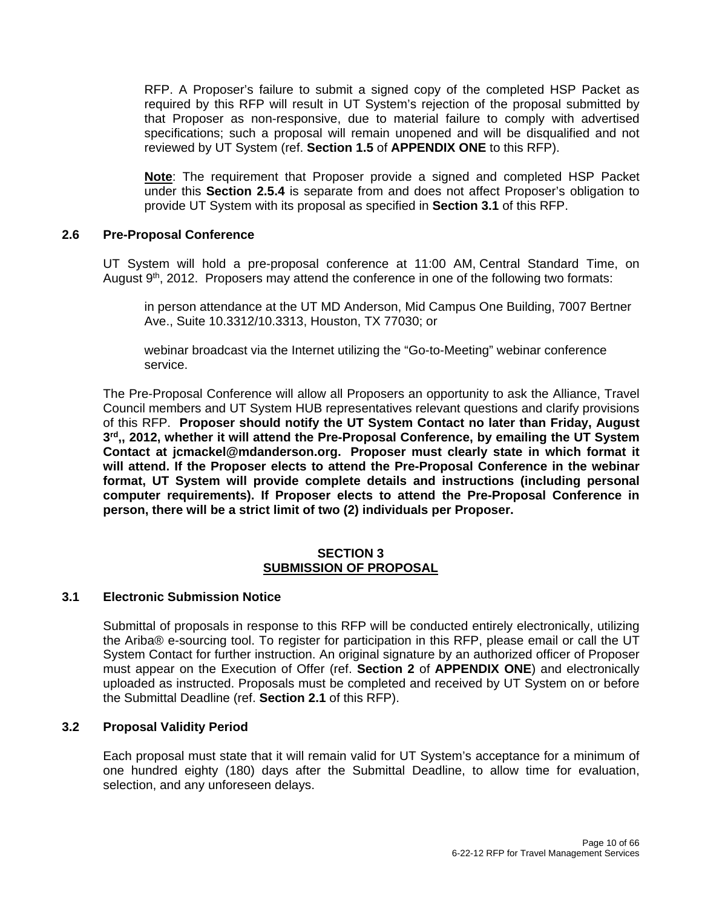RFP. A Proposer's failure to submit a signed copy of the completed HSP Packet as required by this RFP will result in UT System's rejection of the proposal submitted by that Proposer as non-responsive, due to material failure to comply with advertised specifications; such a proposal will remain unopened and will be disqualified and not reviewed by UT System (ref. **Section 1.5** of **APPENDIX ONE** to this RFP).

**Note**: The requirement that Proposer provide a signed and completed HSP Packet under this **Section 2.5.4** is separate from and does not affect Proposer's obligation to provide UT System with its proposal as specified in **Section 3.1** of this RFP.

### 2.6 Pre-Proposal Conference

UT System will hold a pre-proposal conference at 11:00 AM, Central Standard Time, on August 9th, 2012. Proposers may attend the conference in one of the following two formats:

in person attendance at the UT MD Anderson, Mid Campus One Building, 7007 Bertner Ave., Suite 10.3312/10.3313, Houston, TX 77030; or

webinar broadcast via the Internet utilizing the "Go-to-Meeting" webinar conference service.

The Pre-Proposal Conference will allow all Proposers an opportunity to ask the Alliance, Travel Council members and UT System HUB representatives relevant questions and clarify provisions of this RFP. **Proposer should notify the UT System Contact no later than Friday, August 3rd,, 2012, whether it will attend the Pre-Proposal Conference, by emailing the UT System Contact at jcmackel@mdanderson.org. Proposer must clearly state in which format it will attend. If the Proposer elects to attend the Pre-Proposal Conference in the webinar format, UT System will provide complete details and instructions (including personal computer requirements). If Proposer elects to attend the Pre-Proposal Conference in person, there will be a strict limit of two (2) individuals per Proposer.**

## SECTION 3
## SUBMISSION OF PROPOSAL

### 3.1 Electronic Submission Notice

Submittal of proposals in response to this RFP will be conducted entirely electronically, utilizing the Ariba® e-sourcing tool. To register for participation in this RFP, please email or call the UT System Contact for further instruction. An original signature by an authorized officer of Proposer must appear on the Execution of Offer (ref. **Section 2** of **APPENDIX ONE**) and electronically uploaded as instructed. Proposals must be completed and received by UT System on or before the Submittal Deadline (ref. **Section 2.1** of this RFP).

### 3.2 Proposal Validity Period

Each proposal must state that it will remain valid for UT System's acceptance for a minimum of one hundred eighty (180) days after the Submittal Deadline, to allow time for evaluation, selection, and any unforeseen delays.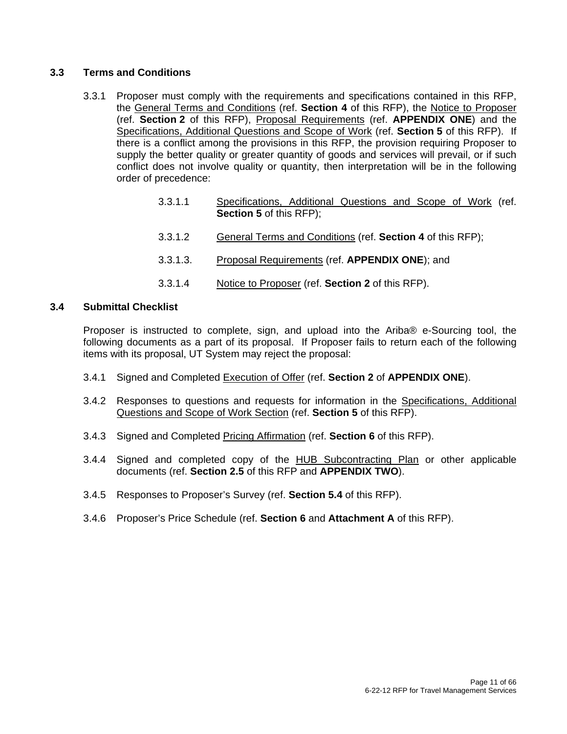### 3.3 Terms and Conditions

3.3.1 Proposer must comply with the requirements and specifications contained in this RFP, the General Terms and Conditions (ref. **Section 4** of this RFP), the Notice to Proposer (ref. **Section 2** of this RFP), Proposal Requirements (ref. **APPENDIX ONE**) and the Specifications, Additional Questions and Scope of Work (ref. **Section 5** of this RFP). If there is a conflict among the provisions in this RFP, the provision requiring Proposer to supply the better quality or greater quantity of goods and services will prevail, or if such conflict does not involve quality or quantity, then interpretation will be in the following order of precedence:

3.3.1.1 Specifications, Additional Questions and Scope of Work (ref. **Section 5** of this RFP);

3.3.1.2 General Terms and Conditions (ref. **Section 4** of this RFP);

3.3.1.3. Proposal Requirements (ref. **APPENDIX ONE**); and

3.3.1.4 Notice to Proposer (ref. **Section 2** of this RFP).

### 3.4 Submittal Checklist

Proposer is instructed to complete, sign, and upload into the Ariba® e-Sourcing tool, the following documents as a part of its proposal. If Proposer fails to return each of the following items with its proposal, UT System may reject the proposal:

3.4.1 Signed and Completed Execution of Offer (ref. **Section 2** of **APPENDIX ONE**).

3.4.2 Responses to questions and requests for information in the Specifications, Additional Questions and Scope of Work Section (ref. **Section 5** of this RFP).

3.4.3 Signed and Completed Pricing Affirmation (ref. **Section 6** of this RFP).

3.4.4 Signed and completed copy of the HUB Subcontracting Plan or other applicable documents (ref. **Section 2.5** of this RFP and **APPENDIX TWO**).

3.4.5 Responses to Proposer's Survey (ref. **Section 5.4** of this RFP).

3.4.6 Proposer's Price Schedule (ref. **Section 6** and **Attachment A** of this RFP).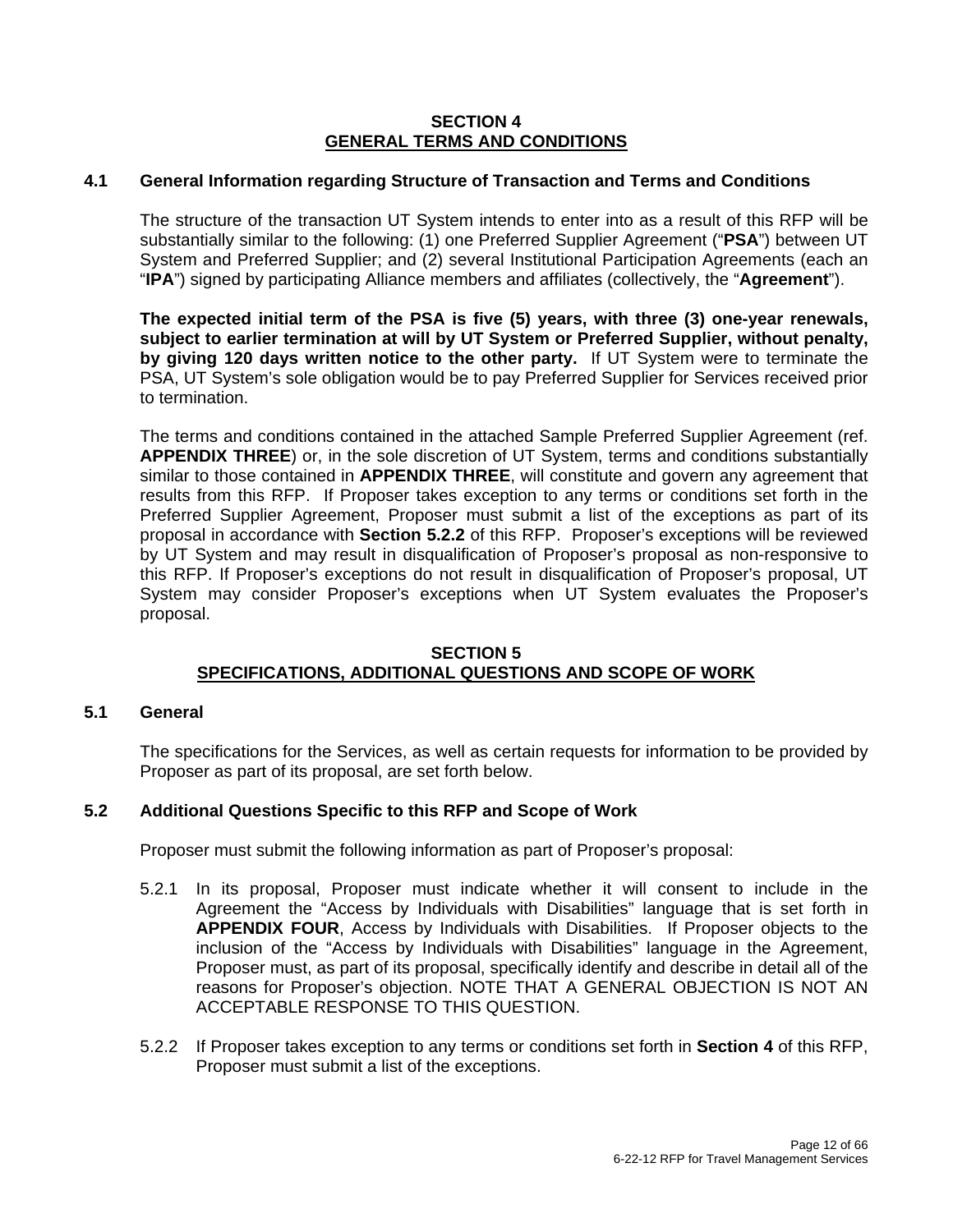## SECTION 4
## GENERAL TERMS AND CONDITIONS

### 4.1 General Information regarding Structure of Transaction and Terms and Conditions

The structure of the transaction UT System intends to enter into as a result of this RFP will be substantially similar to the following: (1) one Preferred Supplier Agreement ("**PSA**") between UT System and Preferred Supplier; and (2) several Institutional Participation Agreements (each an "**IPA**") signed by participating Alliance members and affiliates (collectively, the "**Agreement**").

**The expected initial term of the PSA is five (5) years, with three (3) one-year renewals, subject to earlier termination at will by UT System or Preferred Supplier, without penalty, by giving 120 days written notice to the other party.** If UT System were to terminate the PSA, UT System's sole obligation would be to pay Preferred Supplier for Services received prior to termination.

The terms and conditions contained in the attached Sample Preferred Supplier Agreement (ref. **APPENDIX THREE**) or, in the sole discretion of UT System, terms and conditions substantially similar to those contained in **APPENDIX THREE**, will constitute and govern any agreement that results from this RFP. If Proposer takes exception to any terms or conditions set forth in the Preferred Supplier Agreement, Proposer must submit a list of the exceptions as part of its proposal in accordance with **Section 5.2.2** of this RFP. Proposer's exceptions will be reviewed by UT System and may result in disqualification of Proposer's proposal as non-responsive to this RFP. If Proposer's exceptions do not result in disqualification of Proposer's proposal, UT System may consider Proposer's exceptions when UT System evaluates the Proposer's proposal.

## SECTION 5
## SPECIFICATIONS, ADDITIONAL QUESTIONS AND SCOPE OF WORK

### 5.1 General

The specifications for the Services, as well as certain requests for information to be provided by Proposer as part of its proposal, are set forth below.

### 5.2 Additional Questions Specific to this RFP and Scope of Work

Proposer must submit the following information as part of Proposer's proposal:

5.2.1 In its proposal, Proposer must indicate whether it will consent to include in the Agreement the "Access by Individuals with Disabilities" language that is set forth in **APPENDIX FOUR**, Access by Individuals with Disabilities. If Proposer objects to the inclusion of the "Access by Individuals with Disabilities" language in the Agreement, Proposer must, as part of its proposal, specifically identify and describe in detail all of the reasons for Proposer's objection. NOTE THAT A GENERAL OBJECTION IS NOT AN ACCEPTABLE RESPONSE TO THIS QUESTION.

5.2.2 If Proposer takes exception to any terms or conditions set forth in **Section 4** of this RFP, Proposer must submit a list of the exceptions.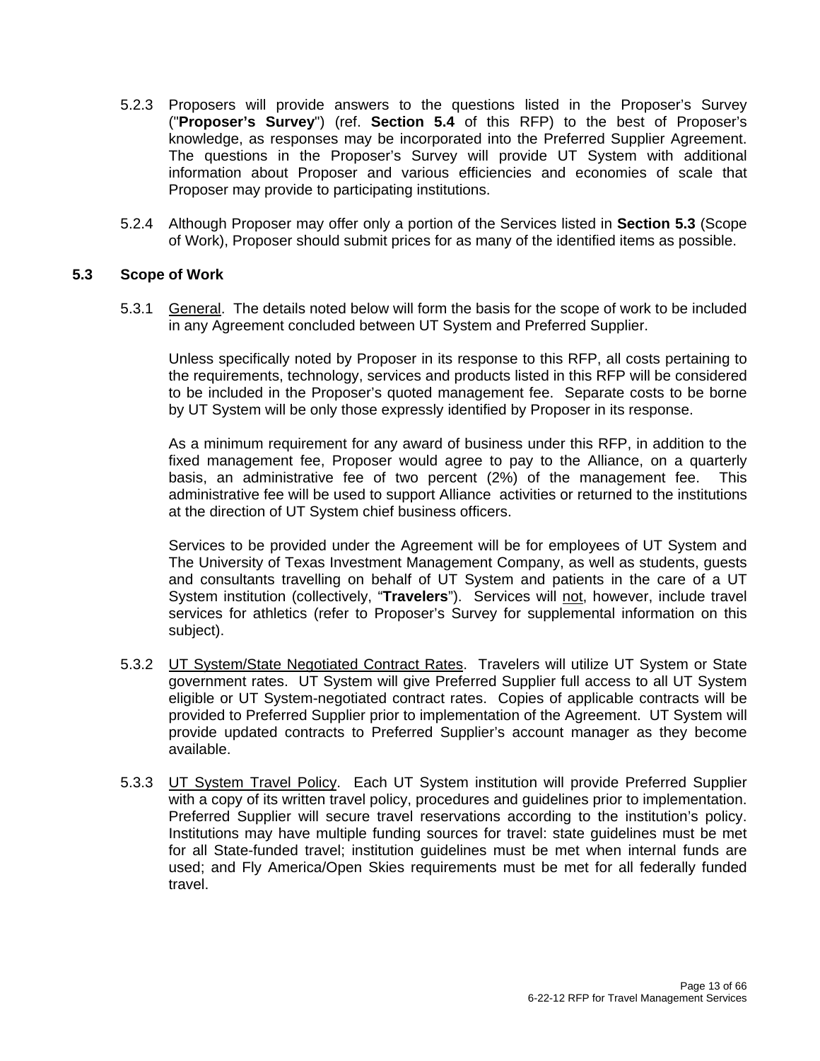5.2.3 Proposers will provide answers to the questions listed in the Proposer's Survey ("**Proposer's Survey**") (ref. **Section 5.4** of this RFP) to the best of Proposer's knowledge, as responses may be incorporated into the Preferred Supplier Agreement. The questions in the Proposer's Survey will provide UT System with additional information about Proposer and various efficiencies and economies of scale that Proposer may provide to participating institutions.

5.2.4 Although Proposer may offer only a portion of the Services listed in **Section 5.3** (Scope of Work), Proposer should submit prices for as many of the identified items as possible.

### 5.3 Scope of Work

5.3.1 General. The details noted below will form the basis for the scope of work to be included in any Agreement concluded between UT System and Preferred Supplier.

Unless specifically noted by Proposer in its response to this RFP, all costs pertaining to the requirements, technology, services and products listed in this RFP will be considered to be included in the Proposer's quoted management fee. Separate costs to be borne by UT System will be only those expressly identified by Proposer in its response.

As a minimum requirement for any award of business under this RFP, in addition to the fixed management fee, Proposer would agree to pay to the Alliance, on a quarterly basis, an administrative fee of two percent (2%) of the management fee. This administrative fee will be used to support Alliance activities or returned to the institutions at the direction of UT System chief business officers.

Services to be provided under the Agreement will be for employees of UT System and The University of Texas Investment Management Company, as well as students, guests and consultants travelling on behalf of UT System and patients in the care of a UT System institution (collectively, "**Travelers**"). Services will not, however, include travel services for athletics (refer to Proposer's Survey for supplemental information on this subject).

5.3.2 UT System/State Negotiated Contract Rates. Travelers will utilize UT System or State government rates. UT System will give Preferred Supplier full access to all UT System eligible or UT System-negotiated contract rates. Copies of applicable contracts will be provided to Preferred Supplier prior to implementation of the Agreement. UT System will provide updated contracts to Preferred Supplier's account manager as they become available.

5.3.3 UT System Travel Policy. Each UT System institution will provide Preferred Supplier with a copy of its written travel policy, procedures and guidelines prior to implementation. Preferred Supplier will secure travel reservations according to the institution's policy. Institutions may have multiple funding sources for travel: state guidelines must be met for all State-funded travel; institution guidelines must be met when internal funds are used; and Fly America/Open Skies requirements must be met for all federally funded travel.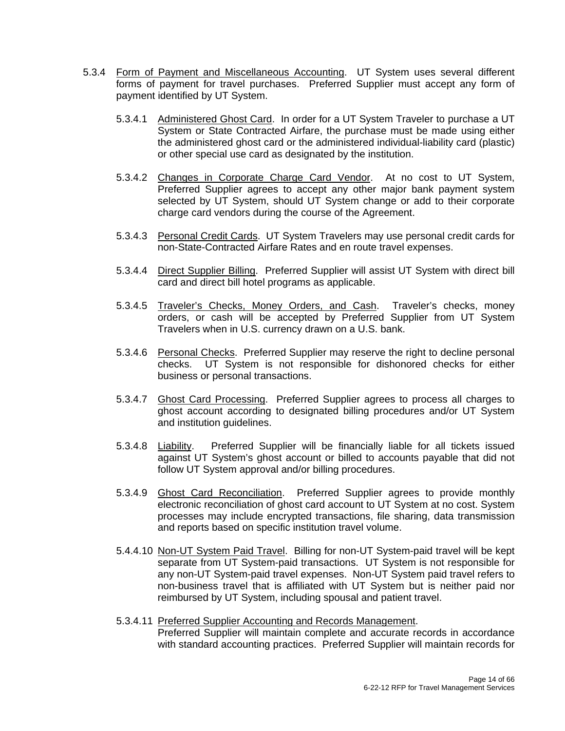5.3.4 Form of Payment and Miscellaneous Accounting. UT System uses several different forms of payment for travel purchases. Preferred Supplier must accept any form of payment identified by UT System.

5.3.4.1 Administered Ghost Card. In order for a UT System Traveler to purchase a UT System or State Contracted Airfare, the purchase must be made using either the administered ghost card or the administered individual-liability card (plastic) or other special use card as designated by the institution.

5.3.4.2 Changes in Corporate Charge Card Vendor. At no cost to UT System, Preferred Supplier agrees to accept any other major bank payment system selected by UT System, should UT System change or add to their corporate charge card vendors during the course of the Agreement.

5.3.4.3 Personal Credit Cards. UT System Travelers may use personal credit cards for non-State-Contracted Airfare Rates and en route travel expenses.

5.3.4.4 Direct Supplier Billing. Preferred Supplier will assist UT System with direct bill card and direct bill hotel programs as applicable.

5.3.4.5 Traveler's Checks, Money Orders, and Cash. Traveler's checks, money orders, or cash will be accepted by Preferred Supplier from UT System Travelers when in U.S. currency drawn on a U.S. bank.

5.3.4.6 Personal Checks. Preferred Supplier may reserve the right to decline personal checks. UT System is not responsible for dishonored checks for either business or personal transactions.

5.3.4.7 Ghost Card Processing. Preferred Supplier agrees to process all charges to ghost account according to designated billing procedures and/or UT System and institution guidelines.

5.3.4.8 Liability. Preferred Supplier will be financially liable for all tickets issued against UT System's ghost account or billed to accounts payable that did not follow UT System approval and/or billing procedures.

5.3.4.9 Ghost Card Reconciliation. Preferred Supplier agrees to provide monthly electronic reconciliation of ghost card account to UT System at no cost. System processes may include encrypted transactions, file sharing, data transmission and reports based on specific institution travel volume.

5.4.4.10 Non-UT System Paid Travel. Billing for non-UT System-paid travel will be kept separate from UT System-paid transactions. UT System is not responsible for any non-UT System-paid travel expenses. Non-UT System paid travel refers to non-business travel that is affiliated with UT System but is neither paid nor reimbursed by UT System, including spousal and patient travel.

5.3.4.11 Preferred Supplier Accounting and Records Management. Preferred Supplier will maintain complete and accurate records in accordance with standard accounting practices. Preferred Supplier will maintain records for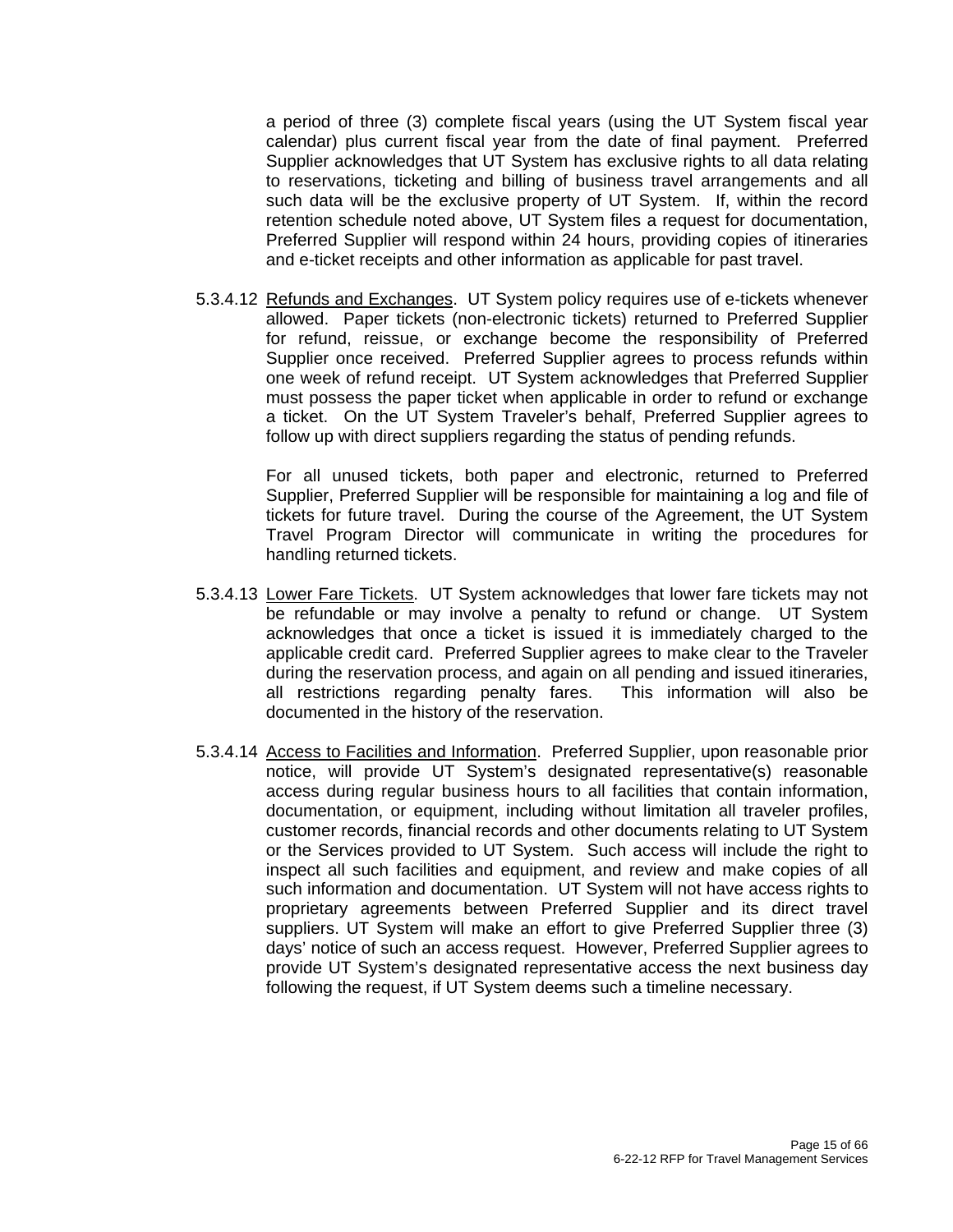a period of three (3) complete fiscal years (using the UT System fiscal year calendar) plus current fiscal year from the date of final payment. Preferred Supplier acknowledges that UT System has exclusive rights to all data relating to reservations, ticketing and billing of business travel arrangements and all such data will be the exclusive property of UT System. If, within the record retention schedule noted above, UT System files a request for documentation, Preferred Supplier will respond within 24 hours, providing copies of itineraries and e-ticket receipts and other information as applicable for past travel.

5.3.4.12 <u>Refunds and Exchanges</u>. UT System policy requires use of e-tickets whenever allowed. Paper tickets (non-electronic tickets) returned to Preferred Supplier for refund, reissue, or exchange become the responsibility of Preferred Supplier once received. Preferred Supplier agrees to process refunds within one week of refund receipt. UT System acknowledges that Preferred Supplier must possess the paper ticket when applicable in order to refund or exchange a ticket. On the UT System Traveler's behalf, Preferred Supplier agrees to follow up with direct suppliers regarding the status of pending refunds.

For all unused tickets, both paper and electronic, returned to Preferred Supplier, Preferred Supplier will be responsible for maintaining a log and file of tickets for future travel. During the course of the Agreement, the UT System Travel Program Director will communicate in writing the procedures for handling returned tickets.

5.3.4.13 <u>Lower Fare Tickets</u>. UT System acknowledges that lower fare tickets may not be refundable or may involve a penalty to refund or change. UT System acknowledges that once a ticket is issued it is immediately charged to the applicable credit card. Preferred Supplier agrees to make clear to the Traveler during the reservation process, and again on all pending and issued itineraries, all restrictions regarding penalty fares. This information will also be documented in the history of the reservation.

5.3.4.14 <u>Access to Facilities and Information</u>. Preferred Supplier, upon reasonable prior notice, will provide UT System's designated representative(s) reasonable access during regular business hours to all facilities that contain information, documentation, or equipment, including without limitation all traveler profiles, customer records, financial records and other documents relating to UT System or the Services provided to UT System. Such access will include the right to inspect all such facilities and equipment, and review and make copies of all such information and documentation. UT System will not have access rights to proprietary agreements between Preferred Supplier and its direct travel suppliers. UT System will make an effort to give Preferred Supplier three (3) days' notice of such an access request. However, Preferred Supplier agrees to provide UT System's designated representative access the next business day following the request, if UT System deems such a timeline necessary.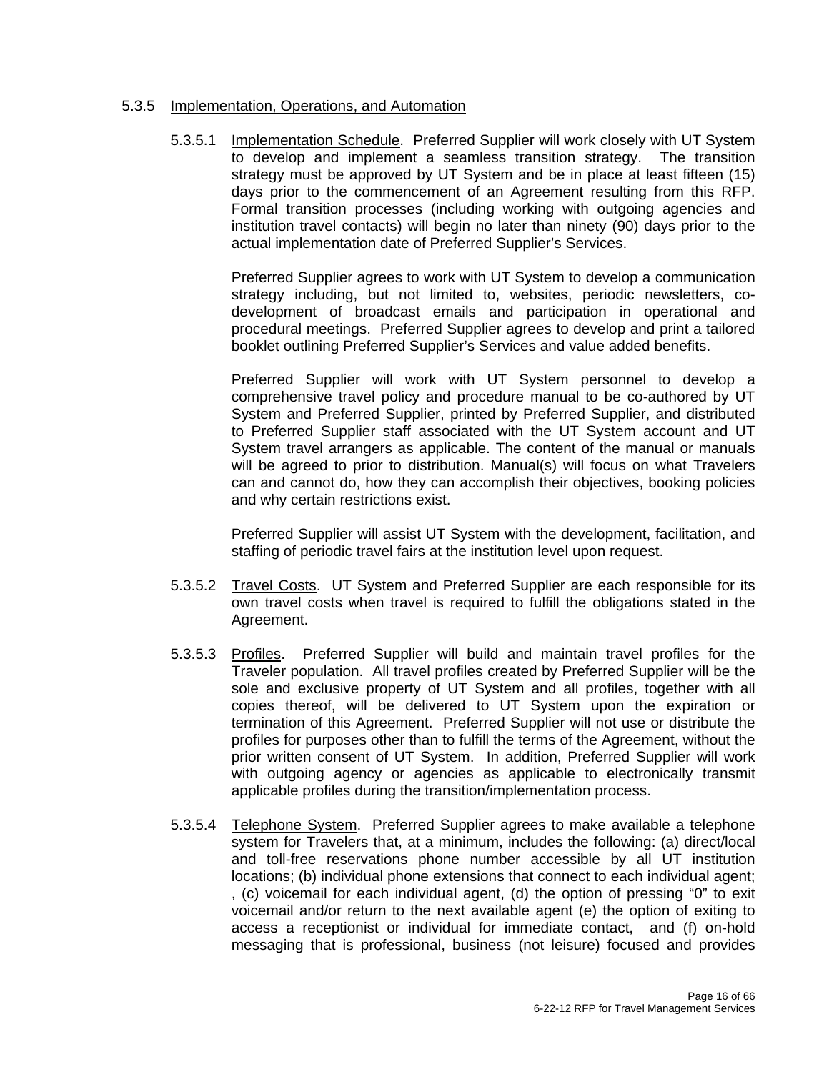5.3.5 Implementation, Operations, and Automation

5.3.5.1 Implementation Schedule. Preferred Supplier will work closely with UT System to develop and implement a seamless transition strategy. The transition strategy must be approved by UT System and be in place at least fifteen (15) days prior to the commencement of an Agreement resulting from this RFP. Formal transition processes (including working with outgoing agencies and institution travel contacts) will begin no later than ninety (90) days prior to the actual implementation date of Preferred Supplier's Services.

Preferred Supplier agrees to work with UT System to develop a communication strategy including, but not limited to, websites, periodic newsletters, co-development of broadcast emails and participation in operational and procedural meetings. Preferred Supplier agrees to develop and print a tailored booklet outlining Preferred Supplier's Services and value added benefits.

Preferred Supplier will work with UT System personnel to develop a comprehensive travel policy and procedure manual to be co-authored by UT System and Preferred Supplier, printed by Preferred Supplier, and distributed to Preferred Supplier staff associated with the UT System account and UT System travel arrangers as applicable. The content of the manual or manuals will be agreed to prior to distribution. Manual(s) will focus on what Travelers can and cannot do, how they can accomplish their objectives, booking policies and why certain restrictions exist.

Preferred Supplier will assist UT System with the development, facilitation, and staffing of periodic travel fairs at the institution level upon request.

5.3.5.2 Travel Costs. UT System and Preferred Supplier are each responsible for its own travel costs when travel is required to fulfill the obligations stated in the Agreement.

5.3.5.3 Profiles. Preferred Supplier will build and maintain travel profiles for the Traveler population. All travel profiles created by Preferred Supplier will be the sole and exclusive property of UT System and all profiles, together with all copies thereof, will be delivered to UT System upon the expiration or termination of this Agreement. Preferred Supplier will not use or distribute the profiles for purposes other than to fulfill the terms of the Agreement, without the prior written consent of UT System. In addition, Preferred Supplier will work with outgoing agency or agencies as applicable to electronically transmit applicable profiles during the transition/implementation process.

5.3.5.4 Telephone System. Preferred Supplier agrees to make available a telephone system for Travelers that, at a minimum, includes the following: (a) direct/local and toll-free reservations phone number accessible by all UT institution locations; (b) individual phone extensions that connect to each individual agent; , (c) voicemail for each individual agent, (d) the option of pressing "0" to exit voicemail and/or return to the next available agent (e) the option of exiting to access a receptionist or individual for immediate contact, and (f) on-hold messaging that is professional, business (not leisure) focused and provides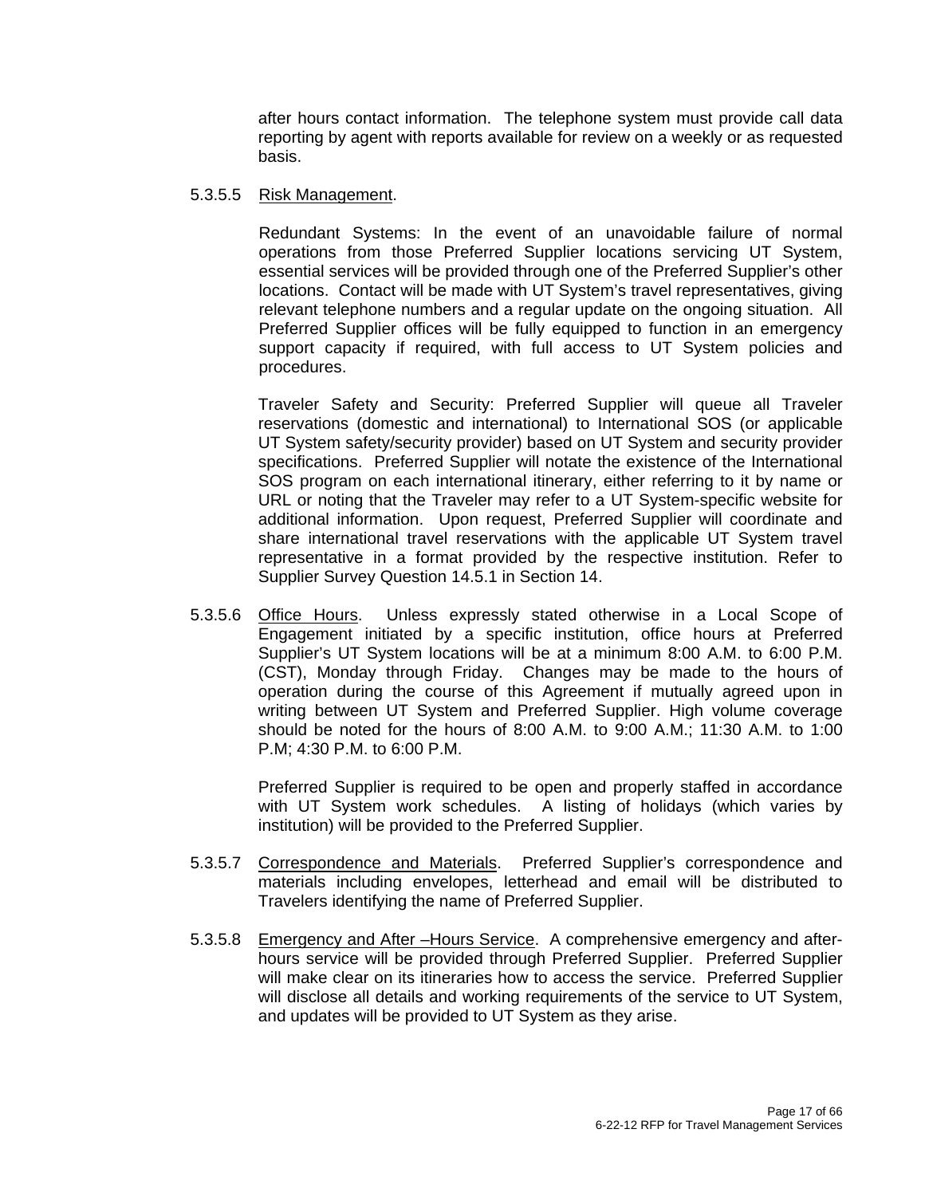after hours contact information. The telephone system must provide call data reporting by agent with reports available for review on a weekly or as requested basis.

5.3.5.5 Risk Management.

Redundant Systems: In the event of an unavoidable failure of normal operations from those Preferred Supplier locations servicing UT System, essential services will be provided through one of the Preferred Supplier's other locations. Contact will be made with UT System's travel representatives, giving relevant telephone numbers and a regular update on the ongoing situation. All Preferred Supplier offices will be fully equipped to function in an emergency support capacity if required, with full access to UT System policies and procedures.

Traveler Safety and Security: Preferred Supplier will queue all Traveler reservations (domestic and international) to International SOS (or applicable UT System safety/security provider) based on UT System and security provider specifications. Preferred Supplier will notate the existence of the International SOS program on each international itinerary, either referring to it by name or URL or noting that the Traveler may refer to a UT System-specific website for additional information. Upon request, Preferred Supplier will coordinate and share international travel reservations with the applicable UT System travel representative in a format provided by the respective institution. Refer to Supplier Survey Question 14.5.1 in Section 14.

5.3.5.6 Office Hours. Unless expressly stated otherwise in a Local Scope of Engagement initiated by a specific institution, office hours at Preferred Supplier's UT System locations will be at a minimum 8:00 A.M. to 6:00 P.M. (CST), Monday through Friday. Changes may be made to the hours of operation during the course of this Agreement if mutually agreed upon in writing between UT System and Preferred Supplier. High volume coverage should be noted for the hours of 8:00 A.M. to 9:00 A.M.; 11:30 A.M. to 1:00 P.M; 4:30 P.M. to 6:00 P.M.

Preferred Supplier is required to be open and properly staffed in accordance with UT System work schedules. A listing of holidays (which varies by institution) will be provided to the Preferred Supplier.

5.3.5.7 Correspondence and Materials. Preferred Supplier's correspondence and materials including envelopes, letterhead and email will be distributed to Travelers identifying the name of Preferred Supplier.

5.3.5.8 Emergency and After –Hours Service. A comprehensive emergency and after-hours service will be provided through Preferred Supplier. Preferred Supplier will make clear on its itineraries how to access the service. Preferred Supplier will disclose all details and working requirements of the service to UT System, and updates will be provided to UT System as they arise.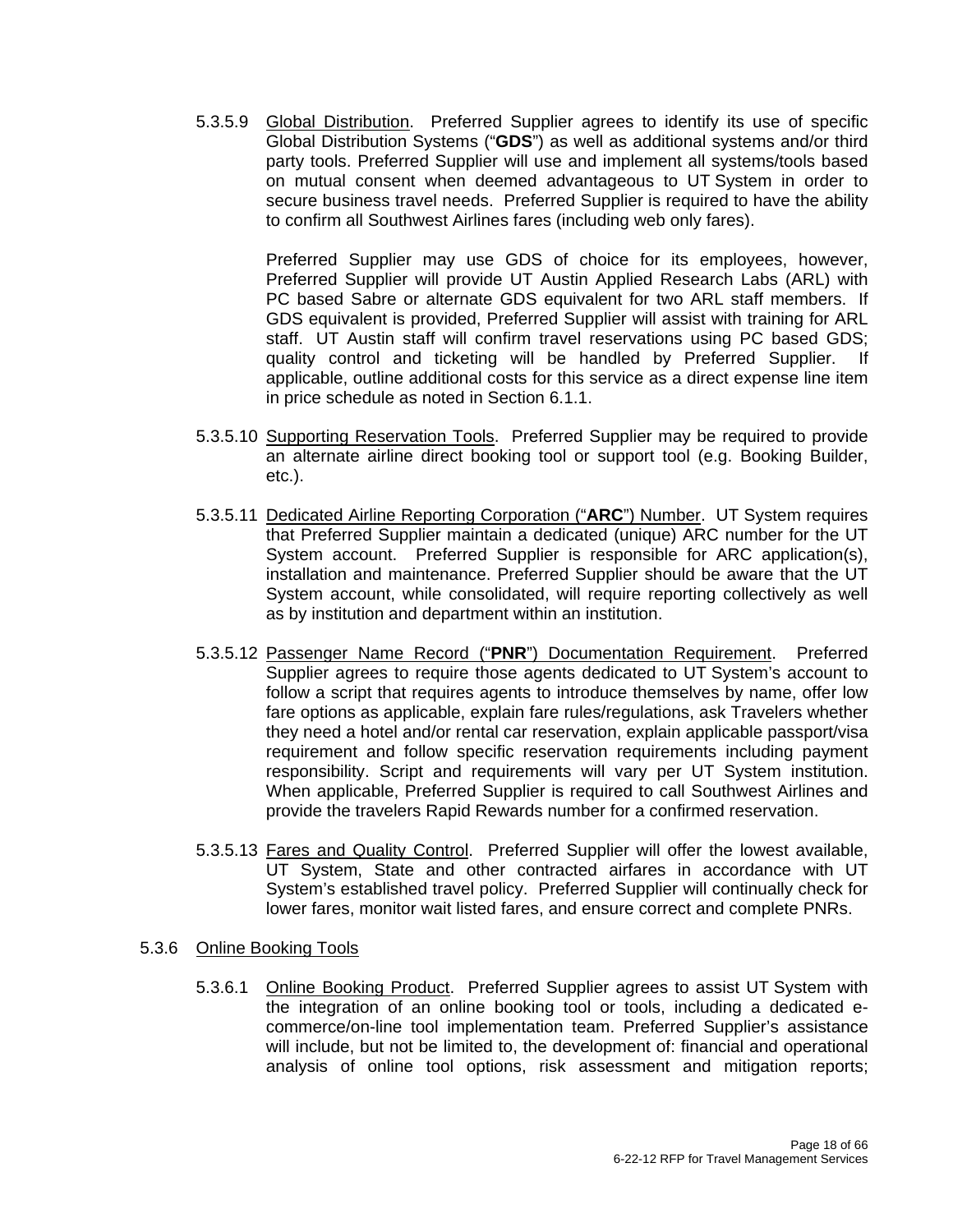5.3.5.9 Global Distribution. Preferred Supplier agrees to identify its use of specific Global Distribution Systems ("**GDS**") as well as additional systems and/or third party tools. Preferred Supplier will use and implement all systems/tools based on mutual consent when deemed advantageous to UT System in order to secure business travel needs. Preferred Supplier is required to have the ability to confirm all Southwest Airlines fares (including web only fares).

Preferred Supplier may use GDS of choice for its employees, however, Preferred Supplier will provide UT Austin Applied Research Labs (ARL) with PC based Sabre or alternate GDS equivalent for two ARL staff members. If GDS equivalent is provided, Preferred Supplier will assist with training for ARL staff. UT Austin staff will confirm travel reservations using PC based GDS; quality control and ticketing will be handled by Preferred Supplier. If applicable, outline additional costs for this service as a direct expense line item in price schedule as noted in Section 6.1.1.

5.3.5.10 Supporting Reservation Tools. Preferred Supplier may be required to provide an alternate airline direct booking tool or support tool (e.g. Booking Builder, etc.).

5.3.5.11 Dedicated Airline Reporting Corporation ("**ARC**") Number. UT System requires that Preferred Supplier maintain a dedicated (unique) ARC number for the UT System account. Preferred Supplier is responsible for ARC application(s), installation and maintenance. Preferred Supplier should be aware that the UT System account, while consolidated, will require reporting collectively as well as by institution and department within an institution.

5.3.5.12 Passenger Name Record ("**PNR**") Documentation Requirement. Preferred Supplier agrees to require those agents dedicated to UT System's account to follow a script that requires agents to introduce themselves by name, offer low fare options as applicable, explain fare rules/regulations, ask Travelers whether they need a hotel and/or rental car reservation, explain applicable passport/visa requirement and follow specific reservation requirements including payment responsibility. Script and requirements will vary per UT System institution. When applicable, Preferred Supplier is required to call Southwest Airlines and provide the travelers Rapid Rewards number for a confirmed reservation.

5.3.5.13 Fares and Quality Control. Preferred Supplier will offer the lowest available, UT System, State and other contracted airfares in accordance with UT System's established travel policy. Preferred Supplier will continually check for lower fares, monitor wait listed fares, and ensure correct and complete PNRs.

5.3.6 Online Booking Tools

5.3.6.1 Online Booking Product. Preferred Supplier agrees to assist UT System with the integration of an online booking tool or tools, including a dedicated e-commerce/on-line tool implementation team. Preferred Supplier's assistance will include, but not be limited to, the development of: financial and operational analysis of online tool options, risk assessment and mitigation reports;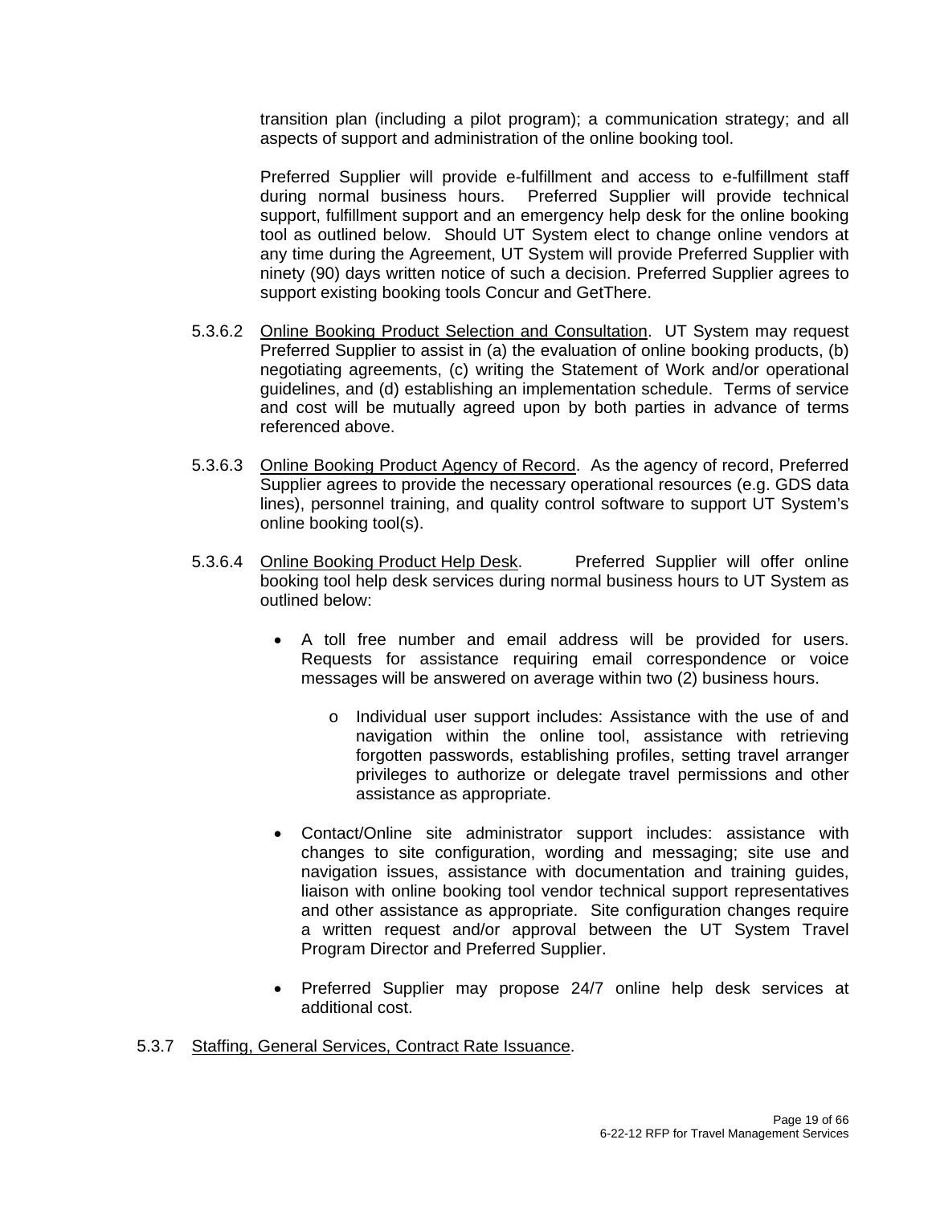transition plan (including a pilot program); a communication strategy; and all aspects of support and administration of the online booking tool.

Preferred Supplier will provide e-fulfillment and access to e-fulfillment staff during normal business hours. Preferred Supplier will provide technical support, fulfillment support and an emergency help desk for the online booking tool as outlined below. Should UT System elect to change online vendors at any time during the Agreement, UT System will provide Preferred Supplier with ninety (90) days written notice of such a decision. Preferred Supplier agrees to support existing booking tools Concur and GetThere.

5.3.6.2 Online Booking Product Selection and Consultation. UT System may request Preferred Supplier to assist in (a) the evaluation of online booking products, (b) negotiating agreements, (c) writing the Statement of Work and/or operational guidelines, and (d) establishing an implementation schedule. Terms of service and cost will be mutually agreed upon by both parties in advance of terms referenced above.

5.3.6.3 Online Booking Product Agency of Record. As the agency of record, Preferred Supplier agrees to provide the necessary operational resources (e.g. GDS data lines), personnel training, and quality control software to support UT System's online booking tool(s).

5.3.6.4 Online Booking Product Help Desk. Preferred Supplier will offer online booking tool help desk services during normal business hours to UT System as outlined below:

- A toll free number and email address will be provided for users. Requests for assistance requiring email correspondence or voice messages will be answered on average within two (2) business hours.
  - Individual user support includes: Assistance with the use of and navigation within the online tool, assistance with retrieving forgotten passwords, establishing profiles, setting travel arranger privileges to authorize or delegate travel permissions and other assistance as appropriate.
- Contact/Online site administrator support includes: assistance with changes to site configuration, wording and messaging; site use and navigation issues, assistance with documentation and training guides, liaison with online booking tool vendor technical support representatives and other assistance as appropriate. Site configuration changes require a written request and/or approval between the UT System Travel Program Director and Preferred Supplier.
- Preferred Supplier may propose 24/7 online help desk services at additional cost.

5.3.7 Staffing, General Services, Contract Rate Issuance.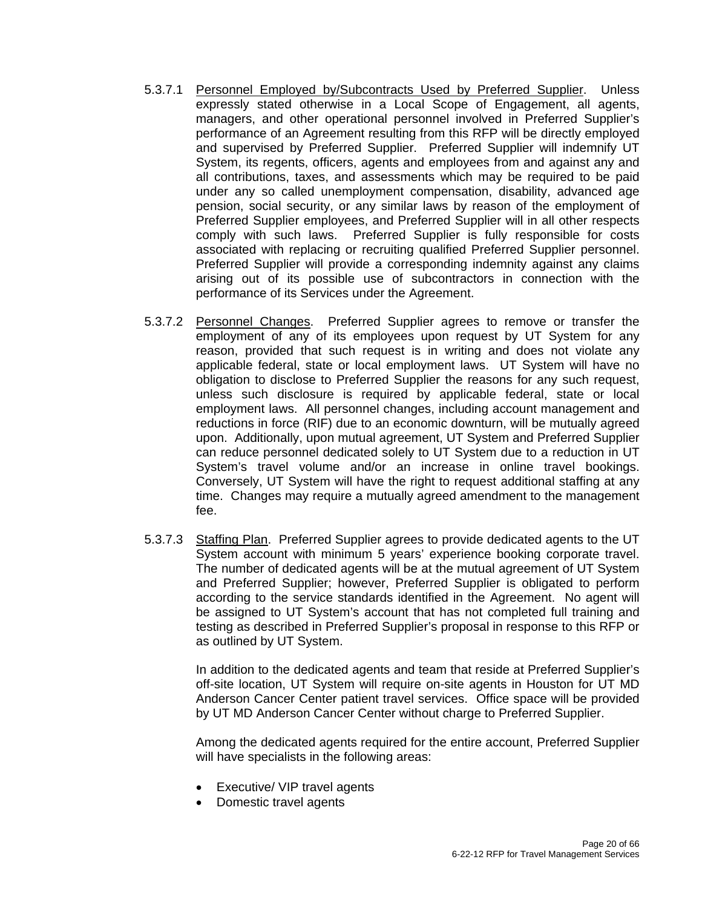5.3.7.1 Personnel Employed by/Subcontracts Used by Preferred Supplier. Unless expressly stated otherwise in a Local Scope of Engagement, all agents, managers, and other operational personnel involved in Preferred Supplier's performance of an Agreement resulting from this RFP will be directly employed and supervised by Preferred Supplier. Preferred Supplier will indemnify UT System, its regents, officers, agents and employees from and against any and all contributions, taxes, and assessments which may be required to be paid under any so called unemployment compensation, disability, advanced age pension, social security, or any similar laws by reason of the employment of Preferred Supplier employees, and Preferred Supplier will in all other respects comply with such laws. Preferred Supplier is fully responsible for costs associated with replacing or recruiting qualified Preferred Supplier personnel. Preferred Supplier will provide a corresponding indemnity against any claims arising out of its possible use of subcontractors in connection with the performance of its Services under the Agreement.

5.3.7.2 Personnel Changes. Preferred Supplier agrees to remove or transfer the employment of any of its employees upon request by UT System for any reason, provided that such request is in writing and does not violate any applicable federal, state or local employment laws. UT System will have no obligation to disclose to Preferred Supplier the reasons for any such request, unless such disclosure is required by applicable federal, state or local employment laws. All personnel changes, including account management and reductions in force (RIF) due to an economic downturn, will be mutually agreed upon. Additionally, upon mutual agreement, UT System and Preferred Supplier can reduce personnel dedicated solely to UT System due to a reduction in UT System's travel volume and/or an increase in online travel bookings. Conversely, UT System will have the right to request additional staffing at any time. Changes may require a mutually agreed amendment to the management fee.

5.3.7.3 Staffing Plan. Preferred Supplier agrees to provide dedicated agents to the UT System account with minimum 5 years' experience booking corporate travel. The number of dedicated agents will be at the mutual agreement of UT System and Preferred Supplier; however, Preferred Supplier is obligated to perform according to the service standards identified in the Agreement. No agent will be assigned to UT System's account that has not completed full training and testing as described in Preferred Supplier's proposal in response to this RFP or as outlined by UT System.

In addition to the dedicated agents and team that reside at Preferred Supplier's off-site location, UT System will require on-site agents in Houston for UT MD Anderson Cancer Center patient travel services. Office space will be provided by UT MD Anderson Cancer Center without charge to Preferred Supplier.

Among the dedicated agents required for the entire account, Preferred Supplier will have specialists in the following areas:

- Executive/ VIP travel agents
- Domestic travel agents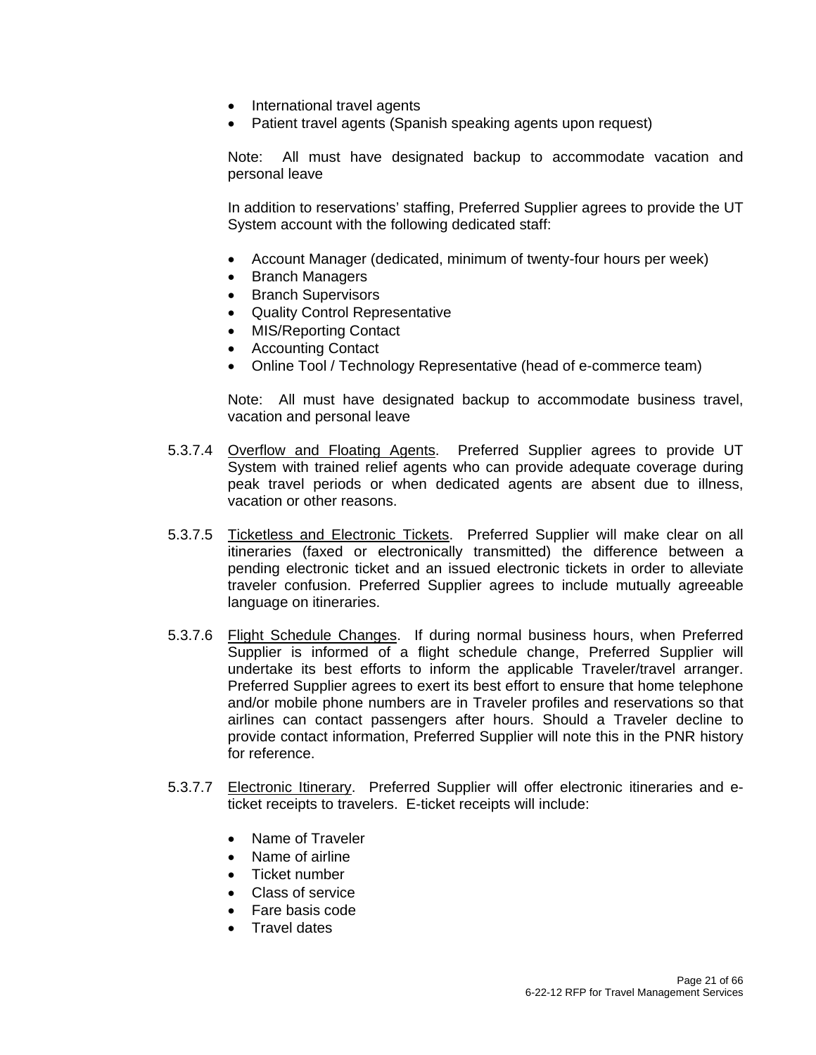- International travel agents
- Patient travel agents (Spanish speaking agents upon request)

Note: All must have designated backup to accommodate vacation and personal leave

In addition to reservations' staffing, Preferred Supplier agrees to provide the UT System account with the following dedicated staff:

- Account Manager (dedicated, minimum of twenty-four hours per week)
- Branch Managers
- Branch Supervisors
- Quality Control Representative
- MIS/Reporting Contact
- Accounting Contact
- Online Tool / Technology Representative (head of e-commerce team)

Note: All must have designated backup to accommodate business travel, vacation and personal leave

5.3.7.4 Overflow and Floating Agents. Preferred Supplier agrees to provide UT System with trained relief agents who can provide adequate coverage during peak travel periods or when dedicated agents are absent due to illness, vacation or other reasons.

5.3.7.5 Ticketless and Electronic Tickets. Preferred Supplier will make clear on all itineraries (faxed or electronically transmitted) the difference between a pending electronic ticket and an issued electronic tickets in order to alleviate traveler confusion. Preferred Supplier agrees to include mutually agreeable language on itineraries.

5.3.7.6 Flight Schedule Changes. If during normal business hours, when Preferred Supplier is informed of a flight schedule change, Preferred Supplier will undertake its best efforts to inform the applicable Traveler/travel arranger. Preferred Supplier agrees to exert its best effort to ensure that home telephone and/or mobile phone numbers are in Traveler profiles and reservations so that airlines can contact passengers after hours. Should a Traveler decline to provide contact information, Preferred Supplier will note this in the PNR history for reference.

5.3.7.7 Electronic Itinerary. Preferred Supplier will offer electronic itineraries and e-ticket receipts to travelers. E-ticket receipts will include:

- Name of Traveler
- Name of airline
- Ticket number
- Class of service
- Fare basis code
- Travel dates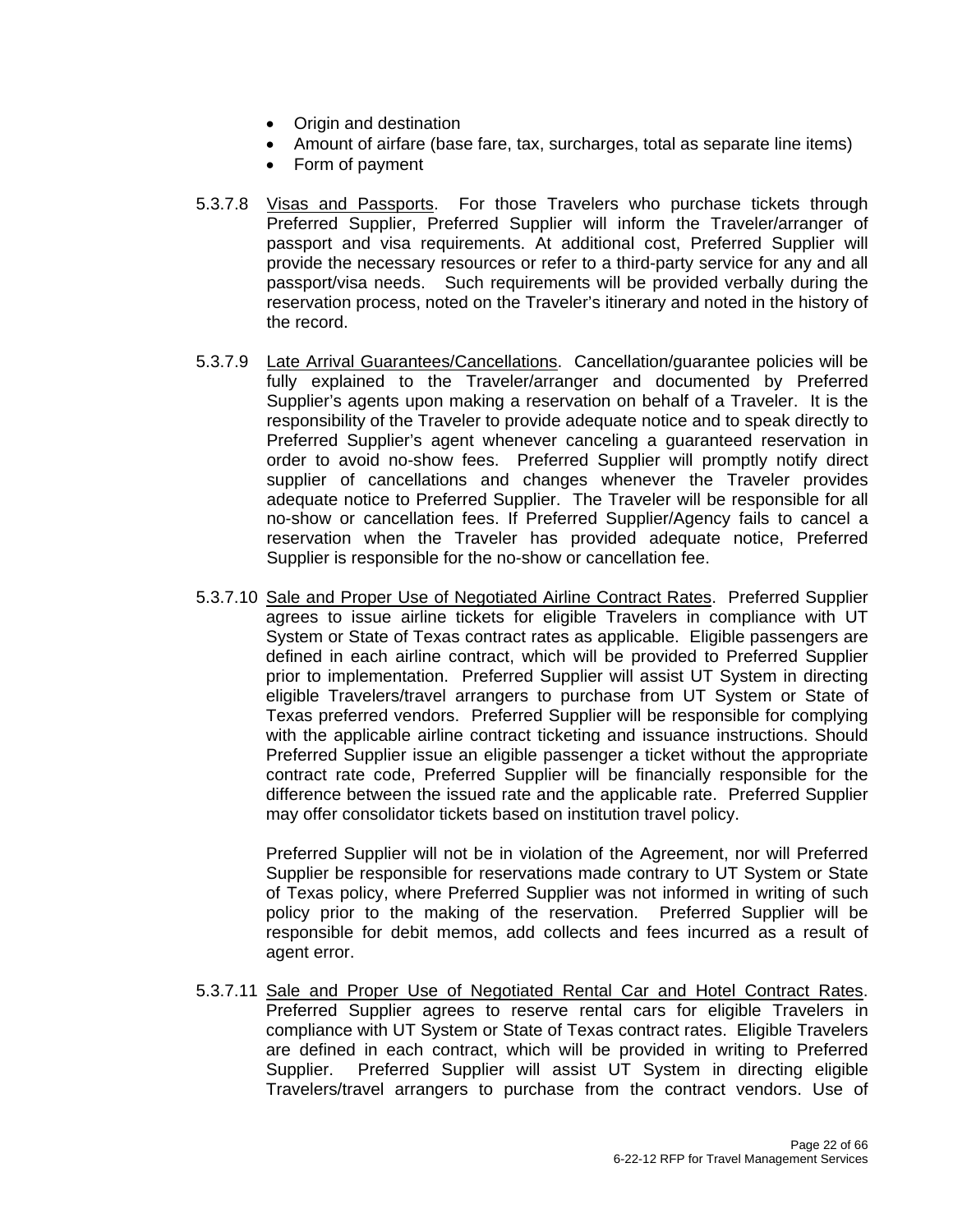- Origin and destination
- Amount of airfare (base fare, tax, surcharges, total as separate line items)
- Form of payment

5.3.7.8 Visas and Passports. For those Travelers who purchase tickets through Preferred Supplier, Preferred Supplier will inform the Traveler/arranger of passport and visa requirements. At additional cost, Preferred Supplier will provide the necessary resources or refer to a third-party service for any and all passport/visa needs. Such requirements will be provided verbally during the reservation process, noted on the Traveler's itinerary and noted in the history of the record.

5.3.7.9 Late Arrival Guarantees/Cancellations. Cancellation/guarantee policies will be fully explained to the Traveler/arranger and documented by Preferred Supplier's agents upon making a reservation on behalf of a Traveler. It is the responsibility of the Traveler to provide adequate notice and to speak directly to Preferred Supplier's agent whenever canceling a guaranteed reservation in order to avoid no-show fees. Preferred Supplier will promptly notify direct supplier of cancellations and changes whenever the Traveler provides adequate notice to Preferred Supplier. The Traveler will be responsible for all no-show or cancellation fees. If Preferred Supplier/Agency fails to cancel a reservation when the Traveler has provided adequate notice, Preferred Supplier is responsible for the no-show or cancellation fee.

5.3.7.10 Sale and Proper Use of Negotiated Airline Contract Rates. Preferred Supplier agrees to issue airline tickets for eligible Travelers in compliance with UT System or State of Texas contract rates as applicable. Eligible passengers are defined in each airline contract, which will be provided to Preferred Supplier prior to implementation. Preferred Supplier will assist UT System in directing eligible Travelers/travel arrangers to purchase from UT System or State of Texas preferred vendors. Preferred Supplier will be responsible for complying with the applicable airline contract ticketing and issuance instructions. Should Preferred Supplier issue an eligible passenger a ticket without the appropriate contract rate code, Preferred Supplier will be financially responsible for the difference between the issued rate and the applicable rate. Preferred Supplier may offer consolidator tickets based on institution travel policy.

Preferred Supplier will not be in violation of the Agreement, nor will Preferred Supplier be responsible for reservations made contrary to UT System or State of Texas policy, where Preferred Supplier was not informed in writing of such policy prior to the making of the reservation. Preferred Supplier will be responsible for debit memos, add collects and fees incurred as a result of agent error.

5.3.7.11 Sale and Proper Use of Negotiated Rental Car and Hotel Contract Rates. Preferred Supplier agrees to reserve rental cars for eligible Travelers in compliance with UT System or State of Texas contract rates. Eligible Travelers are defined in each contract, which will be provided in writing to Preferred Supplier. Preferred Supplier will assist UT System in directing eligible Travelers/travel arrangers to purchase from the contract vendors. Use of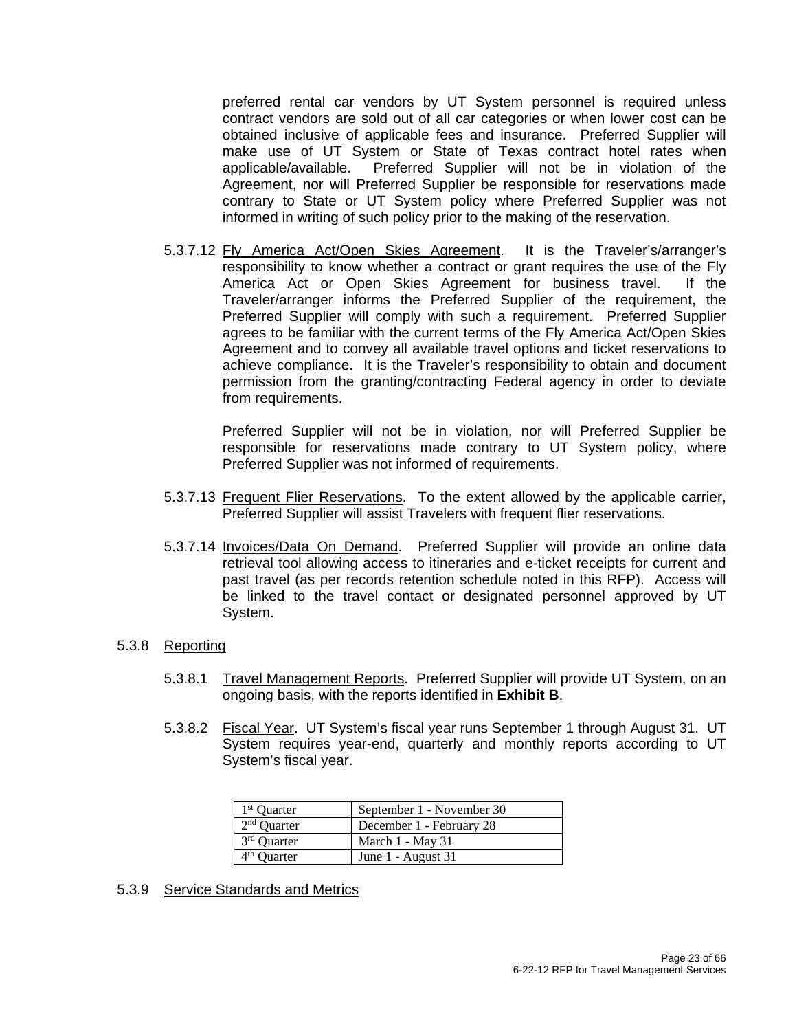preferred rental car vendors by UT System personnel is required unless contract vendors are sold out of all car categories or when lower cost can be obtained inclusive of applicable fees and insurance. Preferred Supplier will make use of UT System or State of Texas contract hotel rates when applicable/available. Preferred Supplier will not be in violation of the Agreement, nor will Preferred Supplier be responsible for reservations made contrary to State or UT System policy where Preferred Supplier was not informed in writing of such policy prior to the making of the reservation.

5.3.7.12 Fly America Act/Open Skies Agreement. It is the Traveler's/arranger's responsibility to know whether a contract or grant requires the use of the Fly America Act or Open Skies Agreement for business travel. If the Traveler/arranger informs the Preferred Supplier of the requirement, the Preferred Supplier will comply with such a requirement. Preferred Supplier agrees to be familiar with the current terms of the Fly America Act/Open Skies Agreement and to convey all available travel options and ticket reservations to achieve compliance. It is the Traveler's responsibility to obtain and document permission from the granting/contracting Federal agency in order to deviate from requirements.

Preferred Supplier will not be in violation, nor will Preferred Supplier be responsible for reservations made contrary to UT System policy, where Preferred Supplier was not informed of requirements.

5.3.7.13 Frequent Flier Reservations. To the extent allowed by the applicable carrier, Preferred Supplier will assist Travelers with frequent flier reservations.

5.3.7.14 Invoices/Data On Demand. Preferred Supplier will provide an online data retrieval tool allowing access to itineraries and e-ticket receipts for current and past travel (as per records retention schedule noted in this RFP). Access will be linked to the travel contact or designated personnel approved by UT System.

5.3.8 Reporting

5.3.8.1 Travel Management Reports. Preferred Supplier will provide UT System, on an ongoing basis, with the reports identified in **Exhibit B**.

5.3.8.2 Fiscal Year. UT System's fiscal year runs September 1 through August 31. UT System requires year-end, quarterly and monthly reports according to UT System's fiscal year.

| 1st Quarter | September 1 - November 30 |
|---|---|
| 2nd Quarter | December 1 - February 28 |
| 3rd Quarter | March 1 - May 31 |
| 4th Quarter | June 1 - August 31 |

5.3.9 Service Standards and Metrics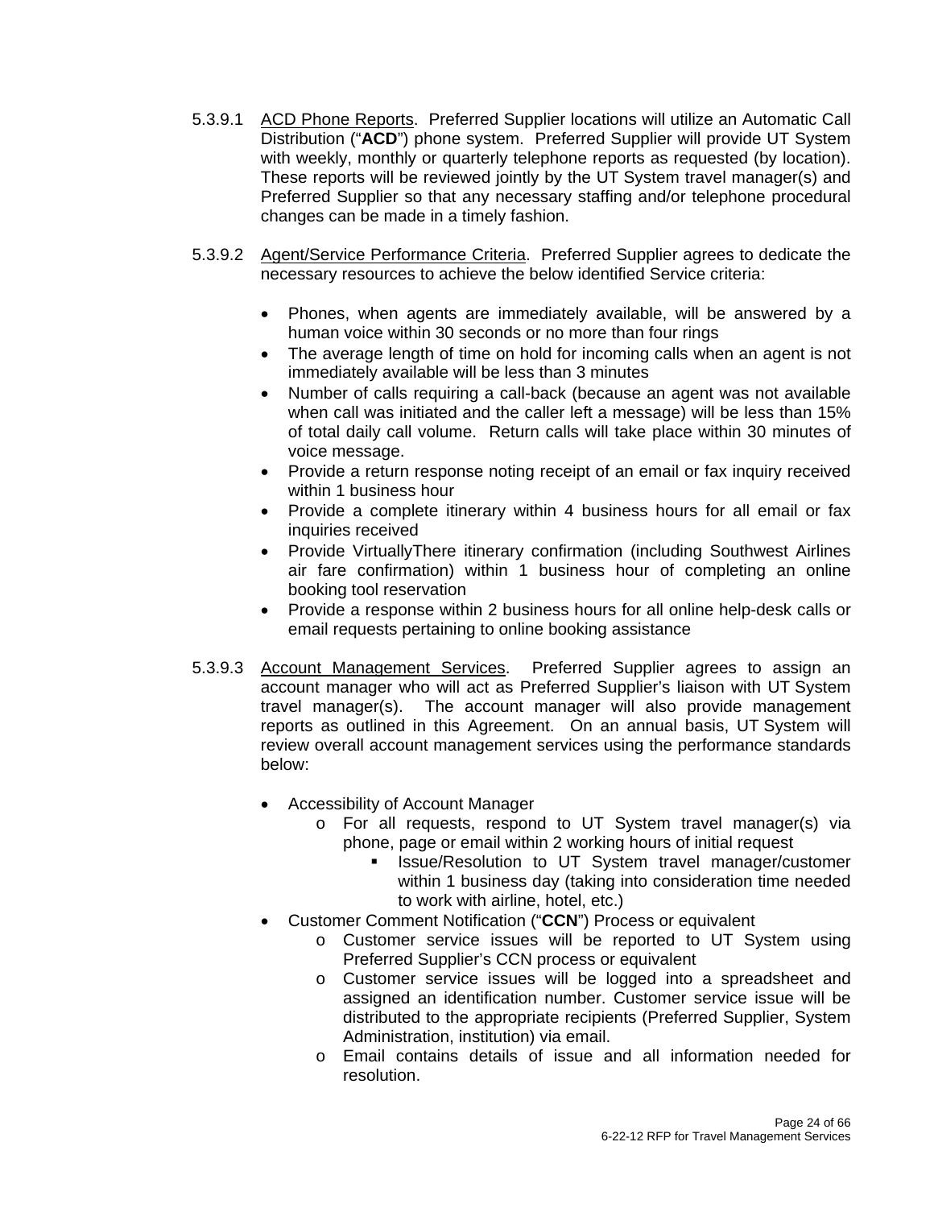5.3.9.1 ACD Phone Reports. Preferred Supplier locations will utilize an Automatic Call Distribution ("**ACD**") phone system. Preferred Supplier will provide UT System with weekly, monthly or quarterly telephone reports as requested (by location). These reports will be reviewed jointly by the UT System travel manager(s) and Preferred Supplier so that any necessary staffing and/or telephone procedural changes can be made in a timely fashion.

5.3.9.2 Agent/Service Performance Criteria. Preferred Supplier agrees to dedicate the necessary resources to achieve the below identified Service criteria:

- Phones, when agents are immediately available, will be answered by a human voice within 30 seconds or no more than four rings
- The average length of time on hold for incoming calls when an agent is not immediately available will be less than 3 minutes
- Number of calls requiring a call-back (because an agent was not available when call was initiated and the caller left a message) will be less than 15% of total daily call volume. Return calls will take place within 30 minutes of voice message.
- Provide a return response noting receipt of an email or fax inquiry received within 1 business hour
- Provide a complete itinerary within 4 business hours for all email or fax inquiries received
- Provide VirtuallyThere itinerary confirmation (including Southwest Airlines air fare confirmation) within 1 business hour of completing an online booking tool reservation
- Provide a response within 2 business hours for all online help-desk calls or email requests pertaining to online booking assistance

5.3.9.3 Account Management Services. Preferred Supplier agrees to assign an account manager who will act as Preferred Supplier's liaison with UT System travel manager(s). The account manager will also provide management reports as outlined in this Agreement. On an annual basis, UT System will review overall account management services using the performance standards below:

- Accessibility of Account Manager
  - For all requests, respond to UT System travel manager(s) via phone, page or email within 2 working hours of initial request
    - Issue/Resolution to UT System travel manager/customer within 1 business day (taking into consideration time needed to work with airline, hotel, etc.)
- Customer Comment Notification ("**CCN**") Process or equivalent
  - Customer service issues will be reported to UT System using Preferred Supplier's CCN process or equivalent
  - Customer service issues will be logged into a spreadsheet and assigned an identification number. Customer service issue will be distributed to the appropriate recipients (Preferred Supplier, System Administration, institution) via email.
  - Email contains details of issue and all information needed for resolution.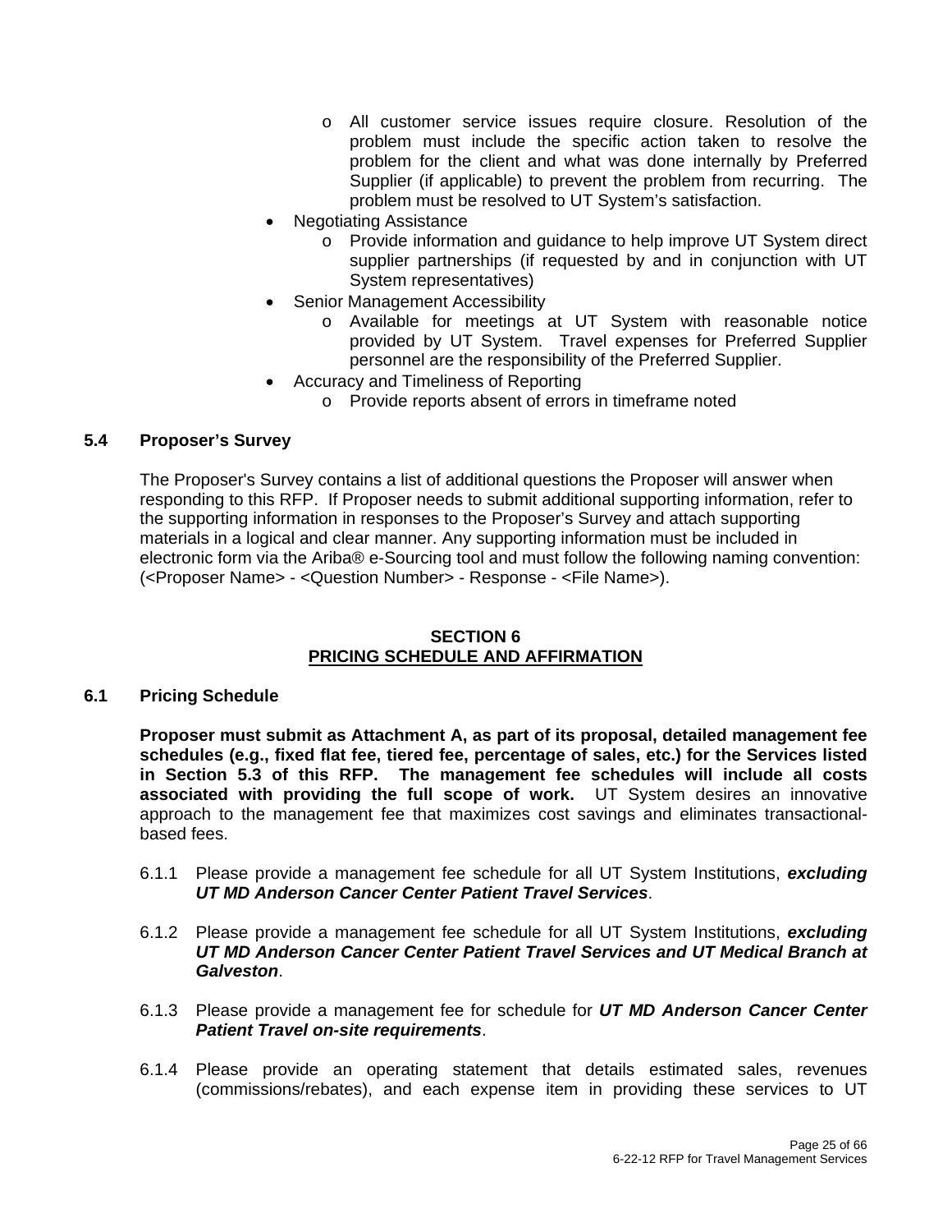- All customer service issues require closure. Resolution of the problem must include the specific action taken to resolve the problem for the client and what was done internally by Preferred Supplier (if applicable) to prevent the problem from recurring. The problem must be resolved to UT System's satisfaction.
- Negotiating Assistance
  - Provide information and guidance to help improve UT System direct supplier partnerships (if requested by and in conjunction with UT System representatives)
- Senior Management Accessibility
  - Available for meetings at UT System with reasonable notice provided by UT System. Travel expenses for Preferred Supplier personnel are the responsibility of the Preferred Supplier.
- Accuracy and Timeliness of Reporting
  - Provide reports absent of errors in timeframe noted

### 5.4 Proposer's Survey

The Proposer's Survey contains a list of additional questions the Proposer will answer when responding to this RFP. If Proposer needs to submit additional supporting information, refer to the supporting information in responses to the Proposer's Survey and attach supporting materials in a logical and clear manner. Any supporting information must be included in electronic form via the Ariba® e-Sourcing tool and must follow the following naming convention: (<Proposer Name> - <Question Number> - Response - <File Name>).

## SECTION 6
## PRICING SCHEDULE AND AFFIRMATION

### 6.1 Pricing Schedule

**Proposer must submit as Attachment A, as part of its proposal, detailed management fee schedules (e.g., fixed flat fee, tiered fee, percentage of sales, etc.) for the Services listed in Section 5.3 of this RFP. The management fee schedules will include all costs associated with providing the full scope of work.** UT System desires an innovative approach to the management fee that maximizes cost savings and eliminates transactional-based fees.

6.1.1 Please provide a management fee schedule for all UT System Institutions, ***excluding UT MD Anderson Cancer Center Patient Travel Services***.

6.1.2 Please provide a management fee schedule for all UT System Institutions, ***excluding UT MD Anderson Cancer Center Patient Travel Services and UT Medical Branch at Galveston***.

6.1.3 Please provide a management fee for schedule for ***UT MD Anderson Cancer Center Patient Travel on-site requirements***.

6.1.4 Please provide an operating statement that details estimated sales, revenues (commissions/rebates), and each expense item in providing these services to UT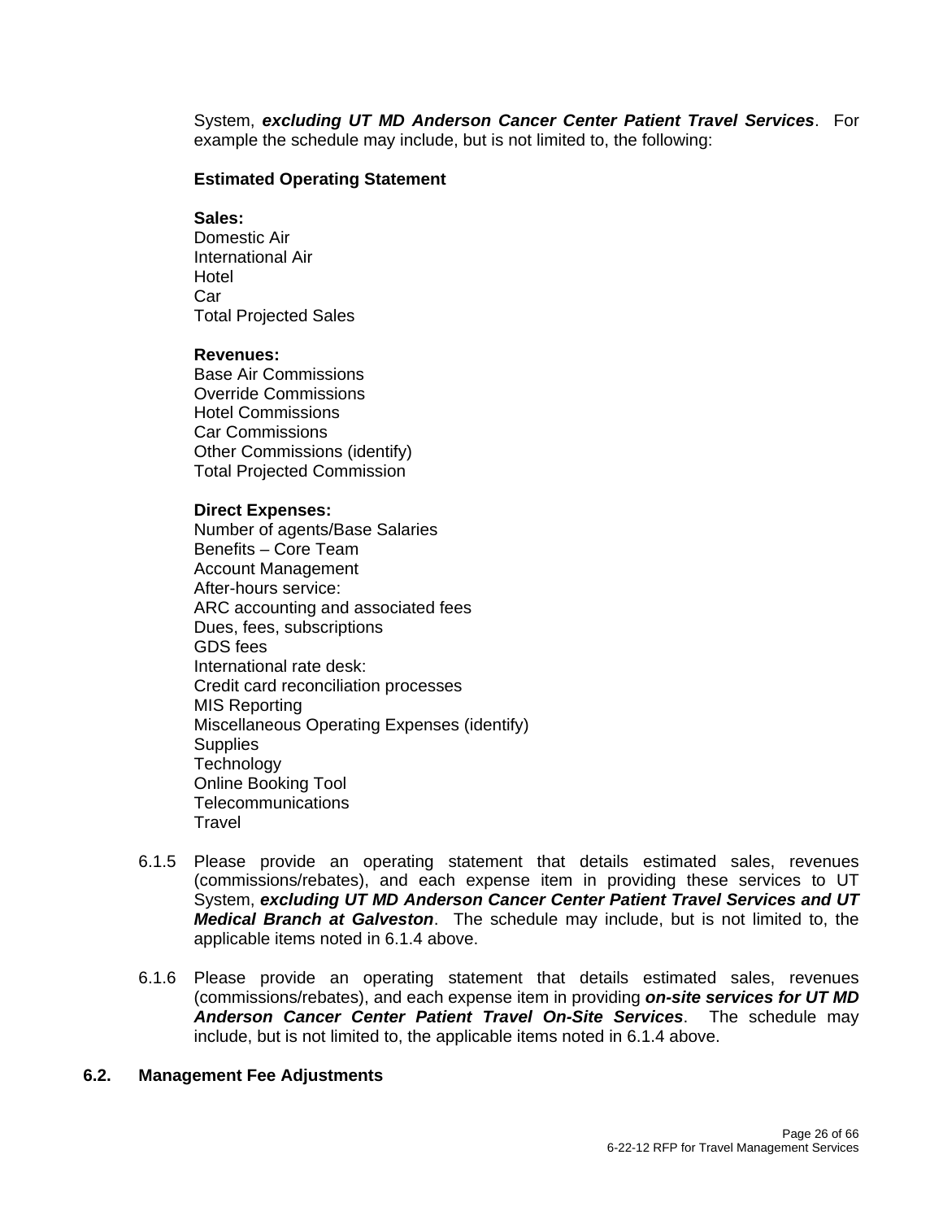System, ***excluding UT MD Anderson Cancer Center Patient Travel Services***. For example the schedule may include, but is not limited to, the following:

**Estimated Operating Statement**

**Sales:**
Domestic Air
International Air
Hotel
Car
Total Projected Sales

**Revenues:**
Base Air Commissions
Override Commissions
Hotel Commissions
Car Commissions
Other Commissions (identify)
Total Projected Commission

**Direct Expenses:**
Number of agents/Base Salaries
Benefits – Core Team
Account Management
After-hours service:
ARC accounting and associated fees
Dues, fees, subscriptions
GDS fees
International rate desk:
Credit card reconciliation processes
MIS Reporting
Miscellaneous Operating Expenses (identify)
Supplies
Technology
Online Booking Tool
Telecommunications
Travel

6.1.5 Please provide an operating statement that details estimated sales, revenues (commissions/rebates), and each expense item in providing these services to UT System, ***excluding UT MD Anderson Cancer Center Patient Travel Services and UT Medical Branch at Galveston***. The schedule may include, but is not limited to, the applicable items noted in 6.1.4 above.

6.1.6 Please provide an operating statement that details estimated sales, revenues (commissions/rebates), and each expense item in providing ***on-site services for UT MD Anderson Cancer Center Patient Travel On-Site Services***. The schedule may include, but is not limited to, the applicable items noted in 6.1.4 above.

## 6.2. Management Fee Adjustments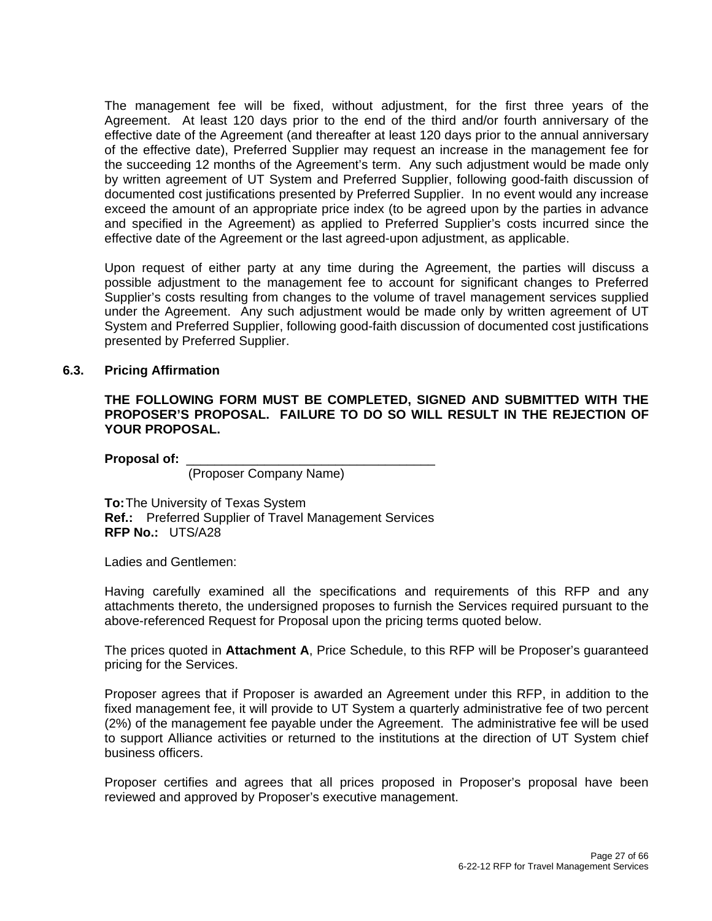The management fee will be fixed, without adjustment, for the first three years of the Agreement. At least 120 days prior to the end of the third and/or fourth anniversary of the effective date of the Agreement (and thereafter at least 120 days prior to the annual anniversary of the effective date), Preferred Supplier may request an increase in the management fee for the succeeding 12 months of the Agreement's term. Any such adjustment would be made only by written agreement of UT System and Preferred Supplier, following good-faith discussion of documented cost justifications presented by Preferred Supplier. In no event would any increase exceed the amount of an appropriate price index (to be agreed upon by the parties in advance and specified in the Agreement) as applied to Preferred Supplier's costs incurred since the effective date of the Agreement or the last agreed-upon adjustment, as applicable.

Upon request of either party at any time during the Agreement, the parties will discuss a possible adjustment to the management fee to account for significant changes to Preferred Supplier's costs resulting from changes to the volume of travel management services supplied under the Agreement. Any such adjustment would be made only by written agreement of UT System and Preferred Supplier, following good-faith discussion of documented cost justifications presented by Preferred Supplier.

### 6.3. Pricing Affirmation

**THE FOLLOWING FORM MUST BE COMPLETED, SIGNED AND SUBMITTED WITH THE PROPOSER'S PROPOSAL. FAILURE TO DO SO WILL RESULT IN THE REJECTION OF YOUR PROPOSAL.**

**Proposal of:** ___________________________________
(Proposer Company Name)

**To:** The University of Texas System
**Ref.:** Preferred Supplier of Travel Management Services
**RFP No.:** UTS/A28

Ladies and Gentlemen:

Having carefully examined all the specifications and requirements of this RFP and any attachments thereto, the undersigned proposes to furnish the Services required pursuant to the above-referenced Request for Proposal upon the pricing terms quoted below.

The prices quoted in **Attachment A**, Price Schedule, to this RFP will be Proposer's guaranteed pricing for the Services.

Proposer agrees that if Proposer is awarded an Agreement under this RFP, in addition to the fixed management fee, it will provide to UT System a quarterly administrative fee of two percent (2%) of the management fee payable under the Agreement. The administrative fee will be used to support Alliance activities or returned to the institutions at the direction of UT System chief business officers.

Proposer certifies and agrees that all prices proposed in Proposer's proposal have been reviewed and approved by Proposer's executive management.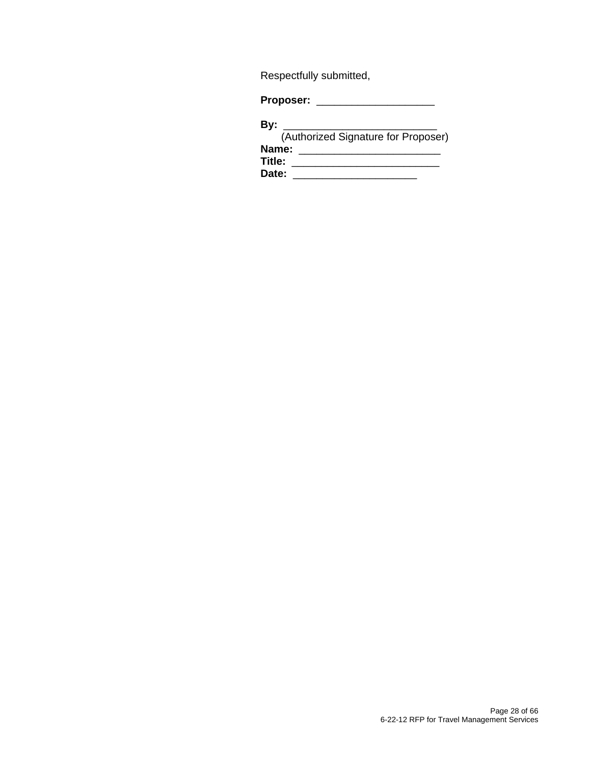Respectfully submitted,

**Proposer:** ____________________

**By:** ___________________________
(Authorized Signature for Proposer)
**Name:** ________________________
**Title:** _________________________
**Date:** _____________________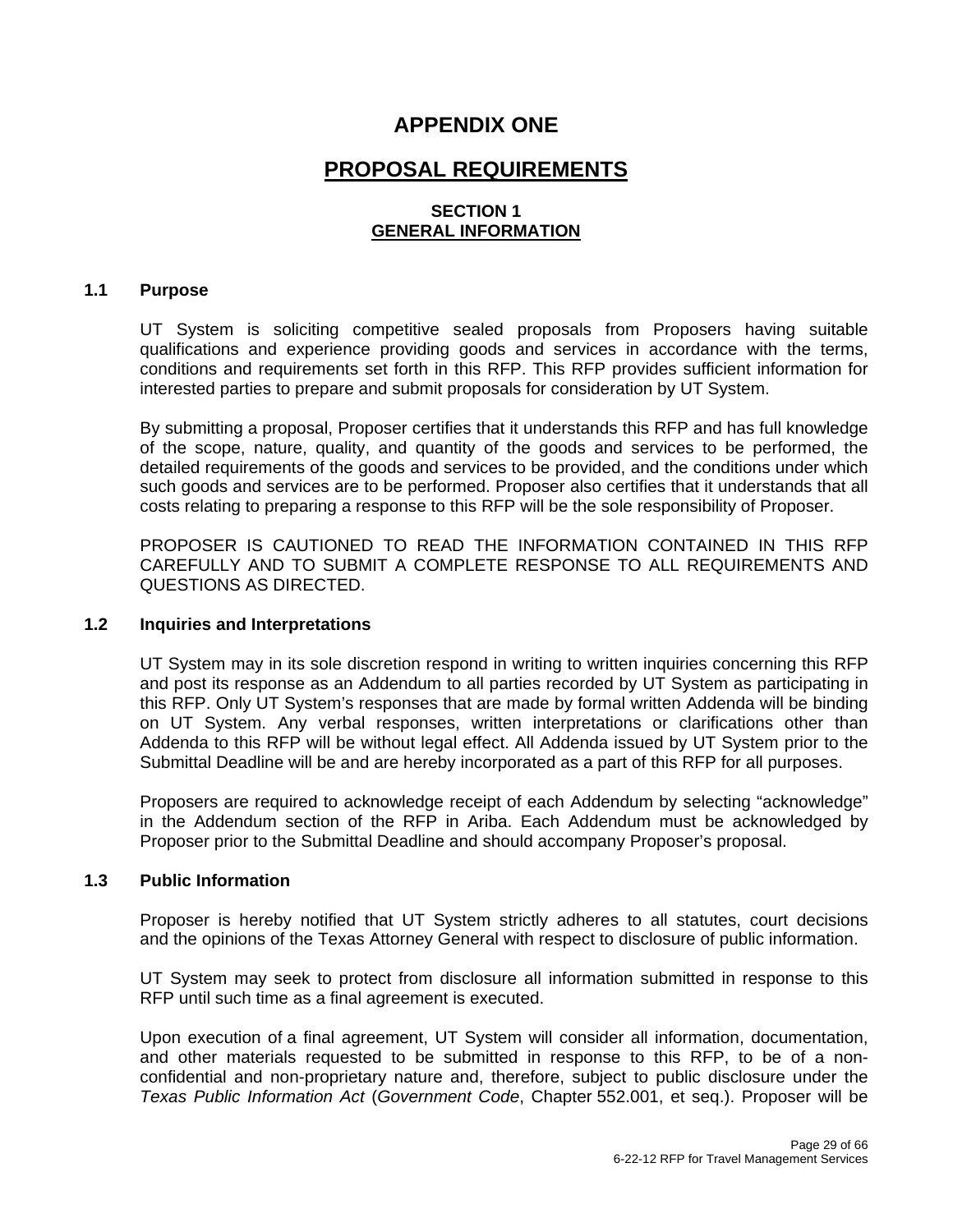# APPENDIX ONE

# PROPOSAL REQUIREMENTS

## SECTION 1
## GENERAL INFORMATION

### 1.1 Purpose

UT System is soliciting competitive sealed proposals from Proposers having suitable qualifications and experience providing goods and services in accordance with the terms, conditions and requirements set forth in this RFP. This RFP provides sufficient information for interested parties to prepare and submit proposals for consideration by UT System.

By submitting a proposal, Proposer certifies that it understands this RFP and has full knowledge of the scope, nature, quality, and quantity of the goods and services to be performed, the detailed requirements of the goods and services to be provided, and the conditions under which such goods and services are to be performed. Proposer also certifies that it understands that all costs relating to preparing a response to this RFP will be the sole responsibility of Proposer.

PROPOSER IS CAUTIONED TO READ THE INFORMATION CONTAINED IN THIS RFP CAREFULLY AND TO SUBMIT A COMPLETE RESPONSE TO ALL REQUIREMENTS AND QUESTIONS AS DIRECTED.

### 1.2 Inquiries and Interpretations

UT System may in its sole discretion respond in writing to written inquiries concerning this RFP and post its response as an Addendum to all parties recorded by UT System as participating in this RFP. Only UT System's responses that are made by formal written Addenda will be binding on UT System. Any verbal responses, written interpretations or clarifications other than Addenda to this RFP will be without legal effect. All Addenda issued by UT System prior to the Submittal Deadline will be and are hereby incorporated as a part of this RFP for all purposes.

Proposers are required to acknowledge receipt of each Addendum by selecting "acknowledge" in the Addendum section of the RFP in Ariba. Each Addendum must be acknowledged by Proposer prior to the Submittal Deadline and should accompany Proposer's proposal.

### 1.3 Public Information

Proposer is hereby notified that UT System strictly adheres to all statutes, court decisions and the opinions of the Texas Attorney General with respect to disclosure of public information.

UT System may seek to protect from disclosure all information submitted in response to this RFP until such time as a final agreement is executed.

Upon execution of a final agreement, UT System will consider all information, documentation, and other materials requested to be submitted in response to this RFP, to be of a non-confidential and non-proprietary nature and, therefore, subject to public disclosure under the *Texas Public Information Act* (*Government Code*, Chapter 552.001, et seq.). Proposer will be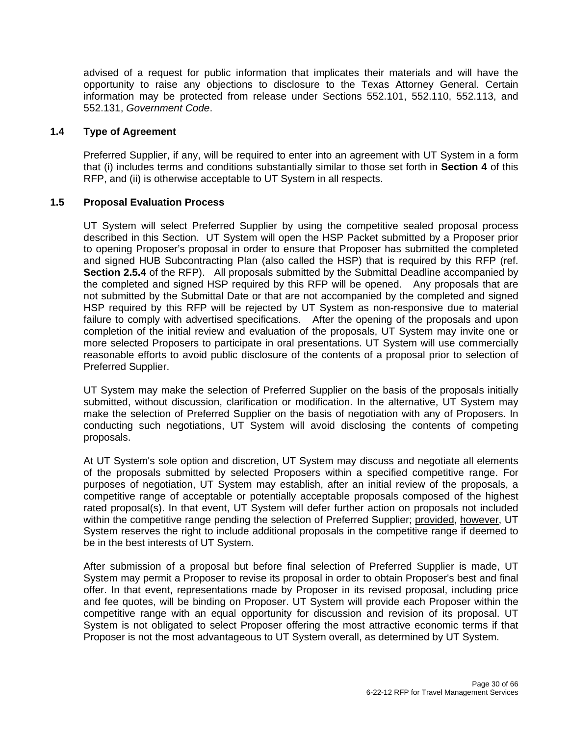advised of a request for public information that implicates their materials and will have the opportunity to raise any objections to disclosure to the Texas Attorney General. Certain information may be protected from release under Sections 552.101, 552.110, 552.113, and 552.131, *Government Code*.

### 1.4 Type of Agreement

Preferred Supplier, if any, will be required to enter into an agreement with UT System in a form that (i) includes terms and conditions substantially similar to those set forth in **Section 4** of this RFP, and (ii) is otherwise acceptable to UT System in all respects.

### 1.5 Proposal Evaluation Process

UT System will select Preferred Supplier by using the competitive sealed proposal process described in this Section. UT System will open the HSP Packet submitted by a Proposer prior to opening Proposer's proposal in order to ensure that Proposer has submitted the completed and signed HUB Subcontracting Plan (also called the HSP) that is required by this RFP (ref. **Section 2.5.4** of the RFP). All proposals submitted by the Submittal Deadline accompanied by the completed and signed HSP required by this RFP will be opened. Any proposals that are not submitted by the Submittal Date or that are not accompanied by the completed and signed HSP required by this RFP will be rejected by UT System as non-responsive due to material failure to comply with advertised specifications. After the opening of the proposals and upon completion of the initial review and evaluation of the proposals, UT System may invite one or more selected Proposers to participate in oral presentations. UT System will use commercially reasonable efforts to avoid public disclosure of the contents of a proposal prior to selection of Preferred Supplier.

UT System may make the selection of Preferred Supplier on the basis of the proposals initially submitted, without discussion, clarification or modification. In the alternative, UT System may make the selection of Preferred Supplier on the basis of negotiation with any of Proposers. In conducting such negotiations, UT System will avoid disclosing the contents of competing proposals.

At UT System's sole option and discretion, UT System may discuss and negotiate all elements of the proposals submitted by selected Proposers within a specified competitive range. For purposes of negotiation, UT System may establish, after an initial review of the proposals, a competitive range of acceptable or potentially acceptable proposals composed of the highest rated proposal(s). In that event, UT System will defer further action on proposals not included within the competitive range pending the selection of Preferred Supplier; provided, however, UT System reserves the right to include additional proposals in the competitive range if deemed to be in the best interests of UT System.

After submission of a proposal but before final selection of Preferred Supplier is made, UT System may permit a Proposer to revise its proposal in order to obtain Proposer's best and final offer. In that event, representations made by Proposer in its revised proposal, including price and fee quotes, will be binding on Proposer. UT System will provide each Proposer within the competitive range with an equal opportunity for discussion and revision of its proposal. UT System is not obligated to select Proposer offering the most attractive economic terms if that Proposer is not the most advantageous to UT System overall, as determined by UT System.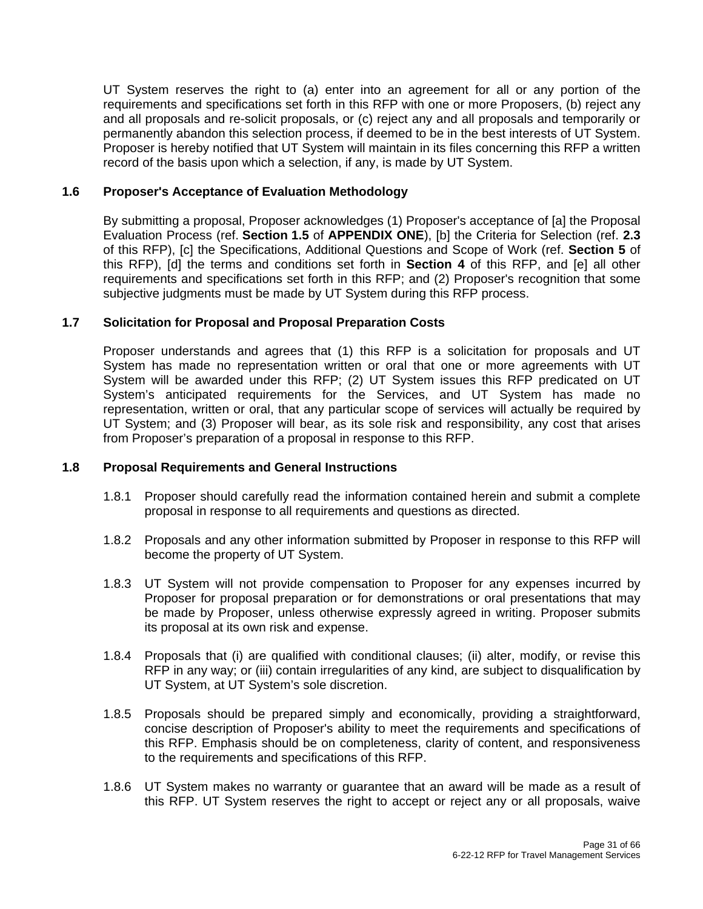UT System reserves the right to (a) enter into an agreement for all or any portion of the requirements and specifications set forth in this RFP with one or more Proposers, (b) reject any and all proposals and re-solicit proposals, or (c) reject any and all proposals and temporarily or permanently abandon this selection process, if deemed to be in the best interests of UT System. Proposer is hereby notified that UT System will maintain in its files concerning this RFP a written record of the basis upon which a selection, if any, is made by UT System.

### 1.6 Proposer's Acceptance of Evaluation Methodology

By submitting a proposal, Proposer acknowledges (1) Proposer's acceptance of [a] the Proposal Evaluation Process (ref. **Section 1.5** of **APPENDIX ONE**), [b] the Criteria for Selection (ref. **2.3** of this RFP), [c] the Specifications, Additional Questions and Scope of Work (ref. **Section 5** of this RFP), [d] the terms and conditions set forth in **Section 4** of this RFP, and [e] all other requirements and specifications set forth in this RFP; and (2) Proposer's recognition that some subjective judgments must be made by UT System during this RFP process.

### 1.7 Solicitation for Proposal and Proposal Preparation Costs

Proposer understands and agrees that (1) this RFP is a solicitation for proposals and UT System has made no representation written or oral that one or more agreements with UT System will be awarded under this RFP; (2) UT System issues this RFP predicated on UT System's anticipated requirements for the Services, and UT System has made no representation, written or oral, that any particular scope of services will actually be required by UT System; and (3) Proposer will bear, as its sole risk and responsibility, any cost that arises from Proposer's preparation of a proposal in response to this RFP.

### 1.8 Proposal Requirements and General Instructions

1.8.1 Proposer should carefully read the information contained herein and submit a complete proposal in response to all requirements and questions as directed.

1.8.2 Proposals and any other information submitted by Proposer in response to this RFP will become the property of UT System.

1.8.3 UT System will not provide compensation to Proposer for any expenses incurred by Proposer for proposal preparation or for demonstrations or oral presentations that may be made by Proposer, unless otherwise expressly agreed in writing. Proposer submits its proposal at its own risk and expense.

1.8.4 Proposals that (i) are qualified with conditional clauses; (ii) alter, modify, or revise this RFP in any way; or (iii) contain irregularities of any kind, are subject to disqualification by UT System, at UT System's sole discretion.

1.8.5 Proposals should be prepared simply and economically, providing a straightforward, concise description of Proposer's ability to meet the requirements and specifications of this RFP. Emphasis should be on completeness, clarity of content, and responsiveness to the requirements and specifications of this RFP.

1.8.6 UT System makes no warranty or guarantee that an award will be made as a result of this RFP. UT System reserves the right to accept or reject any or all proposals, waive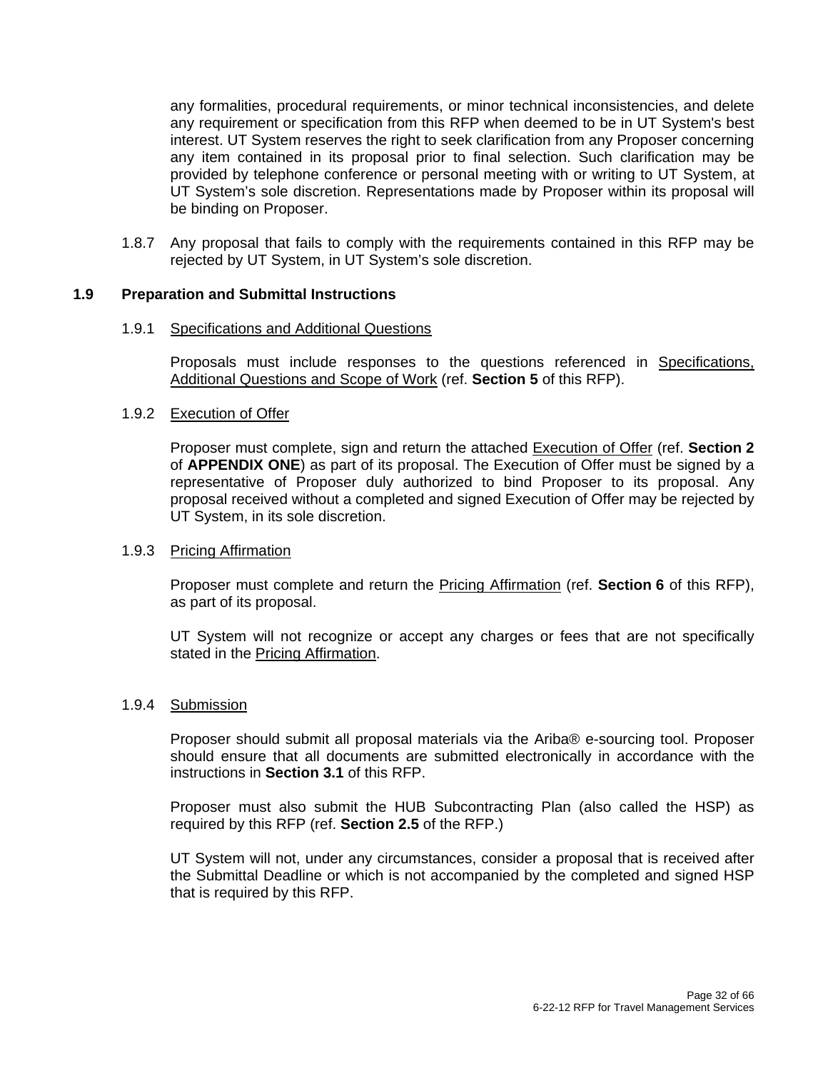any formalities, procedural requirements, or minor technical inconsistencies, and delete any requirement or specification from this RFP when deemed to be in UT System's best interest. UT System reserves the right to seek clarification from any Proposer concerning any item contained in its proposal prior to final selection. Such clarification may be provided by telephone conference or personal meeting with or writing to UT System, at UT System's sole discretion. Representations made by Proposer within its proposal will be binding on Proposer.

1.8.7 Any proposal that fails to comply with the requirements contained in this RFP may be rejected by UT System, in UT System's sole discretion.

### 1.9 Preparation and Submittal Instructions

1.9.1 Specifications and Additional Questions

Proposals must include responses to the questions referenced in Specifications, Additional Questions and Scope of Work (ref. **Section 5** of this RFP).

1.9.2 Execution of Offer

Proposer must complete, sign and return the attached Execution of Offer (ref. **Section 2** of **APPENDIX ONE**) as part of its proposal. The Execution of Offer must be signed by a representative of Proposer duly authorized to bind Proposer to its proposal. Any proposal received without a completed and signed Execution of Offer may be rejected by UT System, in its sole discretion.

1.9.3 Pricing Affirmation

Proposer must complete and return the Pricing Affirmation (ref. **Section 6** of this RFP), as part of its proposal.

UT System will not recognize or accept any charges or fees that are not specifically stated in the Pricing Affirmation.

1.9.4 Submission

Proposer should submit all proposal materials via the Ariba® e-sourcing tool. Proposer should ensure that all documents are submitted electronically in accordance with the instructions in **Section 3.1** of this RFP.

Proposer must also submit the HUB Subcontracting Plan (also called the HSP) as required by this RFP (ref. **Section 2.5** of the RFP.)

UT System will not, under any circumstances, consider a proposal that is received after the Submittal Deadline or which is not accompanied by the completed and signed HSP that is required by this RFP.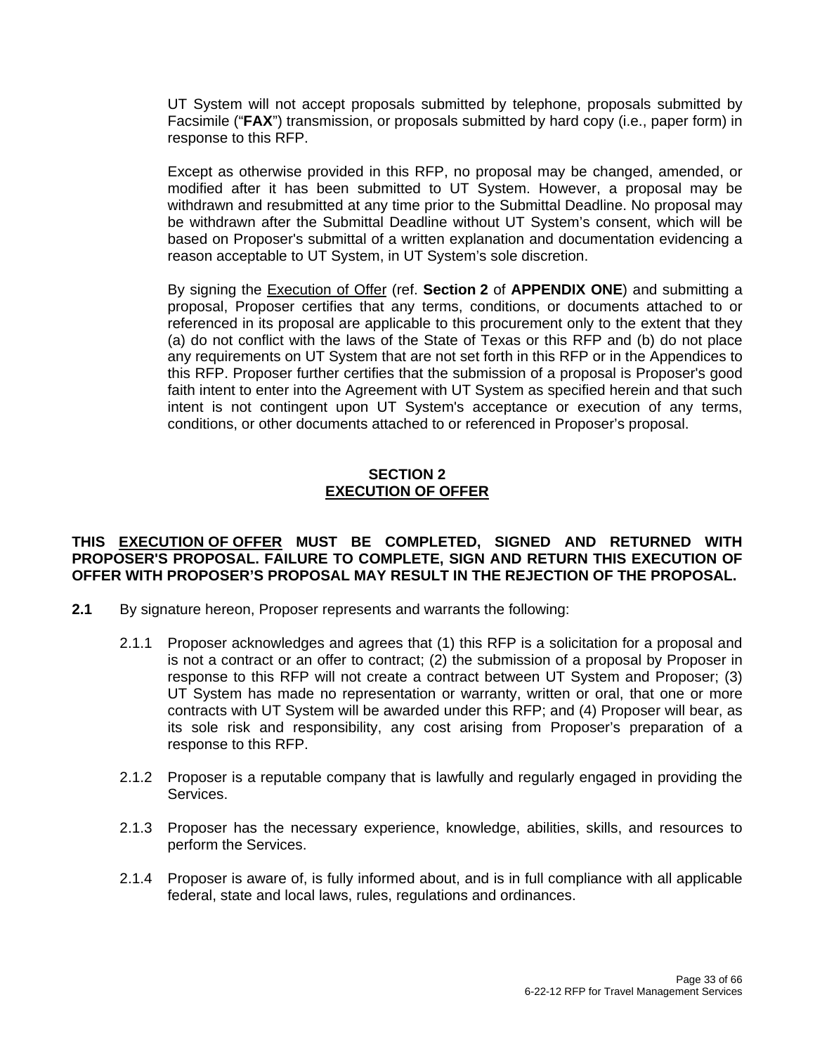UT System will not accept proposals submitted by telephone, proposals submitted by Facsimile ("**FAX**") transmission, or proposals submitted by hard copy (i.e., paper form) in response to this RFP.

Except as otherwise provided in this RFP, no proposal may be changed, amended, or modified after it has been submitted to UT System. However, a proposal may be withdrawn and resubmitted at any time prior to the Submittal Deadline. No proposal may be withdrawn after the Submittal Deadline without UT System's consent, which will be based on Proposer's submittal of a written explanation and documentation evidencing a reason acceptable to UT System, in UT System's sole discretion.

By signing the Execution of Offer (ref. **Section 2** of **APPENDIX ONE**) and submitting a proposal, Proposer certifies that any terms, conditions, or documents attached to or referenced in its proposal are applicable to this procurement only to the extent that they (a) do not conflict with the laws of the State of Texas or this RFP and (b) do not place any requirements on UT System that are not set forth in this RFP or in the Appendices to this RFP. Proposer further certifies that the submission of a proposal is Proposer's good faith intent to enter into the Agreement with UT System as specified herein and that such intent is not contingent upon UT System's acceptance or execution of any terms, conditions, or other documents attached to or referenced in Proposer's proposal.

## SECTION 2
## EXECUTION OF OFFER

**THIS EXECUTION OF OFFER MUST BE COMPLETED, SIGNED AND RETURNED WITH PROPOSER'S PROPOSAL. FAILURE TO COMPLETE, SIGN AND RETURN THIS EXECUTION OF OFFER WITH PROPOSER'S PROPOSAL MAY RESULT IN THE REJECTION OF THE PROPOSAL.**

**2.1** By signature hereon, Proposer represents and warrants the following:

2.1.1 Proposer acknowledges and agrees that (1) this RFP is a solicitation for a proposal and is not a contract or an offer to contract; (2) the submission of a proposal by Proposer in response to this RFP will not create a contract between UT System and Proposer; (3) UT System has made no representation or warranty, written or oral, that one or more contracts with UT System will be awarded under this RFP; and (4) Proposer will bear, as its sole risk and responsibility, any cost arising from Proposer's preparation of a response to this RFP.

2.1.2 Proposer is a reputable company that is lawfully and regularly engaged in providing the Services.

2.1.3 Proposer has the necessary experience, knowledge, abilities, skills, and resources to perform the Services.

2.1.4 Proposer is aware of, is fully informed about, and is in full compliance with all applicable federal, state and local laws, rules, regulations and ordinances.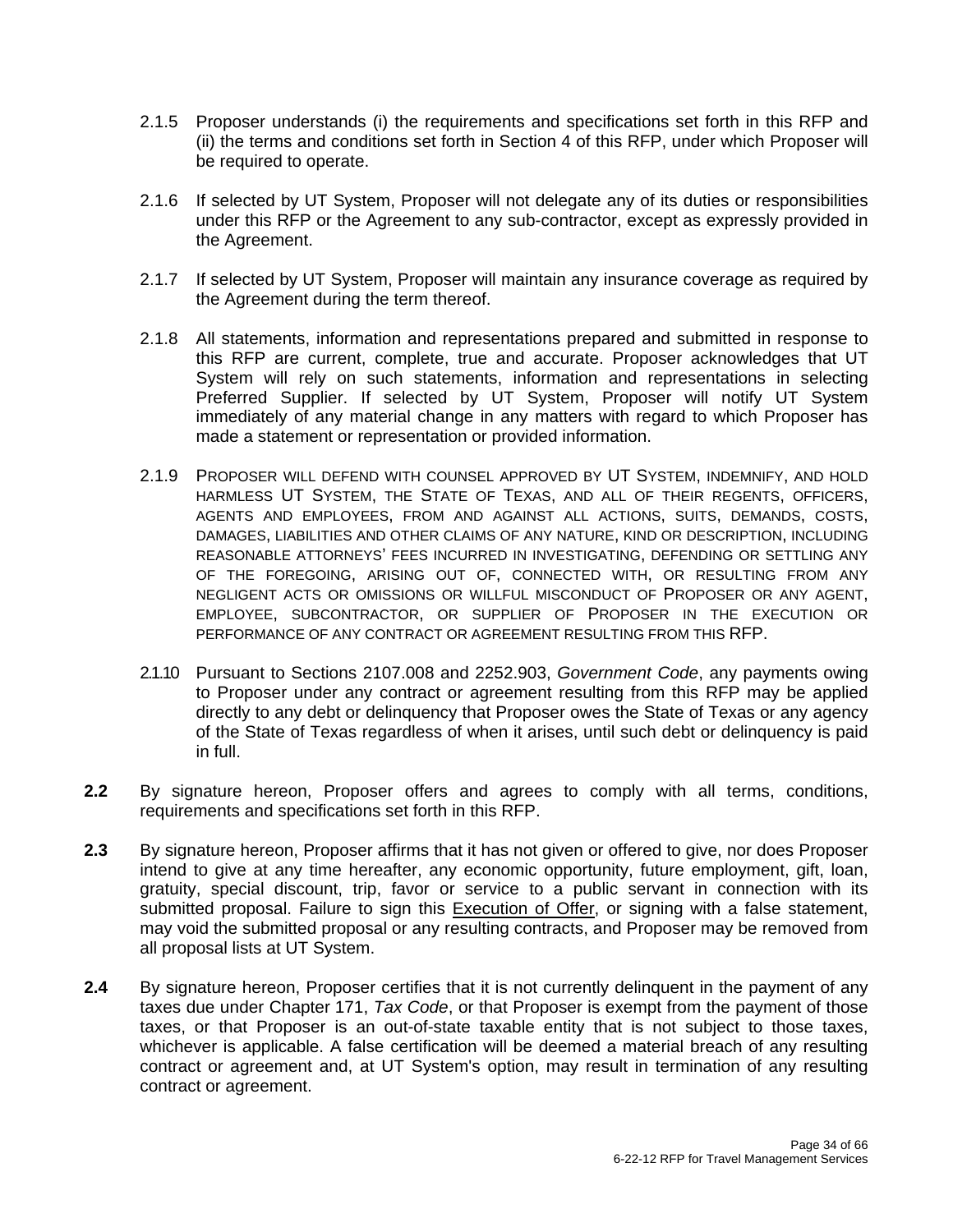2.1.5 Proposer understands (i) the requirements and specifications set forth in this RFP and (ii) the terms and conditions set forth in Section 4 of this RFP, under which Proposer will be required to operate.

2.1.6 If selected by UT System, Proposer will not delegate any of its duties or responsibilities under this RFP or the Agreement to any sub-contractor, except as expressly provided in the Agreement.

2.1.7 If selected by UT System, Proposer will maintain any insurance coverage as required by the Agreement during the term thereof.

2.1.8 All statements, information and representations prepared and submitted in response to this RFP are current, complete, true and accurate. Proposer acknowledges that UT System will rely on such statements, information and representations in selecting Preferred Supplier. If selected by UT System, Proposer will notify UT System immediately of any material change in any matters with regard to which Proposer has made a statement or representation or provided information.

2.1.9 PROPOSER WILL DEFEND WITH COUNSEL APPROVED BY UT SYSTEM, INDEMNIFY, AND HOLD HARMLESS UT SYSTEM, THE STATE OF TEXAS, AND ALL OF THEIR REGENTS, OFFICERS, AGENTS AND EMPLOYEES, FROM AND AGAINST ALL ACTIONS, SUITS, DEMANDS, COSTS, DAMAGES, LIABILITIES AND OTHER CLAIMS OF ANY NATURE, KIND OR DESCRIPTION, INCLUDING REASONABLE ATTORNEYS' FEES INCURRED IN INVESTIGATING, DEFENDING OR SETTLING ANY OF THE FOREGOING, ARISING OUT OF, CONNECTED WITH, OR RESULTING FROM ANY NEGLIGENT ACTS OR OMISSIONS OR WILLFUL MISCONDUCT OF PROPOSER OR ANY AGENT, EMPLOYEE, SUBCONTRACTOR, OR SUPPLIER OF PROPOSER IN THE EXECUTION OR PERFORMANCE OF ANY CONTRACT OR AGREEMENT RESULTING FROM THIS RFP.

2.1.10 Pursuant to Sections 2107.008 and 2252.903, *Government Code*, any payments owing to Proposer under any contract or agreement resulting from this RFP may be applied directly to any debt or delinquency that Proposer owes the State of Texas or any agency of the State of Texas regardless of when it arises, until such debt or delinquency is paid in full.

**2.2** By signature hereon, Proposer offers and agrees to comply with all terms, conditions, requirements and specifications set forth in this RFP.

**2.3** By signature hereon, Proposer affirms that it has not given or offered to give, nor does Proposer intend to give at any time hereafter, any economic opportunity, future employment, gift, loan, gratuity, special discount, trip, favor or service to a public servant in connection with its submitted proposal. Failure to sign this Execution of Offer, or signing with a false statement, may void the submitted proposal or any resulting contracts, and Proposer may be removed from all proposal lists at UT System.

**2.4** By signature hereon, Proposer certifies that it is not currently delinquent in the payment of any taxes due under Chapter 171, *Tax Code*, or that Proposer is exempt from the payment of those taxes, or that Proposer is an out-of-state taxable entity that is not subject to those taxes, whichever is applicable. A false certification will be deemed a material breach of any resulting contract or agreement and, at UT System's option, may result in termination of any resulting contract or agreement.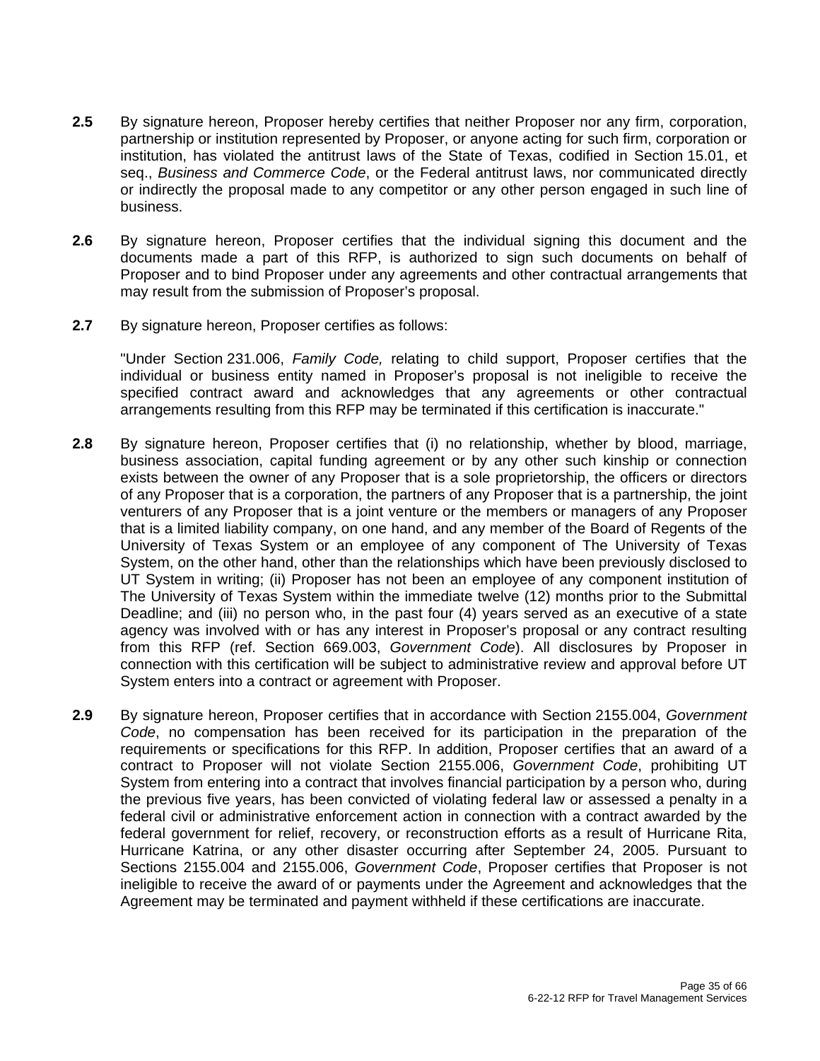**2.5** By signature hereon, Proposer hereby certifies that neither Proposer nor any firm, corporation, partnership or institution represented by Proposer, or anyone acting for such firm, corporation or institution, has violated the antitrust laws of the State of Texas, codified in Section 15.01, et seq., *Business and Commerce Code*, or the Federal antitrust laws, nor communicated directly or indirectly the proposal made to any competitor or any other person engaged in such line of business.

**2.6** By signature hereon, Proposer certifies that the individual signing this document and the documents made a part of this RFP, is authorized to sign such documents on behalf of Proposer and to bind Proposer under any agreements and other contractual arrangements that may result from the submission of Proposer's proposal.

**2.7** By signature hereon, Proposer certifies as follows:

"Under Section 231.006, *Family Code,* relating to child support, Proposer certifies that the individual or business entity named in Proposer's proposal is not ineligible to receive the specified contract award and acknowledges that any agreements or other contractual arrangements resulting from this RFP may be terminated if this certification is inaccurate."

**2.8** By signature hereon, Proposer certifies that (i) no relationship, whether by blood, marriage, business association, capital funding agreement or by any other such kinship or connection exists between the owner of any Proposer that is a sole proprietorship, the officers or directors of any Proposer that is a corporation, the partners of any Proposer that is a partnership, the joint venturers of any Proposer that is a joint venture or the members or managers of any Proposer that is a limited liability company, on one hand, and any member of the Board of Regents of the University of Texas System or an employee of any component of The University of Texas System, on the other hand, other than the relationships which have been previously disclosed to UT System in writing; (ii) Proposer has not been an employee of any component institution of The University of Texas System within the immediate twelve (12) months prior to the Submittal Deadline; and (iii) no person who, in the past four (4) years served as an executive of a state agency was involved with or has any interest in Proposer's proposal or any contract resulting from this RFP (ref. Section 669.003, *Government Code*). All disclosures by Proposer in connection with this certification will be subject to administrative review and approval before UT System enters into a contract or agreement with Proposer.

**2.9** By signature hereon, Proposer certifies that in accordance with Section 2155.004, *Government Code*, no compensation has been received for its participation in the preparation of the requirements or specifications for this RFP. In addition, Proposer certifies that an award of a contract to Proposer will not violate Section 2155.006, *Government Code*, prohibiting UT System from entering into a contract that involves financial participation by a person who, during the previous five years, has been convicted of violating federal law or assessed a penalty in a federal civil or administrative enforcement action in connection with a contract awarded by the federal government for relief, recovery, or reconstruction efforts as a result of Hurricane Rita, Hurricane Katrina, or any other disaster occurring after September 24, 2005. Pursuant to Sections 2155.004 and 2155.006, *Government Code*, Proposer certifies that Proposer is not ineligible to receive the award of or payments under the Agreement and acknowledges that the Agreement may be terminated and payment withheld if these certifications are inaccurate.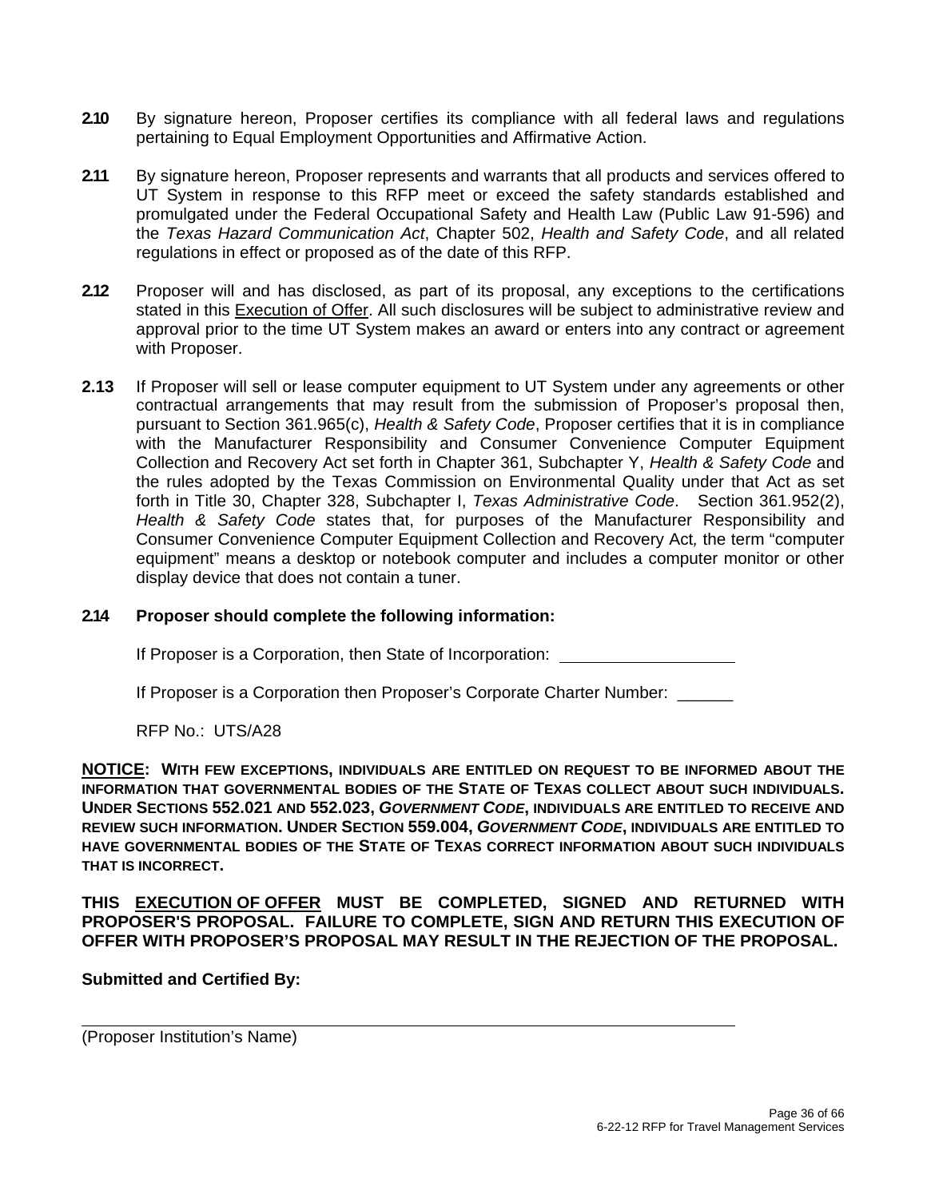**2.10** By signature hereon, Proposer certifies its compliance with all federal laws and regulations pertaining to Equal Employment Opportunities and Affirmative Action.

**2.11** By signature hereon, Proposer represents and warrants that all products and services offered to UT System in response to this RFP meet or exceed the safety standards established and promulgated under the Federal Occupational Safety and Health Law (Public Law 91-596) and the *Texas Hazard Communication Act*, Chapter 502, *Health and Safety Code*, and all related regulations in effect or proposed as of the date of this RFP.

**2.12** Proposer will and has disclosed, as part of its proposal, any exceptions to the certifications stated in this <u>Execution of Offer</u>. All such disclosures will be subject to administrative review and approval prior to the time UT System makes an award or enters into any contract or agreement with Proposer.

**2.13** If Proposer will sell or lease computer equipment to UT System under any agreements or other contractual arrangements that may result from the submission of Proposer's proposal then, pursuant to Section 361.965(c), *Health & Safety Code*, Proposer certifies that it is in compliance with the Manufacturer Responsibility and Consumer Convenience Computer Equipment Collection and Recovery Act set forth in Chapter 361, Subchapter Y, *Health & Safety Code* and the rules adopted by the Texas Commission on Environmental Quality under that Act as set forth in Title 30, Chapter 328, Subchapter I, *Texas Administrative Code*. Section 361.952(2), *Health & Safety Code* states that, for purposes of the Manufacturer Responsibility and Consumer Convenience Computer Equipment Collection and Recovery Act, the term "computer equipment" means a desktop or notebook computer and includes a computer monitor or other display device that does not contain a tuner.

**2.14 Proposer should complete the following information:**

If Proposer is a Corporation, then State of Incorporation: ___________________

If Proposer is a Corporation then Proposer's Corporate Charter Number: ______

RFP No.: UTS/A28

**<u>NOTICE</u>: WITH FEW EXCEPTIONS, INDIVIDUALS ARE ENTITLED ON REQUEST TO BE INFORMED ABOUT THE INFORMATION THAT GOVERNMENTAL BODIES OF THE STATE OF TEXAS COLLECT ABOUT SUCH INDIVIDUALS. UNDER SECTIONS 552.021 AND 552.023, *GOVERNMENT CODE*, INDIVIDUALS ARE ENTITLED TO RECEIVE AND REVIEW SUCH INFORMATION. UNDER SECTION 559.004, *GOVERNMENT CODE*, INDIVIDUALS ARE ENTITLED TO HAVE GOVERNMENTAL BODIES OF THE STATE OF TEXAS CORRECT INFORMATION ABOUT SUCH INDIVIDUALS THAT IS INCORRECT.**

**THIS <u>EXECUTION OF OFFER</u> MUST BE COMPLETED, SIGNED AND RETURNED WITH PROPOSER'S PROPOSAL. FAILURE TO COMPLETE, SIGN AND RETURN THIS EXECUTION OF OFFER WITH PROPOSER'S PROPOSAL MAY RESULT IN THE REJECTION OF THE PROPOSAL.**

**Submitted and Certified By:**

_____________________________________________________________

(Proposer Institution's Name)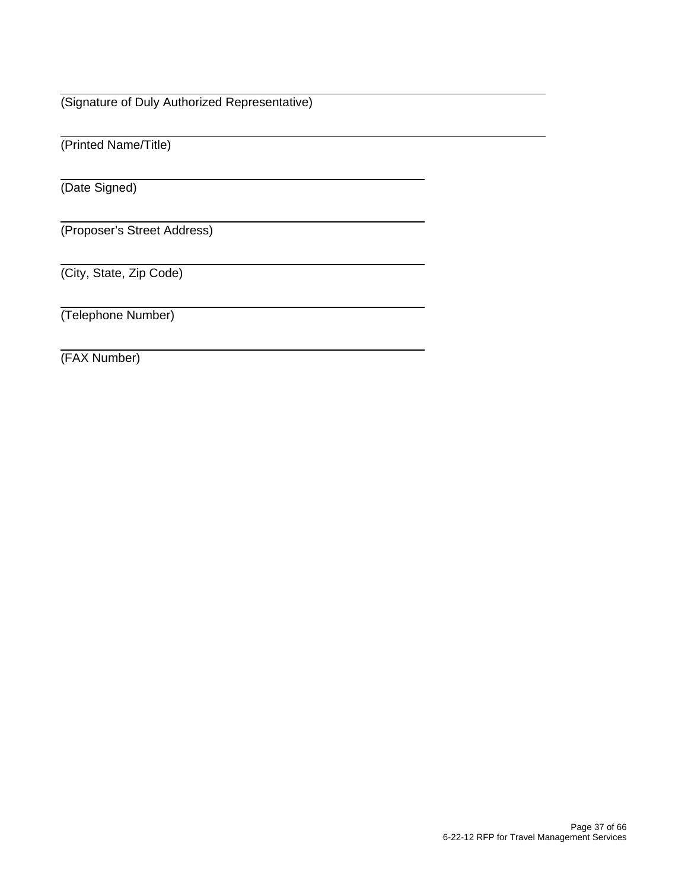______________________________________________________________
(Signature of Duly Authorized Representative)

______________________________________________________________
(Printed Name/Title)

____________________________________________
(Date Signed)

____________________________________________
(Proposer's Street Address)

____________________________________________
(City, State, Zip Code)

____________________________________________
(Telephone Number)

____________________________________________
(FAX Number)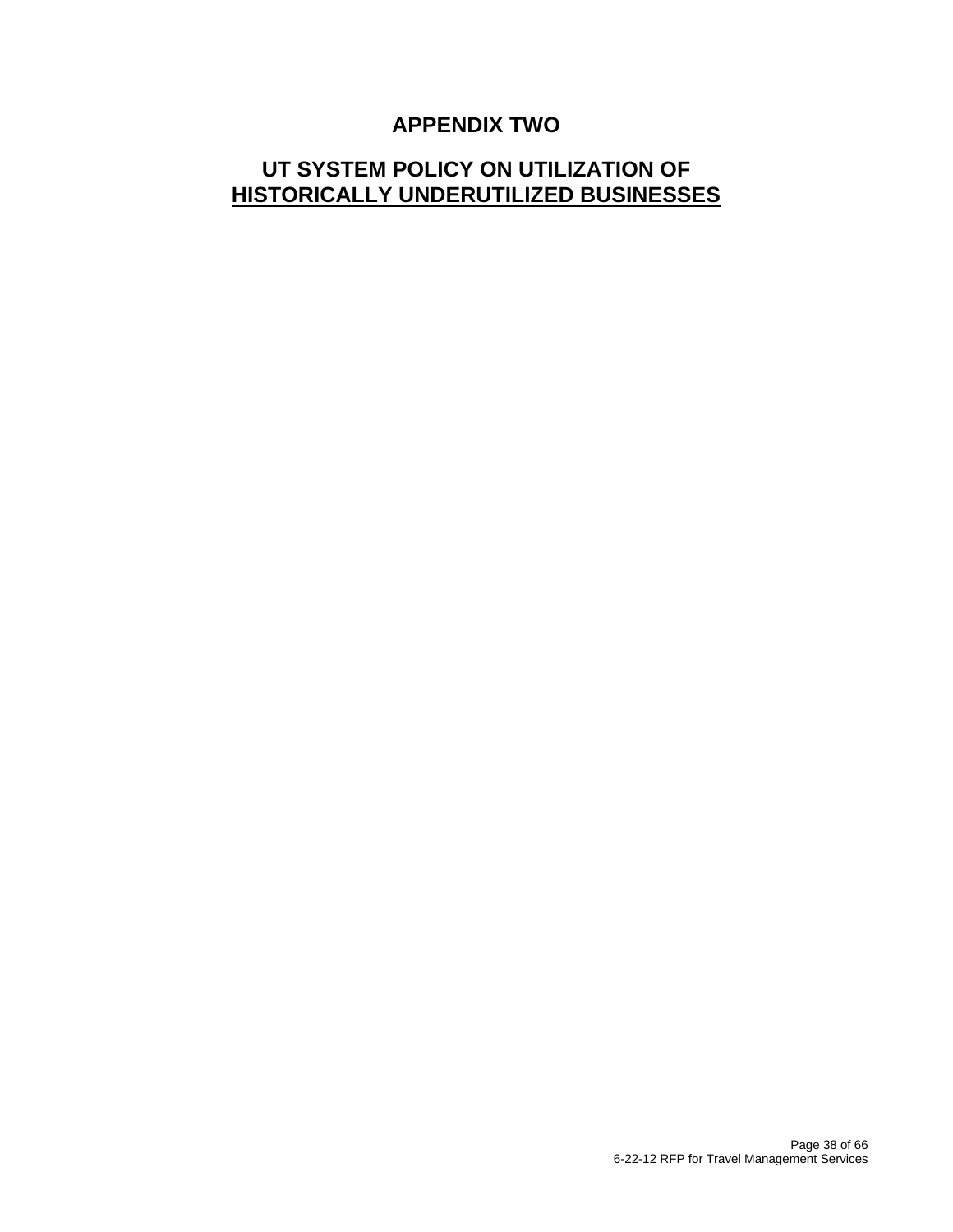# APPENDIX TWO

## UT SYSTEM POLICY ON UTILIZATION OF HISTORICALLY UNDERUTILIZED BUSINESSES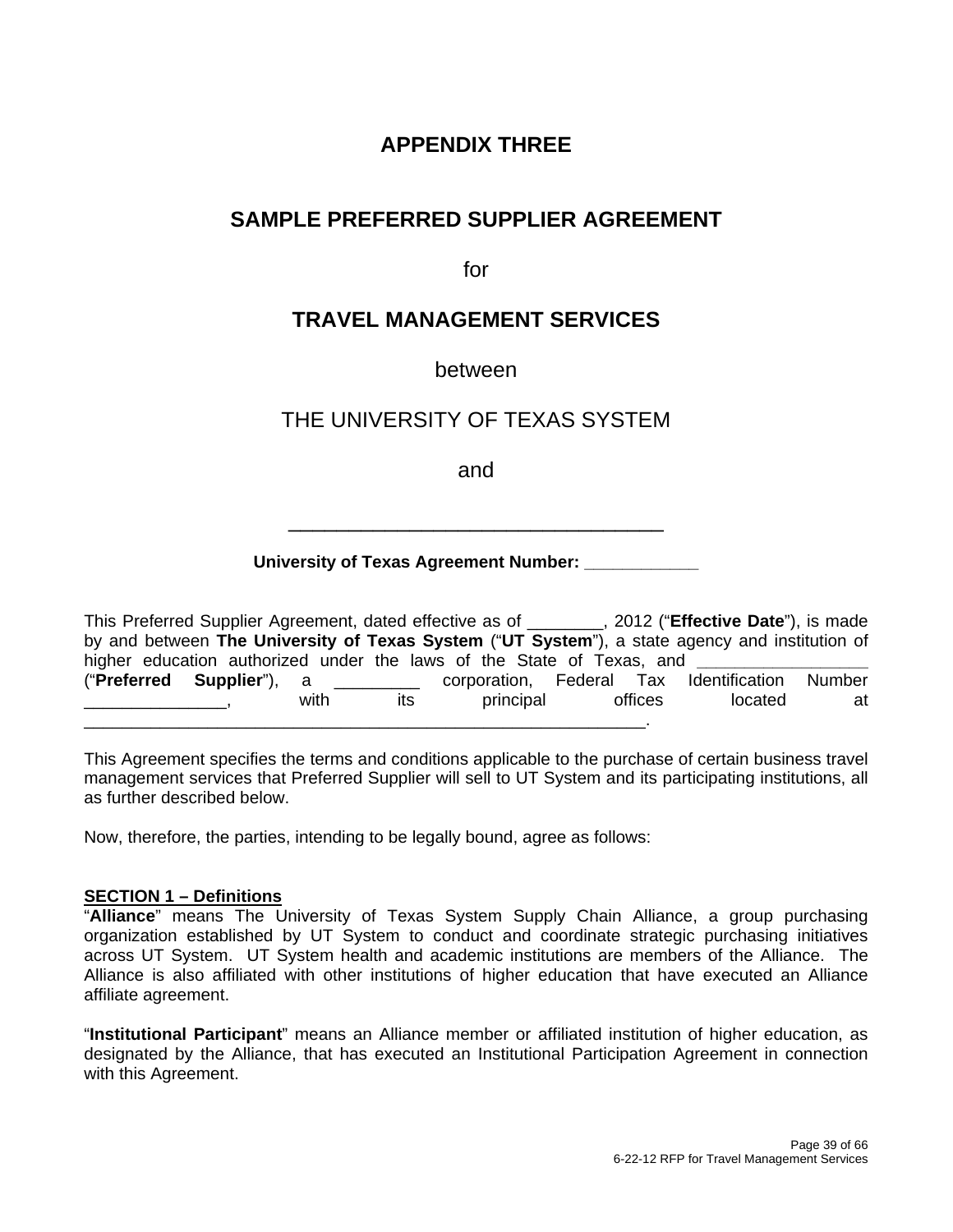# APPENDIX THREE

## SAMPLE PREFERRED SUPPLIER AGREEMENT

for

## TRAVEL MANAGEMENT SERVICES

between

THE UNIVERSITY OF TEXAS SYSTEM

and

\_\_\_\_\_\_\_\_\_\_\_\_\_\_\_\_\_\_\_\_\_\_\_\_\_\_\_\_\_\_\_\_\_\_

**University of Texas Agreement Number: \_\_\_\_\_\_\_\_\_\_\_\_**

This Preferred Supplier Agreement, dated effective as of \_\_\_\_\_\_\_\_, 2012 ("**Effective Date**"), is made by and between **The University of Texas System** ("**UT System**"), a state agency and institution of higher education authorized under the laws of the State of Texas, and \_\_\_\_\_\_\_\_\_\_\_\_\_\_\_\_\_\_ ("**Preferred Supplier**"), a \_\_\_\_\_\_\_\_\_ corporation, Federal Tax Identification Number \_\_\_\_\_\_\_\_\_\_\_\_\_\_\_, with its principal offices located at \_\_\_\_\_\_\_\_\_\_\_\_\_\_\_\_\_\_\_\_\_\_\_\_\_\_\_\_\_\_\_\_\_\_\_\_\_\_\_\_\_\_\_\_\_\_\_\_\_\_\_\_\_\_\_\_\_\_\_\_\_\_.

This Agreement specifies the terms and conditions applicable to the purchase of certain business travel management services that Preferred Supplier will sell to UT System and its participating institutions, all as further described below.

Now, therefore, the parties, intending to be legally bound, agree as follows:

**SECTION 1 – Definitions**

"**Alliance**" means The University of Texas System Supply Chain Alliance, a group purchasing organization established by UT System to conduct and coordinate strategic purchasing initiatives across UT System. UT System health and academic institutions are members of the Alliance. The Alliance is also affiliated with other institutions of higher education that have executed an Alliance affiliate agreement.

"**Institutional Participant**" means an Alliance member or affiliated institution of higher education, as designated by the Alliance, that has executed an Institutional Participation Agreement in connection with this Agreement.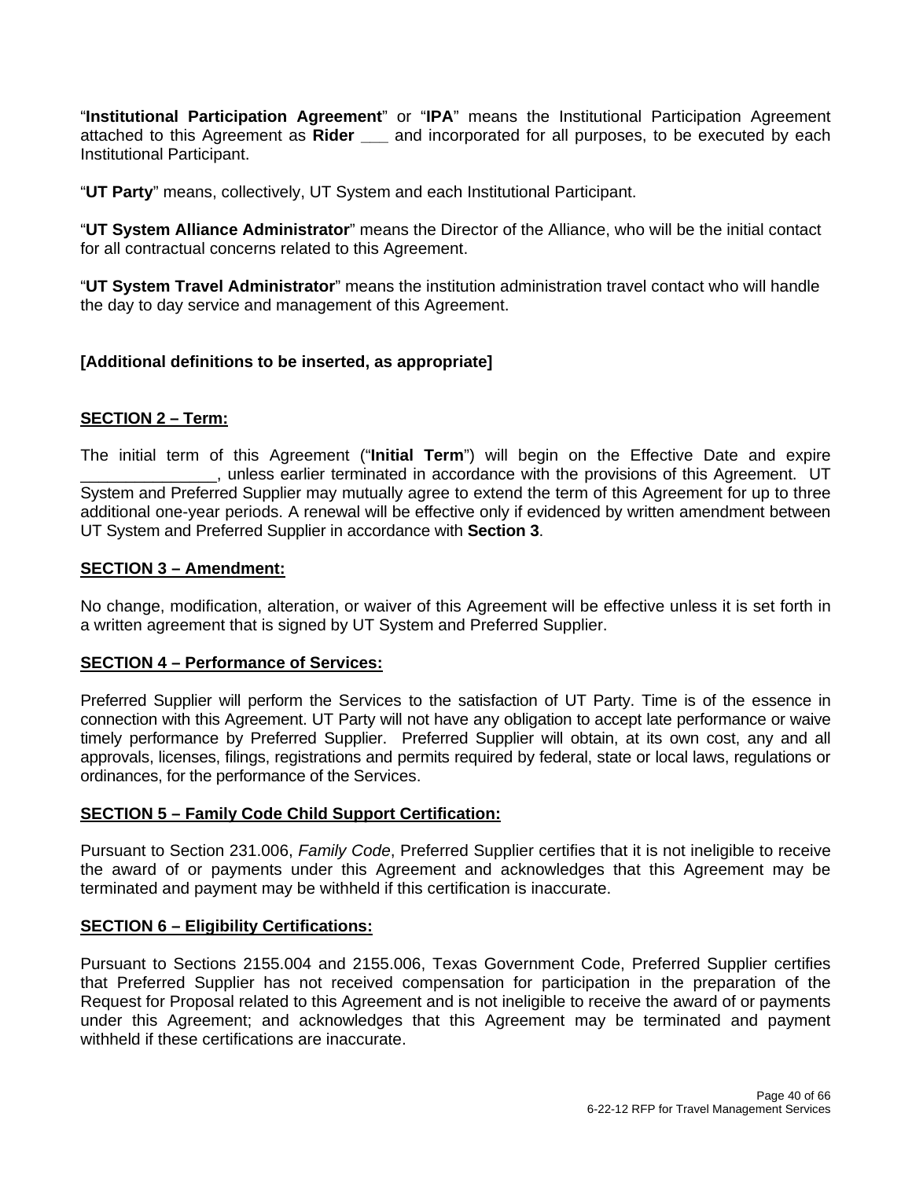"**Institutional Participation Agreement**" or "**IPA**" means the Institutional Participation Agreement attached to this Agreement as **Rider ___** and incorporated for all purposes, to be executed by each Institutional Participant.

"**UT Party**" means, collectively, UT System and each Institutional Participant.

"**UT System Alliance Administrator**" means the Director of the Alliance, who will be the initial contact for all contractual concerns related to this Agreement.

"**UT System Travel Administrator**" means the institution administration travel contact who will handle the day to day service and management of this Agreement.

**[Additional definitions to be inserted, as appropriate]**

**SECTION 2 – Term:**

The initial term of this Agreement ("**Initial Term**") will begin on the Effective Date and expire _______________, unless earlier terminated in accordance with the provisions of this Agreement. UT System and Preferred Supplier may mutually agree to extend the term of this Agreement for up to three additional one-year periods. A renewal will be effective only if evidenced by written amendment between UT System and Preferred Supplier in accordance with **Section 3**.

**SECTION 3 – Amendment:**

No change, modification, alteration, or waiver of this Agreement will be effective unless it is set forth in a written agreement that is signed by UT System and Preferred Supplier.

**SECTION 4 – Performance of Services:**

Preferred Supplier will perform the Services to the satisfaction of UT Party. Time is of the essence in connection with this Agreement. UT Party will not have any obligation to accept late performance or waive timely performance by Preferred Supplier. Preferred Supplier will obtain, at its own cost, any and all approvals, licenses, filings, registrations and permits required by federal, state or local laws, regulations or ordinances, for the performance of the Services.

**SECTION 5 – Family Code Child Support Certification:**

Pursuant to Section 231.006, *Family Code*, Preferred Supplier certifies that it is not ineligible to receive the award of or payments under this Agreement and acknowledges that this Agreement may be terminated and payment may be withheld if this certification is inaccurate.

**SECTION 6 – Eligibility Certifications:**

Pursuant to Sections 2155.004 and 2155.006, Texas Government Code, Preferred Supplier certifies that Preferred Supplier has not received compensation for participation in the preparation of the Request for Proposal related to this Agreement and is not ineligible to receive the award of or payments under this Agreement; and acknowledges that this Agreement may be terminated and payment withheld if these certifications are inaccurate.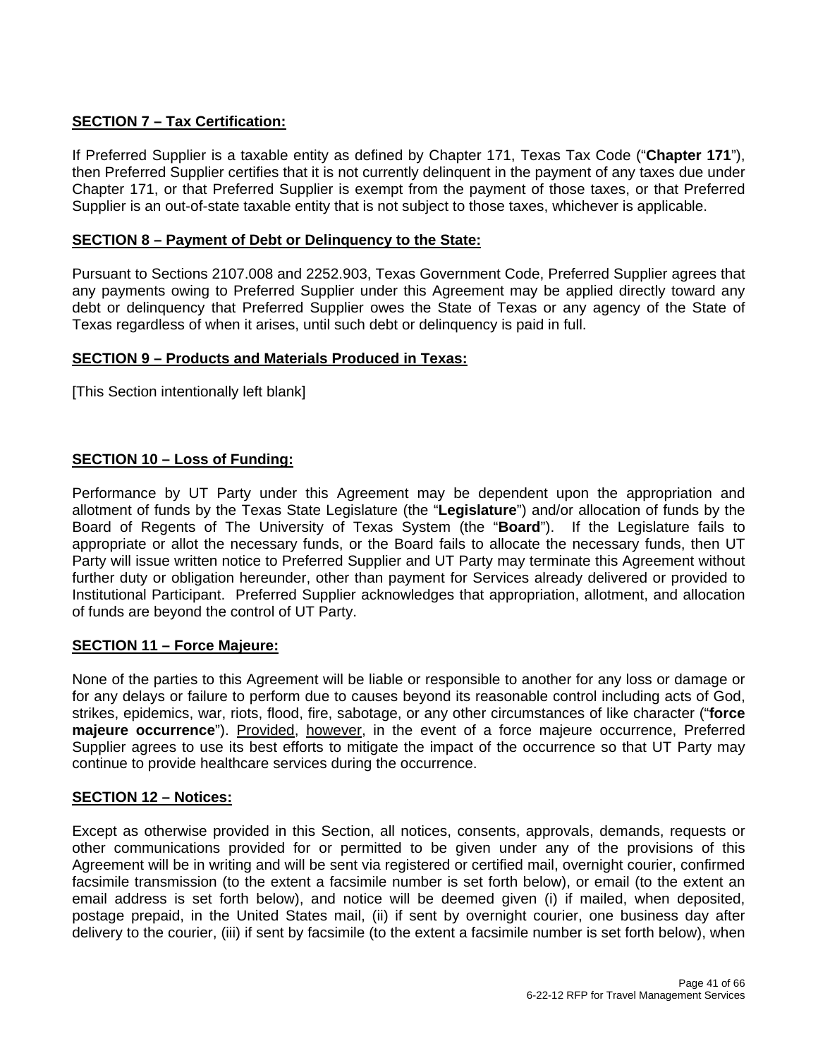**SECTION 7 – Tax Certification:**

If Preferred Supplier is a taxable entity as defined by Chapter 171, Texas Tax Code ("**Chapter 171**"), then Preferred Supplier certifies that it is not currently delinquent in the payment of any taxes due under Chapter 171, or that Preferred Supplier is exempt from the payment of those taxes, or that Preferred Supplier is an out-of-state taxable entity that is not subject to those taxes, whichever is applicable.

**SECTION 8 – Payment of Debt or Delinquency to the State:**

Pursuant to Sections 2107.008 and 2252.903, Texas Government Code, Preferred Supplier agrees that any payments owing to Preferred Supplier under this Agreement may be applied directly toward any debt or delinquency that Preferred Supplier owes the State of Texas or any agency of the State of Texas regardless of when it arises, until such debt or delinquency is paid in full.

**SECTION 9 – Products and Materials Produced in Texas:**

[This Section intentionally left blank]

**SECTION 10 – Loss of Funding:**

Performance by UT Party under this Agreement may be dependent upon the appropriation and allotment of funds by the Texas State Legislature (the "**Legislature**") and/or allocation of funds by the Board of Regents of The University of Texas System (the "**Board**"). If the Legislature fails to appropriate or allot the necessary funds, or the Board fails to allocate the necessary funds, then UT Party will issue written notice to Preferred Supplier and UT Party may terminate this Agreement without further duty or obligation hereunder, other than payment for Services already delivered or provided to Institutional Participant. Preferred Supplier acknowledges that appropriation, allotment, and allocation of funds are beyond the control of UT Party.

**SECTION 11 – Force Majeure:**

None of the parties to this Agreement will be liable or responsible to another for any loss or damage or for any delays or failure to perform due to causes beyond its reasonable control including acts of God, strikes, epidemics, war, riots, flood, fire, sabotage, or any other circumstances of like character ("**force majeure occurrence**"). Provided, however, in the event of a force majeure occurrence, Preferred Supplier agrees to use its best efforts to mitigate the impact of the occurrence so that UT Party may continue to provide healthcare services during the occurrence.

**SECTION 12 – Notices:**

Except as otherwise provided in this Section, all notices, consents, approvals, demands, requests or other communications provided for or permitted to be given under any of the provisions of this Agreement will be in writing and will be sent via registered or certified mail, overnight courier, confirmed facsimile transmission (to the extent a facsimile number is set forth below), or email (to the extent an email address is set forth below), and notice will be deemed given (i) if mailed, when deposited, postage prepaid, in the United States mail, (ii) if sent by overnight courier, one business day after delivery to the courier, (iii) if sent by facsimile (to the extent a facsimile number is set forth below), when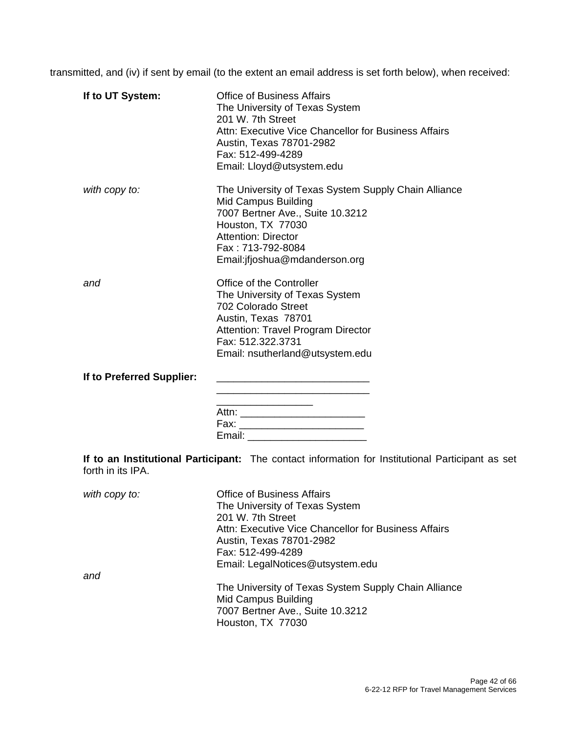transmitted, and (iv) if sent by email (to the extent an email address is set forth below), when received:

**If to UT System:**

Office of Business Affairs
The University of Texas System
201 W. 7th Street
Attn: Executive Vice Chancellor for Business Affairs
Austin, Texas 78701-2982
Fax: 512-499-4289
Email: Lloyd@utsystem.edu

*with copy to:*

The University of Texas System Supply Chain Alliance
Mid Campus Building
7007 Bertner Ave., Suite 10.3212
Houston, TX 77030
Attention: Director
Fax : 713-792-8084
Email:jfjoshua@mdanderson.org

*and*

Office of the Controller
The University of Texas System
702 Colorado Street
Austin, Texas 78701
Attention: Travel Program Director
Fax: 512.322.3731
Email: nsutherland@utsystem.edu

**If to Preferred Supplier:**

___________________________
___________________________
_________________
Attn: ______________________
Fax: ______________________
Email: _____________________

**If to an Institutional Participant:** The contact information for Institutional Participant as set forth in its IPA.

*with copy to:*

Office of Business Affairs
The University of Texas System
201 W. 7th Street
Attn: Executive Vice Chancellor for Business Affairs
Austin, Texas 78701-2982
Fax: 512-499-4289
Email: LegalNotices@utsystem.edu

*and*

The University of Texas System Supply Chain Alliance
Mid Campus Building
7007 Bertner Ave., Suite 10.3212
Houston, TX 77030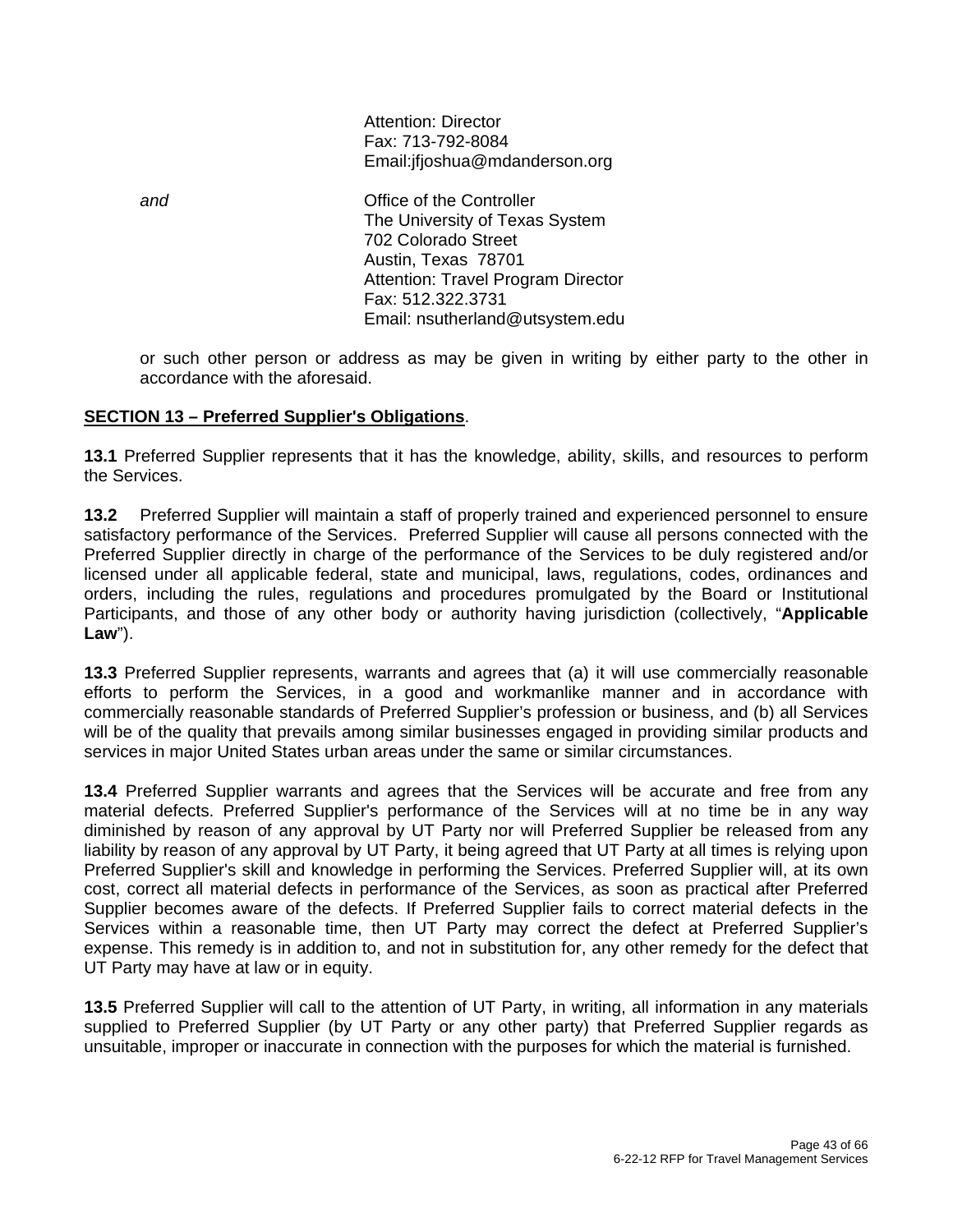Attention: Director
Fax: 713-792-8084
Email:jfjoshua@mdanderson.org

*and*

Office of the Controller
The University of Texas System
702 Colorado Street
Austin, Texas 78701
Attention: Travel Program Director
Fax: 512.322.3731
Email: nsutherland@utsystem.edu

or such other person or address as may be given in writing by either party to the other in accordance with the aforesaid.

**SECTION 13 – Preferred Supplier's Obligations**.

**13.1** Preferred Supplier represents that it has the knowledge, ability, skills, and resources to perform the Services.

**13.2** Preferred Supplier will maintain a staff of properly trained and experienced personnel to ensure satisfactory performance of the Services. Preferred Supplier will cause all persons connected with the Preferred Supplier directly in charge of the performance of the Services to be duly registered and/or licensed under all applicable federal, state and municipal, laws, regulations, codes, ordinances and orders, including the rules, regulations and procedures promulgated by the Board or Institutional Participants, and those of any other body or authority having jurisdiction (collectively, "**Applicable Law**").

**13.3** Preferred Supplier represents, warrants and agrees that (a) it will use commercially reasonable efforts to perform the Services, in a good and workmanlike manner and in accordance with commercially reasonable standards of Preferred Supplier's profession or business, and (b) all Services will be of the quality that prevails among similar businesses engaged in providing similar products and services in major United States urban areas under the same or similar circumstances.

**13.4** Preferred Supplier warrants and agrees that the Services will be accurate and free from any material defects. Preferred Supplier's performance of the Services will at no time be in any way diminished by reason of any approval by UT Party nor will Preferred Supplier be released from any liability by reason of any approval by UT Party, it being agreed that UT Party at all times is relying upon Preferred Supplier's skill and knowledge in performing the Services. Preferred Supplier will, at its own cost, correct all material defects in performance of the Services, as soon as practical after Preferred Supplier becomes aware of the defects. If Preferred Supplier fails to correct material defects in the Services within a reasonable time, then UT Party may correct the defect at Preferred Supplier's expense. This remedy is in addition to, and not in substitution for, any other remedy for the defect that UT Party may have at law or in equity.

**13.5** Preferred Supplier will call to the attention of UT Party, in writing, all information in any materials supplied to Preferred Supplier (by UT Party or any other party) that Preferred Supplier regards as unsuitable, improper or inaccurate in connection with the purposes for which the material is furnished.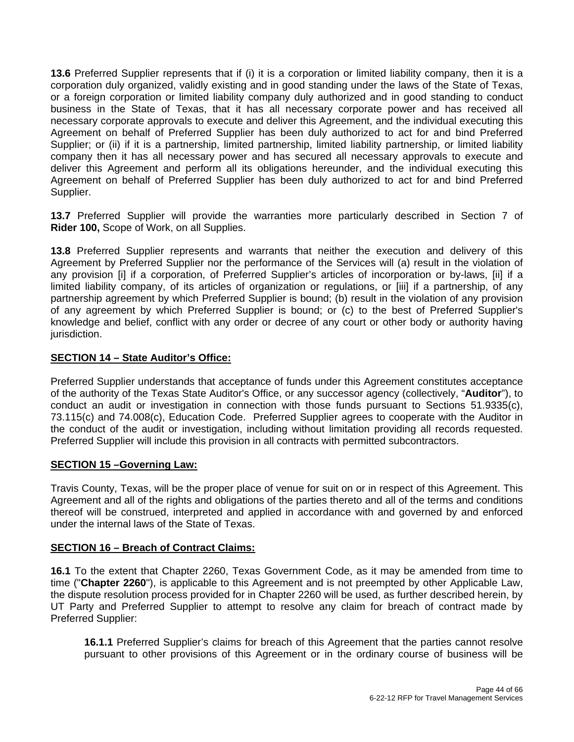**13.6** Preferred Supplier represents that if (i) it is a corporation or limited liability company, then it is a corporation duly organized, validly existing and in good standing under the laws of the State of Texas, or a foreign corporation or limited liability company duly authorized and in good standing to conduct business in the State of Texas, that it has all necessary corporate power and has received all necessary corporate approvals to execute and deliver this Agreement, and the individual executing this Agreement on behalf of Preferred Supplier has been duly authorized to act for and bind Preferred Supplier; or (ii) if it is a partnership, limited partnership, limited liability partnership, or limited liability company then it has all necessary power and has secured all necessary approvals to execute and deliver this Agreement and perform all its obligations hereunder, and the individual executing this Agreement on behalf of Preferred Supplier has been duly authorized to act for and bind Preferred Supplier.

**13.7** Preferred Supplier will provide the warranties more particularly described in Section 7 of **Rider 100,** Scope of Work, on all Supplies.

**13.8** Preferred Supplier represents and warrants that neither the execution and delivery of this Agreement by Preferred Supplier nor the performance of the Services will (a) result in the violation of any provision [i] if a corporation, of Preferred Supplier's articles of incorporation or by-laws, [ii] if a limited liability company, of its articles of organization or regulations, or [iii] if a partnership, of any partnership agreement by which Preferred Supplier is bound; (b) result in the violation of any provision of any agreement by which Preferred Supplier is bound; or (c) to the best of Preferred Supplier's knowledge and belief, conflict with any order or decree of any court or other body or authority having jurisdiction.

## SECTION 14 – State Auditor's Office:

Preferred Supplier understands that acceptance of funds under this Agreement constitutes acceptance of the authority of the Texas State Auditor's Office, or any successor agency (collectively, "**Auditor**"), to conduct an audit or investigation in connection with those funds pursuant to Sections 51.9335(c), 73.115(c) and 74.008(c), Education Code. Preferred Supplier agrees to cooperate with the Auditor in the conduct of the audit or investigation, including without limitation providing all records requested. Preferred Supplier will include this provision in all contracts with permitted subcontractors.

## SECTION 15 –Governing Law:

Travis County, Texas, will be the proper place of venue for suit on or in respect of this Agreement. This Agreement and all of the rights and obligations of the parties thereto and all of the terms and conditions thereof will be construed, interpreted and applied in accordance with and governed by and enforced under the internal laws of the State of Texas.

## SECTION 16 – Breach of Contract Claims:

**16.1** To the extent that Chapter 2260, Texas Government Code, as it may be amended from time to time ("**Chapter 2260**"), is applicable to this Agreement and is not preempted by other Applicable Law, the dispute resolution process provided for in Chapter 2260 will be used, as further described herein, by UT Party and Preferred Supplier to attempt to resolve any claim for breach of contract made by Preferred Supplier:

**16.1.1** Preferred Supplier's claims for breach of this Agreement that the parties cannot resolve pursuant to other provisions of this Agreement or in the ordinary course of business will be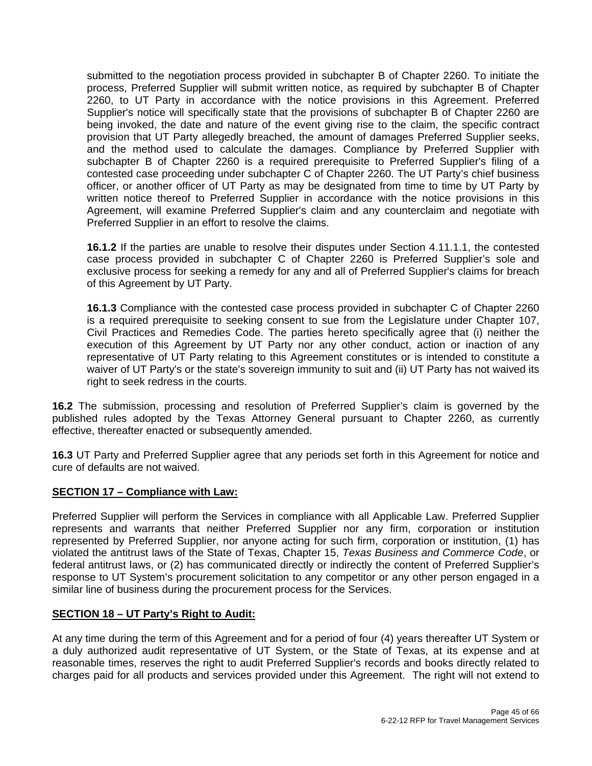submitted to the negotiation process provided in subchapter B of Chapter 2260. To initiate the process, Preferred Supplier will submit written notice, as required by subchapter B of Chapter 2260, to UT Party in accordance with the notice provisions in this Agreement. Preferred Supplier's notice will specifically state that the provisions of subchapter B of Chapter 2260 are being invoked, the date and nature of the event giving rise to the claim, the specific contract provision that UT Party allegedly breached, the amount of damages Preferred Supplier seeks, and the method used to calculate the damages. Compliance by Preferred Supplier with subchapter B of Chapter 2260 is a required prerequisite to Preferred Supplier's filing of a contested case proceeding under subchapter C of Chapter 2260. The UT Party's chief business officer, or another officer of UT Party as may be designated from time to time by UT Party by written notice thereof to Preferred Supplier in accordance with the notice provisions in this Agreement, will examine Preferred Supplier's claim and any counterclaim and negotiate with Preferred Supplier in an effort to resolve the claims.

**16.1.2** If the parties are unable to resolve their disputes under Section 4.11.1.1, the contested case process provided in subchapter C of Chapter 2260 is Preferred Supplier's sole and exclusive process for seeking a remedy for any and all of Preferred Supplier's claims for breach of this Agreement by UT Party.

**16.1.3** Compliance with the contested case process provided in subchapter C of Chapter 2260 is a required prerequisite to seeking consent to sue from the Legislature under Chapter 107, Civil Practices and Remedies Code. The parties hereto specifically agree that (i) neither the execution of this Agreement by UT Party nor any other conduct, action or inaction of any representative of UT Party relating to this Agreement constitutes or is intended to constitute a waiver of UT Party's or the state's sovereign immunity to suit and (ii) UT Party has not waived its right to seek redress in the courts.

**16.2** The submission, processing and resolution of Preferred Supplier's claim is governed by the published rules adopted by the Texas Attorney General pursuant to Chapter 2260, as currently effective, thereafter enacted or subsequently amended.

**16.3** UT Party and Preferred Supplier agree that any periods set forth in this Agreement for notice and cure of defaults are not waived.

## SECTION 17 – Compliance with Law:

Preferred Supplier will perform the Services in compliance with all Applicable Law. Preferred Supplier represents and warrants that neither Preferred Supplier nor any firm, corporation or institution represented by Preferred Supplier, nor anyone acting for such firm, corporation or institution, (1) has violated the antitrust laws of the State of Texas, Chapter 15, *Texas Business and Commerce Code*, or federal antitrust laws, or (2) has communicated directly or indirectly the content of Preferred Supplier's response to UT System's procurement solicitation to any competitor or any other person engaged in a similar line of business during the procurement process for the Services.

## SECTION 18 – UT Party's Right to Audit:

At any time during the term of this Agreement and for a period of four (4) years thereafter UT System or a duly authorized audit representative of UT System, or the State of Texas, at its expense and at reasonable times, reserves the right to audit Preferred Supplier's records and books directly related to charges paid for all products and services provided under this Agreement. The right will not extend to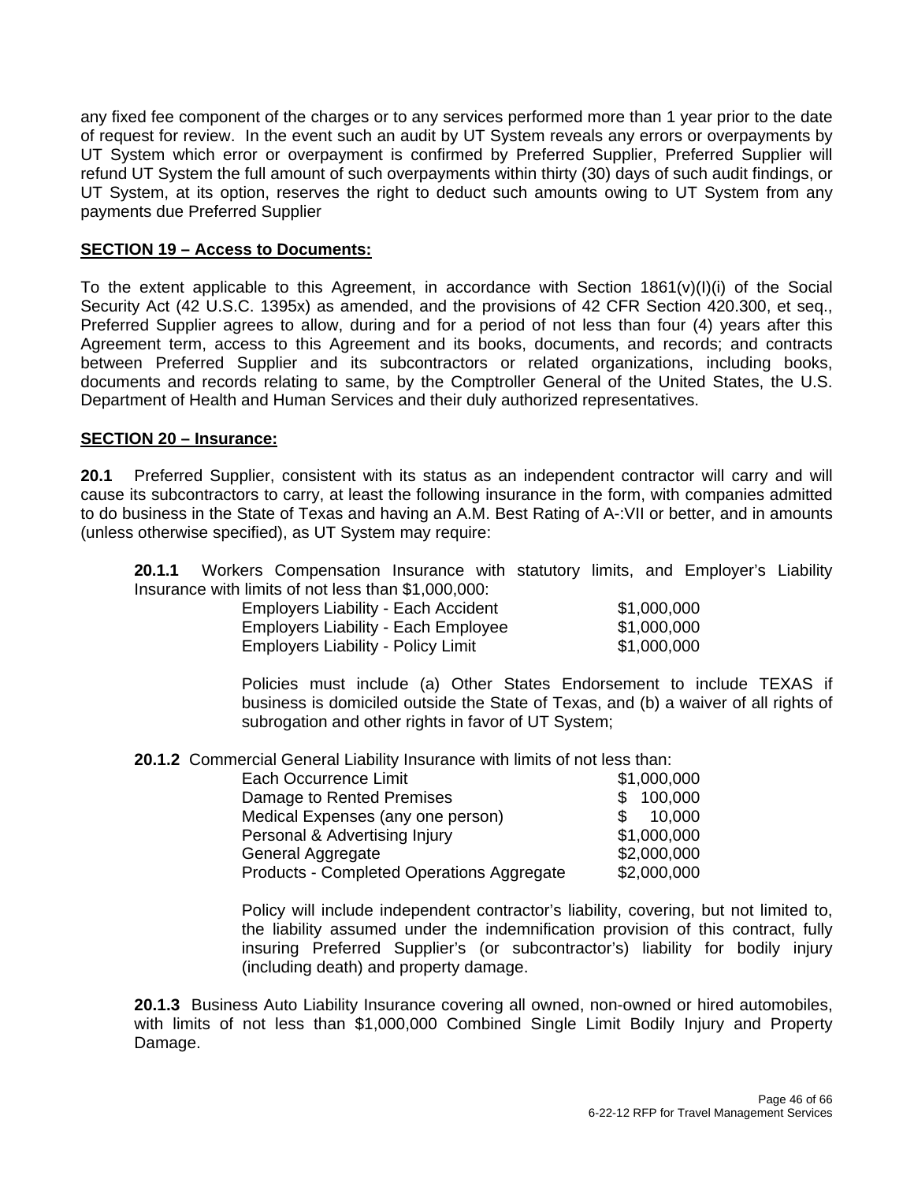any fixed fee component of the charges or to any services performed more than 1 year prior to the date of request for review. In the event such an audit by UT System reveals any errors or overpayments by UT System which error or overpayment is confirmed by Preferred Supplier, Preferred Supplier will refund UT System the full amount of such overpayments within thirty (30) days of such audit findings, or UT System, at its option, reserves the right to deduct such amounts owing to UT System from any payments due Preferred Supplier

**SECTION 19 – Access to Documents:**

To the extent applicable to this Agreement, in accordance with Section 1861(v)(I)(i) of the Social Security Act (42 U.S.C. 1395x) as amended, and the provisions of 42 CFR Section 420.300, et seq., Preferred Supplier agrees to allow, during and for a period of not less than four (4) years after this Agreement term, access to this Agreement and its books, documents, and records; and contracts between Preferred Supplier and its subcontractors or related organizations, including books, documents and records relating to same, by the Comptroller General of the United States, the U.S. Department of Health and Human Services and their duly authorized representatives.

**SECTION 20 – Insurance:**

**20.1** Preferred Supplier, consistent with its status as an independent contractor will carry and will cause its subcontractors to carry, at least the following insurance in the form, with companies admitted to do business in the State of Texas and having an A.M. Best Rating of A-:VII or better, and in amounts (unless otherwise specified), as UT System may require:

**20.1.1** Workers Compensation Insurance with statutory limits, and Employer's Liability Insurance with limits of not less than $1,000,000:

| | |
|---|---|
| Employers Liability - Each Accident | $1,000,000 |
| Employers Liability - Each Employee | $1,000,000 |
| Employers Liability - Policy Limit | $1,000,000 |

Policies must include (a) Other States Endorsement to include TEXAS if business is domiciled outside the State of Texas, and (b) a waiver of all rights of subrogation and other rights in favor of UT System;

**20.1.2** Commercial General Liability Insurance with limits of not less than:

| | |
|---|---|
| Each Occurrence Limit | $1,000,000 |
| Damage to Rented Premises | $ 100,000 |
| Medical Expenses (any one person) | $ 10,000 |
| Personal & Advertising Injury | $1,000,000 |
| General Aggregate | $2,000,000 |
| Products - Completed Operations Aggregate | $2,000,000 |

Policy will include independent contractor's liability, covering, but not limited to, the liability assumed under the indemnification provision of this contract, fully insuring Preferred Supplier's (or subcontractor's) liability for bodily injury (including death) and property damage.

**20.1.3** Business Auto Liability Insurance covering all owned, non-owned or hired automobiles, with limits of not less than $1,000,000 Combined Single Limit Bodily Injury and Property Damage.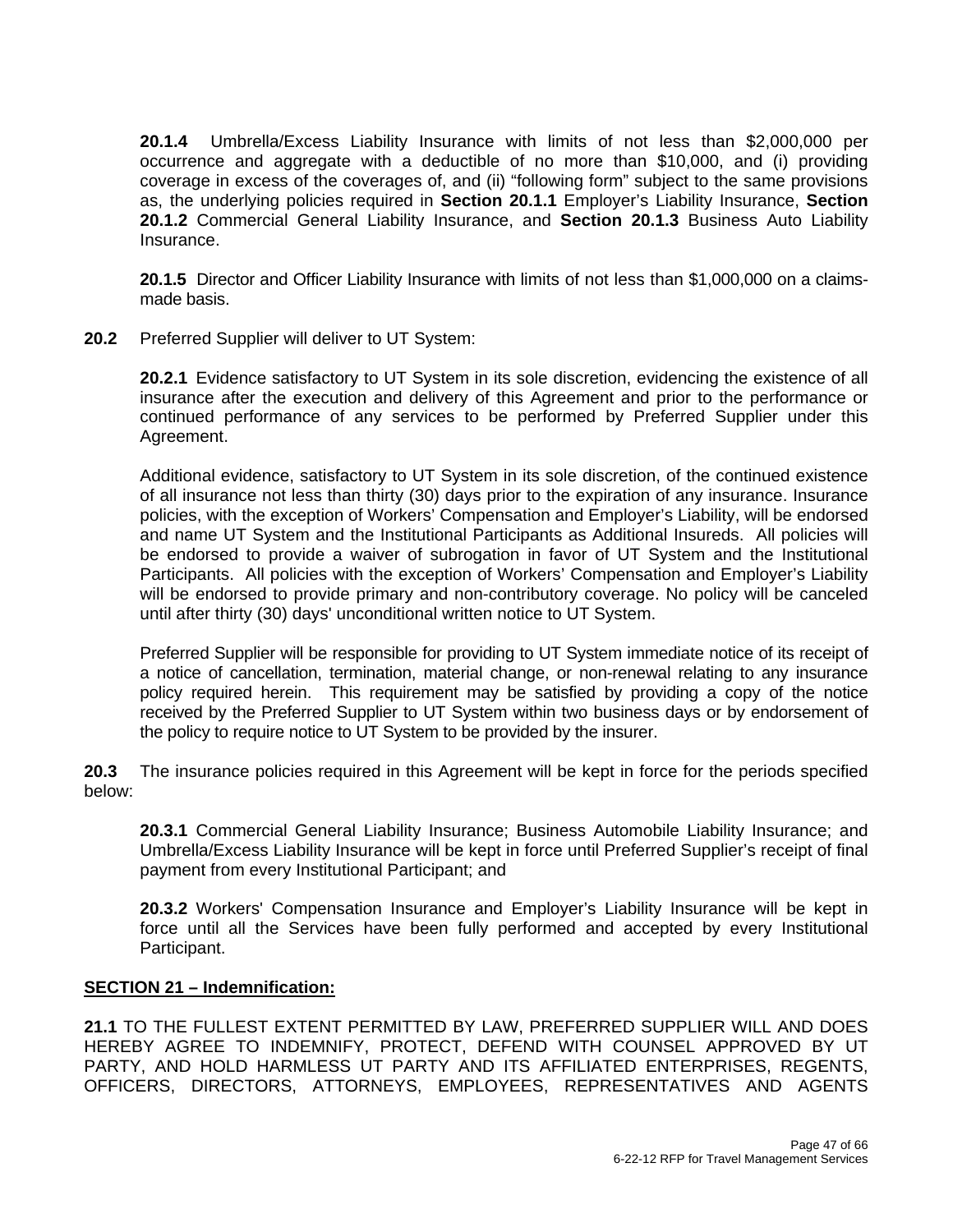**20.1.4** Umbrella/Excess Liability Insurance with limits of not less than $2,000,000 per occurrence and aggregate with a deductible of no more than $10,000, and (i) providing coverage in excess of the coverages of, and (ii) "following form" subject to the same provisions as, the underlying policies required in **Section 20.1.1** Employer's Liability Insurance, **Section 20.1.2** Commercial General Liability Insurance, and **Section 20.1.3** Business Auto Liability Insurance.

**20.1.5** Director and Officer Liability Insurance with limits of not less than $1,000,000 on a claims-made basis.

**20.2** Preferred Supplier will deliver to UT System:

**20.2.1** Evidence satisfactory to UT System in its sole discretion, evidencing the existence of all insurance after the execution and delivery of this Agreement and prior to the performance or continued performance of any services to be performed by Preferred Supplier under this Agreement.

Additional evidence, satisfactory to UT System in its sole discretion, of the continued existence of all insurance not less than thirty (30) days prior to the expiration of any insurance. Insurance policies, with the exception of Workers' Compensation and Employer's Liability, will be endorsed and name UT System and the Institutional Participants as Additional Insureds. All policies will be endorsed to provide a waiver of subrogation in favor of UT System and the Institutional Participants. All policies with the exception of Workers' Compensation and Employer's Liability will be endorsed to provide primary and non-contributory coverage. No policy will be canceled until after thirty (30) days' unconditional written notice to UT System.

Preferred Supplier will be responsible for providing to UT System immediate notice of its receipt of a notice of cancellation, termination, material change, or non-renewal relating to any insurance policy required herein. This requirement may be satisfied by providing a copy of the notice received by the Preferred Supplier to UT System within two business days or by endorsement of the policy to require notice to UT System to be provided by the insurer.

**20.3** The insurance policies required in this Agreement will be kept in force for the periods specified below:

**20.3.1** Commercial General Liability Insurance; Business Automobile Liability Insurance; and Umbrella/Excess Liability Insurance will be kept in force until Preferred Supplier's receipt of final payment from every Institutional Participant; and

**20.3.2** Workers' Compensation Insurance and Employer's Liability Insurance will be kept in force until all the Services have been fully performed and accepted by every Institutional Participant.

## SECTION 21 – Indemnification:

**21.1** TO THE FULLEST EXTENT PERMITTED BY LAW, PREFERRED SUPPLIER WILL AND DOES HEREBY AGREE TO INDEMNIFY, PROTECT, DEFEND WITH COUNSEL APPROVED BY UT PARTY, AND HOLD HARMLESS UT PARTY AND ITS AFFILIATED ENTERPRISES, REGENTS, OFFICERS, DIRECTORS, ATTORNEYS, EMPLOYEES, REPRESENTATIVES AND AGENTS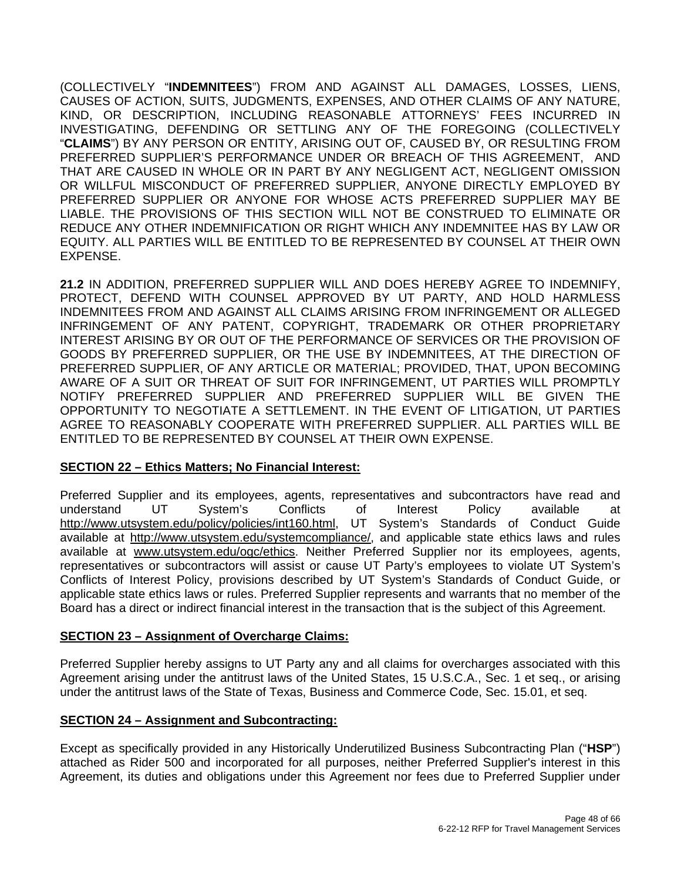(COLLECTIVELY "**INDEMNITEES**") FROM AND AGAINST ALL DAMAGES, LOSSES, LIENS, CAUSES OF ACTION, SUITS, JUDGMENTS, EXPENSES, AND OTHER CLAIMS OF ANY NATURE, KIND, OR DESCRIPTION, INCLUDING REASONABLE ATTORNEYS' FEES INCURRED IN INVESTIGATING, DEFENDING OR SETTLING ANY OF THE FOREGOING (COLLECTIVELY "**CLAIMS**") BY ANY PERSON OR ENTITY, ARISING OUT OF, CAUSED BY, OR RESULTING FROM PREFERRED SUPPLIER'S PERFORMANCE UNDER OR BREACH OF THIS AGREEMENT, AND THAT ARE CAUSED IN WHOLE OR IN PART BY ANY NEGLIGENT ACT, NEGLIGENT OMISSION OR WILLFUL MISCONDUCT OF PREFERRED SUPPLIER, ANYONE DIRECTLY EMPLOYED BY PREFERRED SUPPLIER OR ANYONE FOR WHOSE ACTS PREFERRED SUPPLIER MAY BE LIABLE. THE PROVISIONS OF THIS SECTION WILL NOT BE CONSTRUED TO ELIMINATE OR REDUCE ANY OTHER INDEMNIFICATION OR RIGHT WHICH ANY INDEMNITEE HAS BY LAW OR EQUITY. ALL PARTIES WILL BE ENTITLED TO BE REPRESENTED BY COUNSEL AT THEIR OWN EXPENSE.

**21.2** IN ADDITION, PREFERRED SUPPLIER WILL AND DOES HEREBY AGREE TO INDEMNIFY, PROTECT, DEFEND WITH COUNSEL APPROVED BY UT PARTY, AND HOLD HARMLESS INDEMNITEES FROM AND AGAINST ALL CLAIMS ARISING FROM INFRINGEMENT OR ALLEGED INFRINGEMENT OF ANY PATENT, COPYRIGHT, TRADEMARK OR OTHER PROPRIETARY INTEREST ARISING BY OR OUT OF THE PERFORMANCE OF SERVICES OR THE PROVISION OF GOODS BY PREFERRED SUPPLIER, OR THE USE BY INDEMNITEES, AT THE DIRECTION OF PREFERRED SUPPLIER, OF ANY ARTICLE OR MATERIAL; PROVIDED, THAT, UPON BECOMING AWARE OF A SUIT OR THREAT OF SUIT FOR INFRINGEMENT, UT PARTIES WILL PROMPTLY NOTIFY PREFERRED SUPPLIER AND PREFERRED SUPPLIER WILL BE GIVEN THE OPPORTUNITY TO NEGOTIATE A SETTLEMENT. IN THE EVENT OF LITIGATION, UT PARTIES AGREE TO REASONABLY COOPERATE WITH PREFERRED SUPPLIER. ALL PARTIES WILL BE ENTITLED TO BE REPRESENTED BY COUNSEL AT THEIR OWN EXPENSE.

**SECTION 22 – Ethics Matters; No Financial Interest:**

Preferred Supplier and its employees, agents, representatives and subcontractors have read and understand UT System's Conflicts of Interest Policy available at http://www.utsystem.edu/policy/policies/int160.html, UT System's Standards of Conduct Guide available at http://www.utsystem.edu/systemcompliance/, and applicable state ethics laws and rules available at www.utsystem.edu/ogc/ethics. Neither Preferred Supplier nor its employees, agents, representatives or subcontractors will assist or cause UT Party's employees to violate UT System's Conflicts of Interest Policy, provisions described by UT System's Standards of Conduct Guide, or applicable state ethics laws or rules. Preferred Supplier represents and warrants that no member of the Board has a direct or indirect financial interest in the transaction that is the subject of this Agreement.

**SECTION 23 – Assignment of Overcharge Claims:**

Preferred Supplier hereby assigns to UT Party any and all claims for overcharges associated with this Agreement arising under the antitrust laws of the United States, 15 U.S.C.A., Sec. 1 et seq., or arising under the antitrust laws of the State of Texas, Business and Commerce Code, Sec. 15.01, et seq.

**SECTION 24 – Assignment and Subcontracting:**

Except as specifically provided in any Historically Underutilized Business Subcontracting Plan ("**HSP**") attached as Rider 500 and incorporated for all purposes, neither Preferred Supplier's interest in this Agreement, its duties and obligations under this Agreement nor fees due to Preferred Supplier under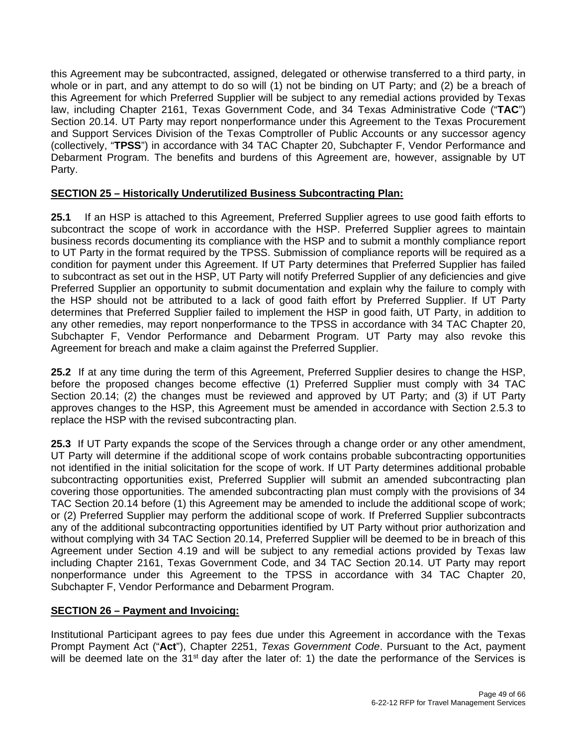this Agreement may be subcontracted, assigned, delegated or otherwise transferred to a third party, in whole or in part, and any attempt to do so will (1) not be binding on UT Party; and (2) be a breach of this Agreement for which Preferred Supplier will be subject to any remedial actions provided by Texas law, including Chapter 2161, Texas Government Code, and 34 Texas Administrative Code ("**TAC**") Section 20.14. UT Party may report nonperformance under this Agreement to the Texas Procurement and Support Services Division of the Texas Comptroller of Public Accounts or any successor agency (collectively, "**TPSS**") in accordance with 34 TAC Chapter 20, Subchapter F, Vendor Performance and Debarment Program. The benefits and burdens of this Agreement are, however, assignable by UT Party.

**SECTION 25 – Historically Underutilized Business Subcontracting Plan:**

**25.1** If an HSP is attached to this Agreement, Preferred Supplier agrees to use good faith efforts to subcontract the scope of work in accordance with the HSP. Preferred Supplier agrees to maintain business records documenting its compliance with the HSP and to submit a monthly compliance report to UT Party in the format required by the TPSS. Submission of compliance reports will be required as a condition for payment under this Agreement. If UT Party determines that Preferred Supplier has failed to subcontract as set out in the HSP, UT Party will notify Preferred Supplier of any deficiencies and give Preferred Supplier an opportunity to submit documentation and explain why the failure to comply with the HSP should not be attributed to a lack of good faith effort by Preferred Supplier. If UT Party determines that Preferred Supplier failed to implement the HSP in good faith, UT Party, in addition to any other remedies, may report nonperformance to the TPSS in accordance with 34 TAC Chapter 20, Subchapter F, Vendor Performance and Debarment Program. UT Party may also revoke this Agreement for breach and make a claim against the Preferred Supplier.

**25.2** If at any time during the term of this Agreement, Preferred Supplier desires to change the HSP, before the proposed changes become effective (1) Preferred Supplier must comply with 34 TAC Section 20.14; (2) the changes must be reviewed and approved by UT Party; and (3) if UT Party approves changes to the HSP, this Agreement must be amended in accordance with Section 2.5.3 to replace the HSP with the revised subcontracting plan.

**25.3** If UT Party expands the scope of the Services through a change order or any other amendment, UT Party will determine if the additional scope of work contains probable subcontracting opportunities not identified in the initial solicitation for the scope of work. If UT Party determines additional probable subcontracting opportunities exist, Preferred Supplier will submit an amended subcontracting plan covering those opportunities. The amended subcontracting plan must comply with the provisions of 34 TAC Section 20.14 before (1) this Agreement may be amended to include the additional scope of work; or (2) Preferred Supplier may perform the additional scope of work. If Preferred Supplier subcontracts any of the additional subcontracting opportunities identified by UT Party without prior authorization and without complying with 34 TAC Section 20.14, Preferred Supplier will be deemed to be in breach of this Agreement under Section 4.19 and will be subject to any remedial actions provided by Texas law including Chapter 2161, Texas Government Code, and 34 TAC Section 20.14. UT Party may report nonperformance under this Agreement to the TPSS in accordance with 34 TAC Chapter 20, Subchapter F, Vendor Performance and Debarment Program.

**SECTION 26 – Payment and Invoicing:**

Institutional Participant agrees to pay fees due under this Agreement in accordance with the Texas Prompt Payment Act ("**Act**"), Chapter 2251, *Texas Government Code*. Pursuant to the Act, payment will be deemed late on the 31st day after the later of: 1) the date the performance of the Services is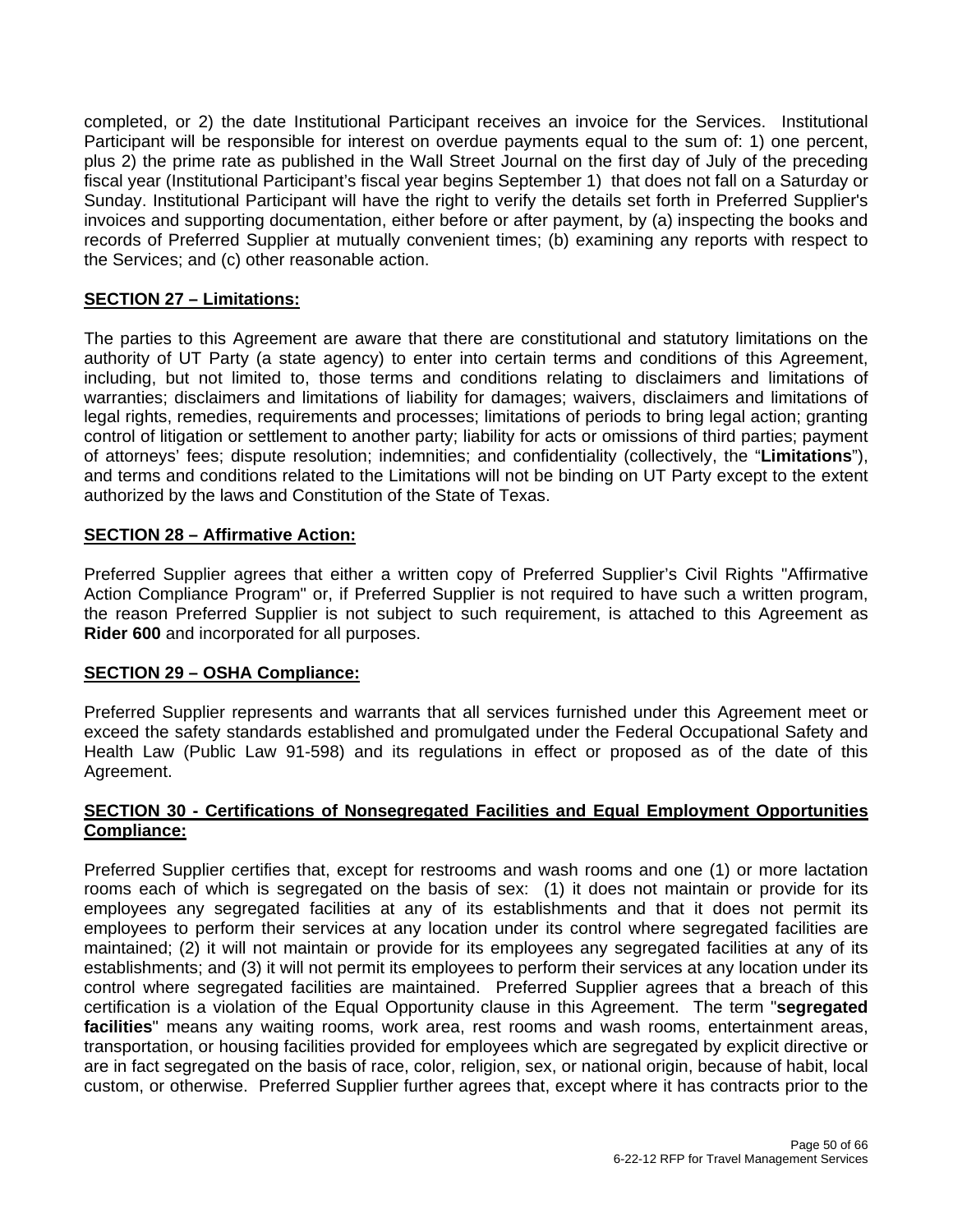completed, or 2) the date Institutional Participant receives an invoice for the Services. Institutional Participant will be responsible for interest on overdue payments equal to the sum of: 1) one percent, plus 2) the prime rate as published in the Wall Street Journal on the first day of July of the preceding fiscal year (Institutional Participant's fiscal year begins September 1) that does not fall on a Saturday or Sunday. Institutional Participant will have the right to verify the details set forth in Preferred Supplier's invoices and supporting documentation, either before or after payment, by (a) inspecting the books and records of Preferred Supplier at mutually convenient times; (b) examining any reports with respect to the Services; and (c) other reasonable action.

**SECTION 27 – Limitations:**

The parties to this Agreement are aware that there are constitutional and statutory limitations on the authority of UT Party (a state agency) to enter into certain terms and conditions of this Agreement, including, but not limited to, those terms and conditions relating to disclaimers and limitations of warranties; disclaimers and limitations of liability for damages; waivers, disclaimers and limitations of legal rights, remedies, requirements and processes; limitations of periods to bring legal action; granting control of litigation or settlement to another party; liability for acts or omissions of third parties; payment of attorneys' fees; dispute resolution; indemnities; and confidentiality (collectively, the "**Limitations**"), and terms and conditions related to the Limitations will not be binding on UT Party except to the extent authorized by the laws and Constitution of the State of Texas.

**SECTION 28 – Affirmative Action:**

Preferred Supplier agrees that either a written copy of Preferred Supplier's Civil Rights "Affirmative Action Compliance Program" or, if Preferred Supplier is not required to have such a written program, the reason Preferred Supplier is not subject to such requirement, is attached to this Agreement as **Rider 600** and incorporated for all purposes.

**SECTION 29 – OSHA Compliance:**

Preferred Supplier represents and warrants that all services furnished under this Agreement meet or exceed the safety standards established and promulgated under the Federal Occupational Safety and Health Law (Public Law 91-598) and its regulations in effect or proposed as of the date of this Agreement.

**SECTION 30 - Certifications of Nonsegregated Facilities and Equal Employment Opportunities Compliance:**

Preferred Supplier certifies that, except for restrooms and wash rooms and one (1) or more lactation rooms each of which is segregated on the basis of sex: (1) it does not maintain or provide for its employees any segregated facilities at any of its establishments and that it does not permit its employees to perform their services at any location under its control where segregated facilities are maintained; (2) it will not maintain or provide for its employees any segregated facilities at any of its establishments; and (3) it will not permit its employees to perform their services at any location under its control where segregated facilities are maintained. Preferred Supplier agrees that a breach of this certification is a violation of the Equal Opportunity clause in this Agreement. The term "**segregated facilities**" means any waiting rooms, work area, rest rooms and wash rooms, entertainment areas, transportation, or housing facilities provided for employees which are segregated by explicit directive or are in fact segregated on the basis of race, color, religion, sex, or national origin, because of habit, local custom, or otherwise. Preferred Supplier further agrees that, except where it has contracts prior to the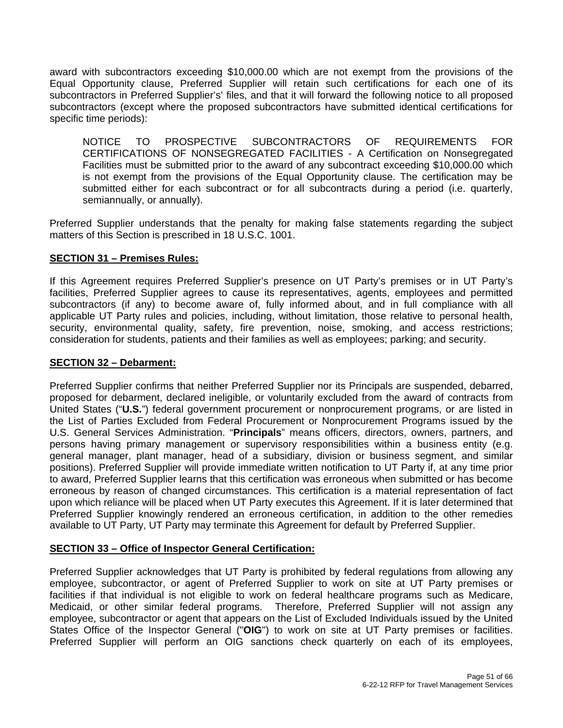award with subcontractors exceeding $10,000.00 which are not exempt from the provisions of the Equal Opportunity clause, Preferred Supplier will retain such certifications for each one of its subcontractors in Preferred Supplier's' files, and that it will forward the following notice to all proposed subcontractors (except where the proposed subcontractors have submitted identical certifications for specific time periods):

> NOTICE TO PROSPECTIVE SUBCONTRACTORS OF REQUIREMENTS FOR CERTIFICATIONS OF NONSEGREGATED FACILITIES - A Certification on Nonsegregated Facilities must be submitted prior to the award of any subcontract exceeding $10,000.00 which is not exempt from the provisions of the Equal Opportunity clause. The certification may be submitted either for each subcontract or for all subcontracts during a period (i.e. quarterly, semiannually, or annually).

Preferred Supplier understands that the penalty for making false statements regarding the subject matters of this Section is prescribed in 18 U.S.C. 1001.

## SECTION 31 – Premises Rules:

If this Agreement requires Preferred Supplier's presence on UT Party's premises or in UT Party's facilities, Preferred Supplier agrees to cause its representatives, agents, employees and permitted subcontractors (if any) to become aware of, fully informed about, and in full compliance with all applicable UT Party rules and policies, including, without limitation, those relative to personal health, security, environmental quality, safety, fire prevention, noise, smoking, and access restrictions; consideration for students, patients and their families as well as employees; parking; and security.

## SECTION 32 – Debarment:

Preferred Supplier confirms that neither Preferred Supplier nor its Principals are suspended, debarred, proposed for debarment, declared ineligible, or voluntarily excluded from the award of contracts from United States ("**U.S.**") federal government procurement or nonprocurement programs, or are listed in the List of Parties Excluded from Federal Procurement or Nonprocurement Programs issued by the U.S. General Services Administration. "**Principals**" means officers, directors, owners, partners, and persons having primary management or supervisory responsibilities within a business entity (e.g. general manager, plant manager, head of a subsidiary, division or business segment, and similar positions). Preferred Supplier will provide immediate written notification to UT Party if, at any time prior to award, Preferred Supplier learns that this certification was erroneous when submitted or has become erroneous by reason of changed circumstances. This certification is a material representation of fact upon which reliance will be placed when UT Party executes this Agreement. If it is later determined that Preferred Supplier knowingly rendered an erroneous certification, in addition to the other remedies available to UT Party, UT Party may terminate this Agreement for default by Preferred Supplier.

## SECTION 33 – Office of Inspector General Certification:

Preferred Supplier acknowledges that UT Party is prohibited by federal regulations from allowing any employee, subcontractor, or agent of Preferred Supplier to work on site at UT Party premises or facilities if that individual is not eligible to work on federal healthcare programs such as Medicare, Medicaid, or other similar federal programs. Therefore, Preferred Supplier will not assign any employee, subcontractor or agent that appears on the List of Excluded Individuals issued by the United States Office of the Inspector General ("**OIG**") to work on site at UT Party premises or facilities. Preferred Supplier will perform an OIG sanctions check quarterly on each of its employees,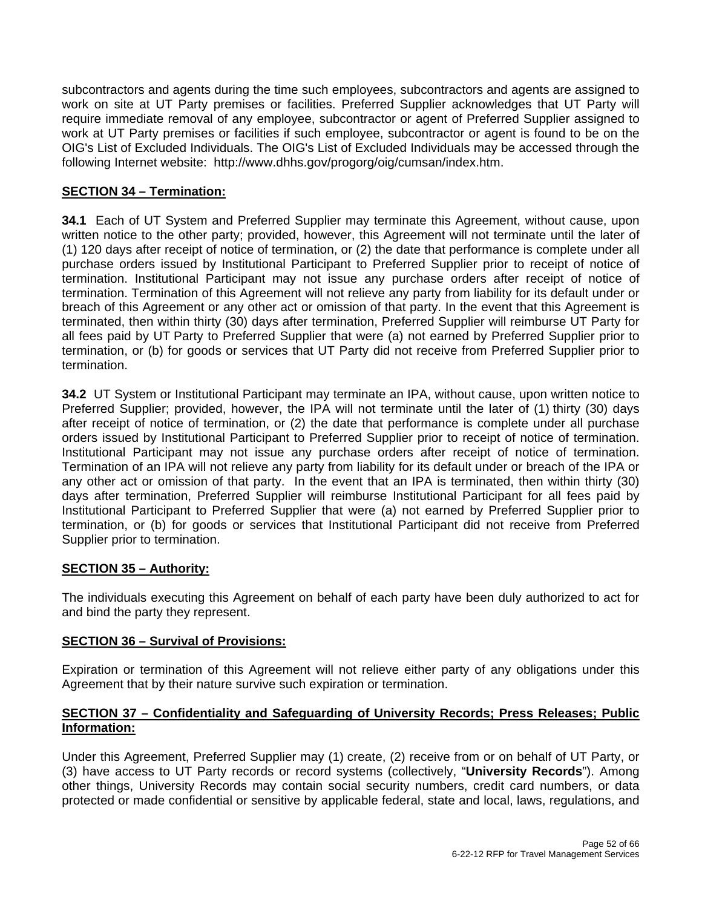subcontractors and agents during the time such employees, subcontractors and agents are assigned to work on site at UT Party premises or facilities. Preferred Supplier acknowledges that UT Party will require immediate removal of any employee, subcontractor or agent of Preferred Supplier assigned to work at UT Party premises or facilities if such employee, subcontractor or agent is found to be on the OIG's List of Excluded Individuals. The OIG's List of Excluded Individuals may be accessed through the following Internet website: http://www.dhhs.gov/progorg/oig/cumsan/index.htm.

## SECTION 34 – Termination:

**34.1** Each of UT System and Preferred Supplier may terminate this Agreement, without cause, upon written notice to the other party; provided, however, this Agreement will not terminate until the later of (1) 120 days after receipt of notice of termination, or (2) the date that performance is complete under all purchase orders issued by Institutional Participant to Preferred Supplier prior to receipt of notice of termination. Institutional Participant may not issue any purchase orders after receipt of notice of termination. Termination of this Agreement will not relieve any party from liability for its default under or breach of this Agreement or any other act or omission of that party. In the event that this Agreement is terminated, then within thirty (30) days after termination, Preferred Supplier will reimburse UT Party for all fees paid by UT Party to Preferred Supplier that were (a) not earned by Preferred Supplier prior to termination, or (b) for goods or services that UT Party did not receive from Preferred Supplier prior to termination.

**34.2** UT System or Institutional Participant may terminate an IPA, without cause, upon written notice to Preferred Supplier; provided, however, the IPA will not terminate until the later of (1) thirty (30) days after receipt of notice of termination, or (2) the date that performance is complete under all purchase orders issued by Institutional Participant to Preferred Supplier prior to receipt of notice of termination. Institutional Participant may not issue any purchase orders after receipt of notice of termination. Termination of an IPA will not relieve any party from liability for its default under or breach of the IPA or any other act or omission of that party. In the event that an IPA is terminated, then within thirty (30) days after termination, Preferred Supplier will reimburse Institutional Participant for all fees paid by Institutional Participant to Preferred Supplier that were (a) not earned by Preferred Supplier prior to termination, or (b) for goods or services that Institutional Participant did not receive from Preferred Supplier prior to termination.

## SECTION 35 – Authority:

The individuals executing this Agreement on behalf of each party have been duly authorized to act for and bind the party they represent.

## SECTION 36 – Survival of Provisions:

Expiration or termination of this Agreement will not relieve either party of any obligations under this Agreement that by their nature survive such expiration or termination.

## SECTION 37 – Confidentiality and Safeguarding of University Records; Press Releases; Public Information:

Under this Agreement, Preferred Supplier may (1) create, (2) receive from or on behalf of UT Party, or (3) have access to UT Party records or record systems (collectively, "**University Records**"). Among other things, University Records may contain social security numbers, credit card numbers, or data protected or made confidential or sensitive by applicable federal, state and local, laws, regulations, and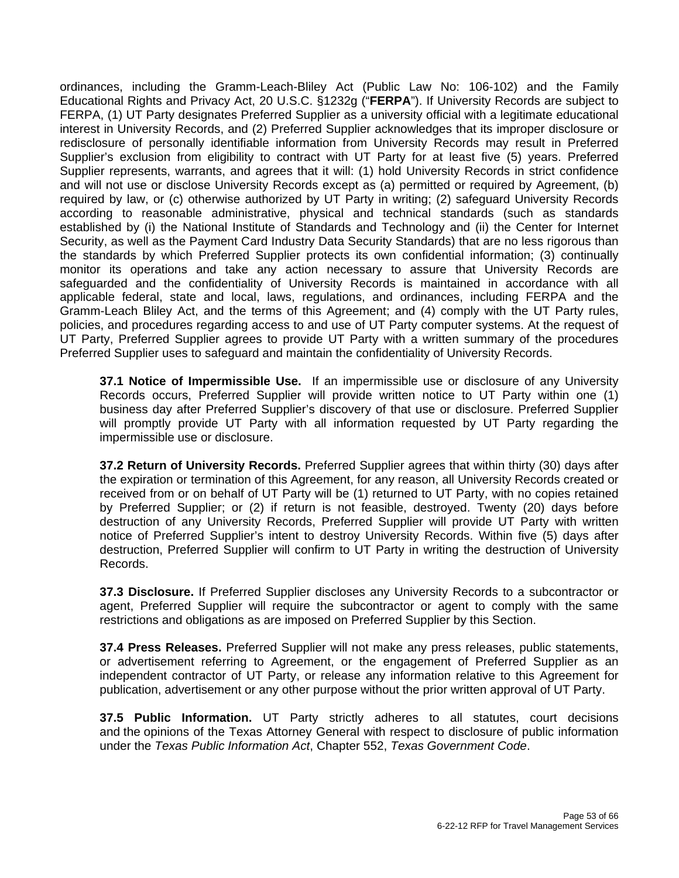ordinances, including the Gramm-Leach-Bliley Act (Public Law No: 106-102) and the Family Educational Rights and Privacy Act, 20 U.S.C. §1232g ("**FERPA**"). If University Records are subject to FERPA, (1) UT Party designates Preferred Supplier as a university official with a legitimate educational interest in University Records, and (2) Preferred Supplier acknowledges that its improper disclosure or redisclosure of personally identifiable information from University Records may result in Preferred Supplier's exclusion from eligibility to contract with UT Party for at least five (5) years. Preferred Supplier represents, warrants, and agrees that it will: (1) hold University Records in strict confidence and will not use or disclose University Records except as (a) permitted or required by Agreement, (b) required by law, or (c) otherwise authorized by UT Party in writing; (2) safeguard University Records according to reasonable administrative, physical and technical standards (such as standards established by (i) the National Institute of Standards and Technology and (ii) the Center for Internet Security, as well as the Payment Card Industry Data Security Standards) that are no less rigorous than the standards by which Preferred Supplier protects its own confidential information; (3) continually monitor its operations and take any action necessary to assure that University Records are safeguarded and the confidentiality of University Records is maintained in accordance with all applicable federal, state and local, laws, regulations, and ordinances, including FERPA and the Gramm-Leach Bliley Act, and the terms of this Agreement; and (4) comply with the UT Party rules, policies, and procedures regarding access to and use of UT Party computer systems. At the request of UT Party, Preferred Supplier agrees to provide UT Party with a written summary of the procedures Preferred Supplier uses to safeguard and maintain the confidentiality of University Records.

**37.1 Notice of Impermissible Use.** If an impermissible use or disclosure of any University Records occurs, Preferred Supplier will provide written notice to UT Party within one (1) business day after Preferred Supplier's discovery of that use or disclosure. Preferred Supplier will promptly provide UT Party with all information requested by UT Party regarding the impermissible use or disclosure.

**37.2 Return of University Records.** Preferred Supplier agrees that within thirty (30) days after the expiration or termination of this Agreement, for any reason, all University Records created or received from or on behalf of UT Party will be (1) returned to UT Party, with no copies retained by Preferred Supplier; or (2) if return is not feasible, destroyed. Twenty (20) days before destruction of any University Records, Preferred Supplier will provide UT Party with written notice of Preferred Supplier's intent to destroy University Records. Within five (5) days after destruction, Preferred Supplier will confirm to UT Party in writing the destruction of University Records.

**37.3 Disclosure.** If Preferred Supplier discloses any University Records to a subcontractor or agent, Preferred Supplier will require the subcontractor or agent to comply with the same restrictions and obligations as are imposed on Preferred Supplier by this Section.

**37.4 Press Releases.** Preferred Supplier will not make any press releases, public statements, or advertisement referring to Agreement, or the engagement of Preferred Supplier as an independent contractor of UT Party, or release any information relative to this Agreement for publication, advertisement or any other purpose without the prior written approval of UT Party.

**37.5 Public Information.** UT Party strictly adheres to all statutes, court decisions and the opinions of the Texas Attorney General with respect to disclosure of public information under the *Texas Public Information Act*, Chapter 552, *Texas Government Code*.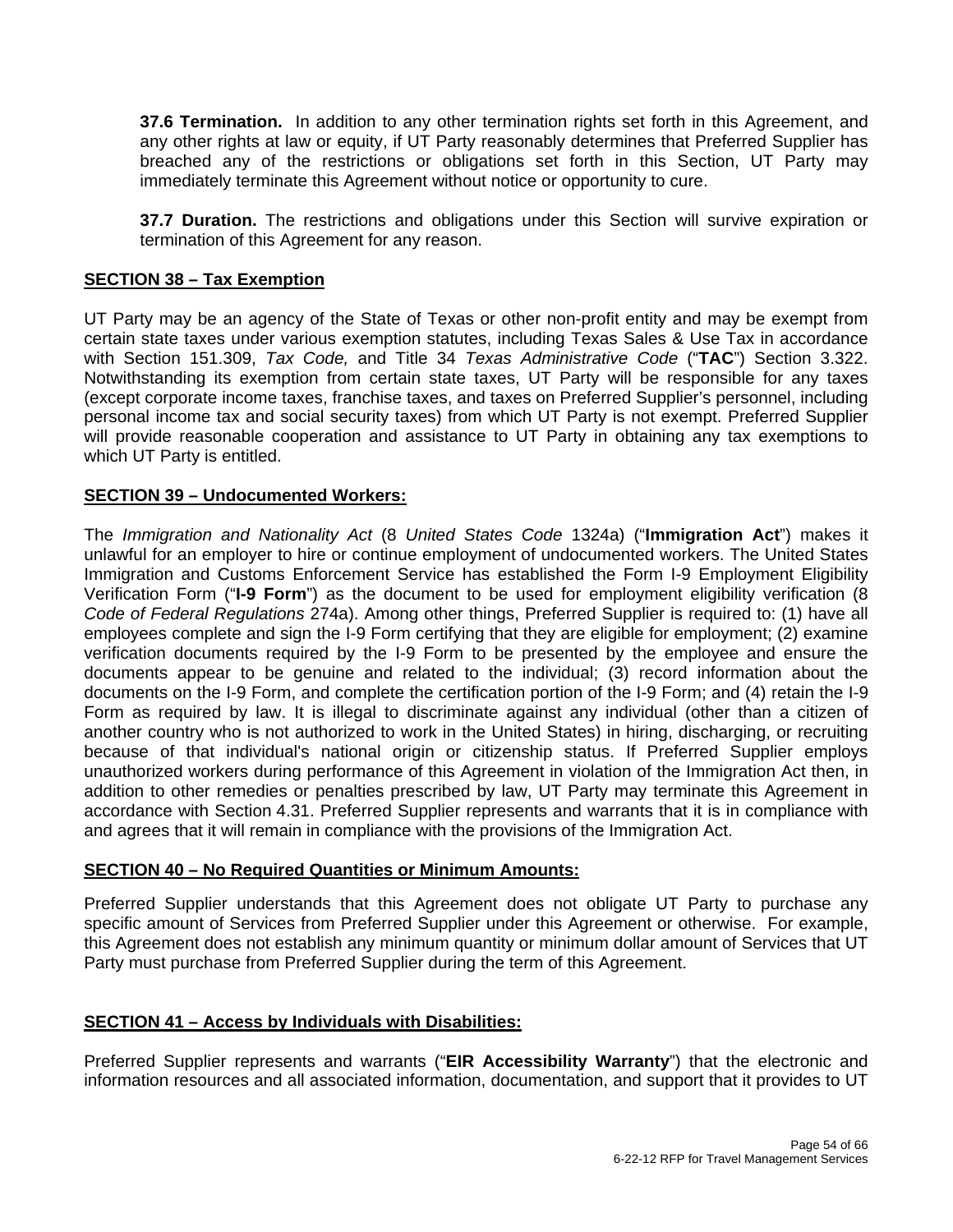**37.6 Termination.** In addition to any other termination rights set forth in this Agreement, and any other rights at law or equity, if UT Party reasonably determines that Preferred Supplier has breached any of the restrictions or obligations set forth in this Section, UT Party may immediately terminate this Agreement without notice or opportunity to cure.

**37.7 Duration.** The restrictions and obligations under this Section will survive expiration or termination of this Agreement for any reason.

## SECTION 38 – Tax Exemption

UT Party may be an agency of the State of Texas or other non-profit entity and may be exempt from certain state taxes under various exemption statutes, including Texas Sales & Use Tax in accordance with Section 151.309, *Tax Code,* and Title 34 *Texas Administrative Code* ("**TAC**") Section 3.322. Notwithstanding its exemption from certain state taxes, UT Party will be responsible for any taxes (except corporate income taxes, franchise taxes, and taxes on Preferred Supplier's personnel, including personal income tax and social security taxes) from which UT Party is not exempt. Preferred Supplier will provide reasonable cooperation and assistance to UT Party in obtaining any tax exemptions to which UT Party is entitled.

## SECTION 39 – Undocumented Workers:

The *Immigration and Nationality Act* (8 *United States Code* 1324a) ("**Immigration Act**") makes it unlawful for an employer to hire or continue employment of undocumented workers. The United States Immigration and Customs Enforcement Service has established the Form I-9 Employment Eligibility Verification Form ("**I-9 Form**") as the document to be used for employment eligibility verification (8 *Code of Federal Regulations* 274a). Among other things, Preferred Supplier is required to: (1) have all employees complete and sign the I-9 Form certifying that they are eligible for employment; (2) examine verification documents required by the I-9 Form to be presented by the employee and ensure the documents appear to be genuine and related to the individual; (3) record information about the documents on the I-9 Form, and complete the certification portion of the I-9 Form; and (4) retain the I-9 Form as required by law. It is illegal to discriminate against any individual (other than a citizen of another country who is not authorized to work in the United States) in hiring, discharging, or recruiting because of that individual's national origin or citizenship status. If Preferred Supplier employs unauthorized workers during performance of this Agreement in violation of the Immigration Act then, in addition to other remedies or penalties prescribed by law, UT Party may terminate this Agreement in accordance with Section 4.31. Preferred Supplier represents and warrants that it is in compliance with and agrees that it will remain in compliance with the provisions of the Immigration Act.

## SECTION 40 – No Required Quantities or Minimum Amounts:

Preferred Supplier understands that this Agreement does not obligate UT Party to purchase any specific amount of Services from Preferred Supplier under this Agreement or otherwise. For example, this Agreement does not establish any minimum quantity or minimum dollar amount of Services that UT Party must purchase from Preferred Supplier during the term of this Agreement.

## SECTION 41 – Access by Individuals with Disabilities:

Preferred Supplier represents and warrants ("**EIR Accessibility Warranty**") that the electronic and information resources and all associated information, documentation, and support that it provides to UT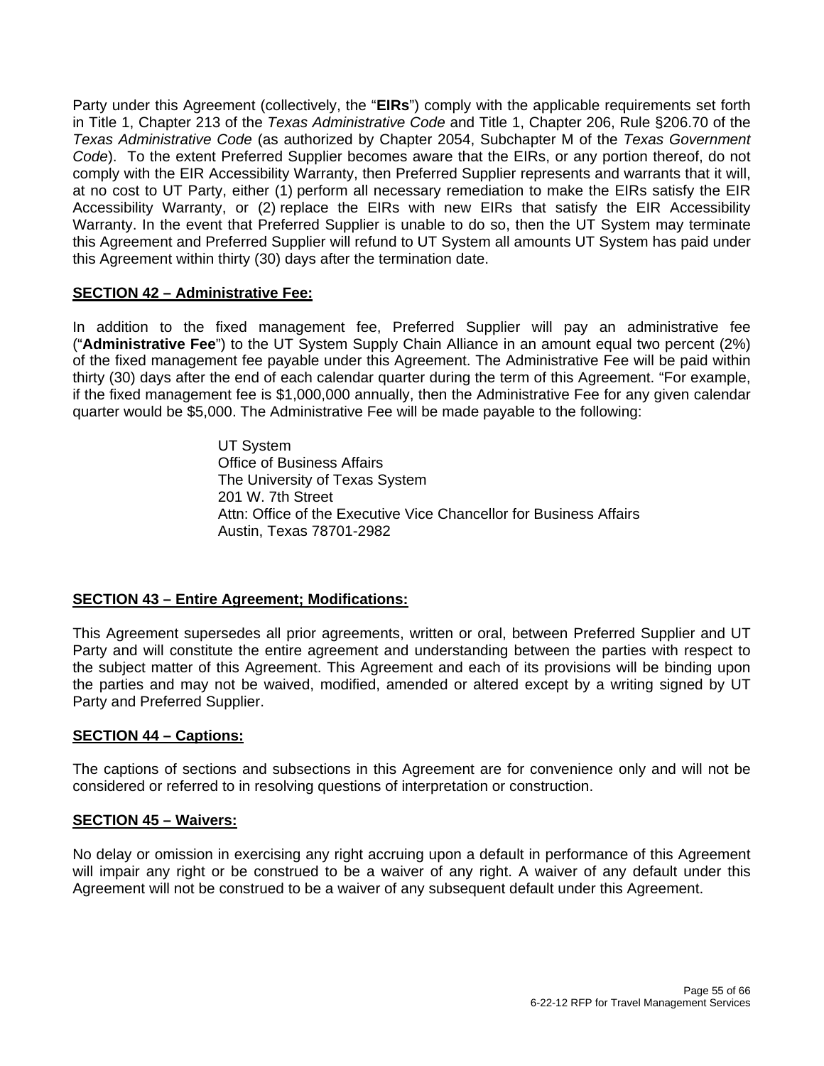Party under this Agreement (collectively, the "**EIRs**") comply with the applicable requirements set forth in Title 1, Chapter 213 of the *Texas Administrative Code* and Title 1, Chapter 206, Rule §206.70 of the *Texas Administrative Code* (as authorized by Chapter 2054, Subchapter M of the *Texas Government Code*). To the extent Preferred Supplier becomes aware that the EIRs, or any portion thereof, do not comply with the EIR Accessibility Warranty, then Preferred Supplier represents and warrants that it will, at no cost to UT Party, either (1) perform all necessary remediation to make the EIRs satisfy the EIR Accessibility Warranty, or (2) replace the EIRs with new EIRs that satisfy the EIR Accessibility Warranty. In the event that Preferred Supplier is unable to do so, then the UT System may terminate this Agreement and Preferred Supplier will refund to UT System all amounts UT System has paid under this Agreement within thirty (30) days after the termination date.

**SECTION 42 – Administrative Fee:**

In addition to the fixed management fee, Preferred Supplier will pay an administrative fee ("**Administrative Fee**") to the UT System Supply Chain Alliance in an amount equal two percent (2%) of the fixed management fee payable under this Agreement. The Administrative Fee will be paid within thirty (30) days after the end of each calendar quarter during the term of this Agreement. "For example, if the fixed management fee is $1,000,000 annually, then the Administrative Fee for any given calendar quarter would be $5,000. The Administrative Fee will be made payable to the following:

UT System
Office of Business Affairs
The University of Texas System
201 W. 7th Street
Attn: Office of the Executive Vice Chancellor for Business Affairs
Austin, Texas 78701-2982

**SECTION 43 – Entire Agreement; Modifications:**

This Agreement supersedes all prior agreements, written or oral, between Preferred Supplier and UT Party and will constitute the entire agreement and understanding between the parties with respect to the subject matter of this Agreement. This Agreement and each of its provisions will be binding upon the parties and may not be waived, modified, amended or altered except by a writing signed by UT Party and Preferred Supplier.

**SECTION 44 – Captions:**

The captions of sections and subsections in this Agreement are for convenience only and will not be considered or referred to in resolving questions of interpretation or construction.

**SECTION 45 – Waivers:**

No delay or omission in exercising any right accruing upon a default in performance of this Agreement will impair any right or be construed to be a waiver of any right. A waiver of any default under this Agreement will not be construed to be a waiver of any subsequent default under this Agreement.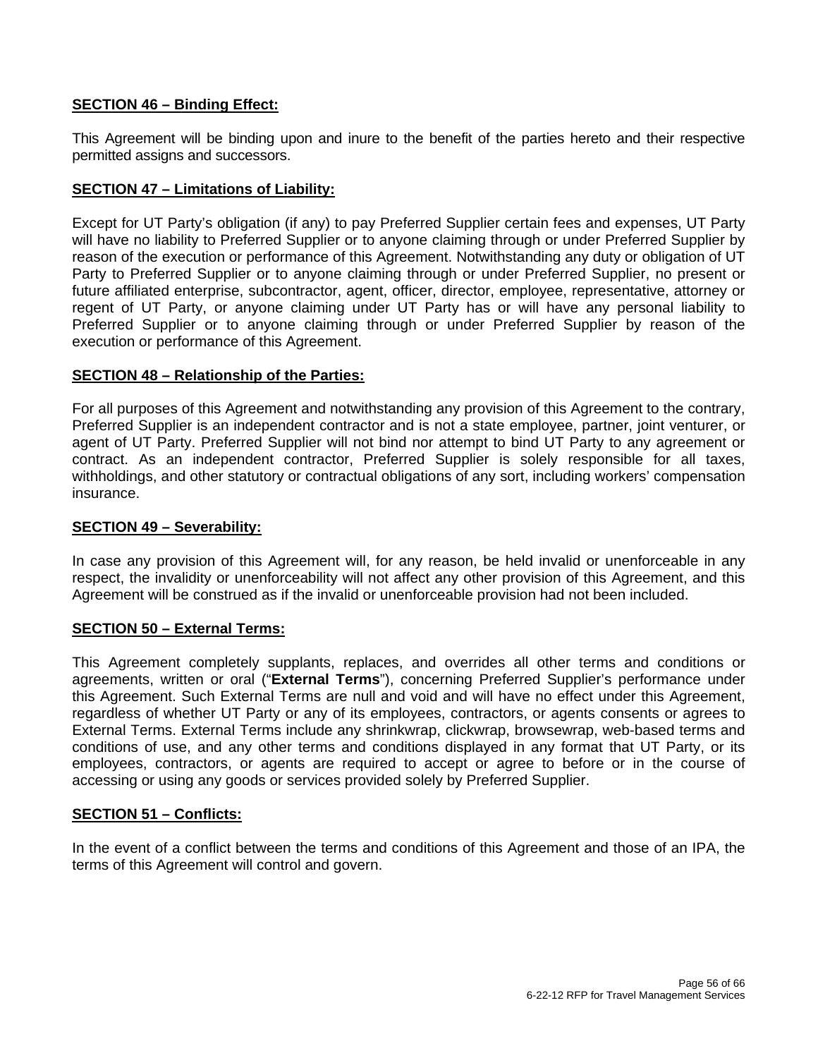**SECTION 46 – Binding Effect:**

This Agreement will be binding upon and inure to the benefit of the parties hereto and their respective permitted assigns and successors.

**SECTION 47 – Limitations of Liability:**

Except for UT Party's obligation (if any) to pay Preferred Supplier certain fees and expenses, UT Party will have no liability to Preferred Supplier or to anyone claiming through or under Preferred Supplier by reason of the execution or performance of this Agreement. Notwithstanding any duty or obligation of UT Party to Preferred Supplier or to anyone claiming through or under Preferred Supplier, no present or future affiliated enterprise, subcontractor, agent, officer, director, employee, representative, attorney or regent of UT Party, or anyone claiming under UT Party has or will have any personal liability to Preferred Supplier or to anyone claiming through or under Preferred Supplier by reason of the execution or performance of this Agreement.

**SECTION 48 – Relationship of the Parties:**

For all purposes of this Agreement and notwithstanding any provision of this Agreement to the contrary, Preferred Supplier is an independent contractor and is not a state employee, partner, joint venturer, or agent of UT Party. Preferred Supplier will not bind nor attempt to bind UT Party to any agreement or contract. As an independent contractor, Preferred Supplier is solely responsible for all taxes, withholdings, and other statutory or contractual obligations of any sort, including workers' compensation insurance.

**SECTION 49 – Severability:**

In case any provision of this Agreement will, for any reason, be held invalid or unenforceable in any respect, the invalidity or unenforceability will not affect any other provision of this Agreement, and this Agreement will be construed as if the invalid or unenforceable provision had not been included.

**SECTION 50 – External Terms:**

This Agreement completely supplants, replaces, and overrides all other terms and conditions or agreements, written or oral ("**External Terms**"), concerning Preferred Supplier's performance under this Agreement. Such External Terms are null and void and will have no effect under this Agreement, regardless of whether UT Party or any of its employees, contractors, or agents consents or agrees to External Terms. External Terms include any shrinkwrap, clickwrap, browsewrap, web-based terms and conditions of use, and any other terms and conditions displayed in any format that UT Party, or its employees, contractors, or agents are required to accept or agree to before or in the course of accessing or using any goods or services provided solely by Preferred Supplier.

**SECTION 51 – Conflicts:**

In the event of a conflict between the terms and conditions of this Agreement and those of an IPA, the terms of this Agreement will control and govern.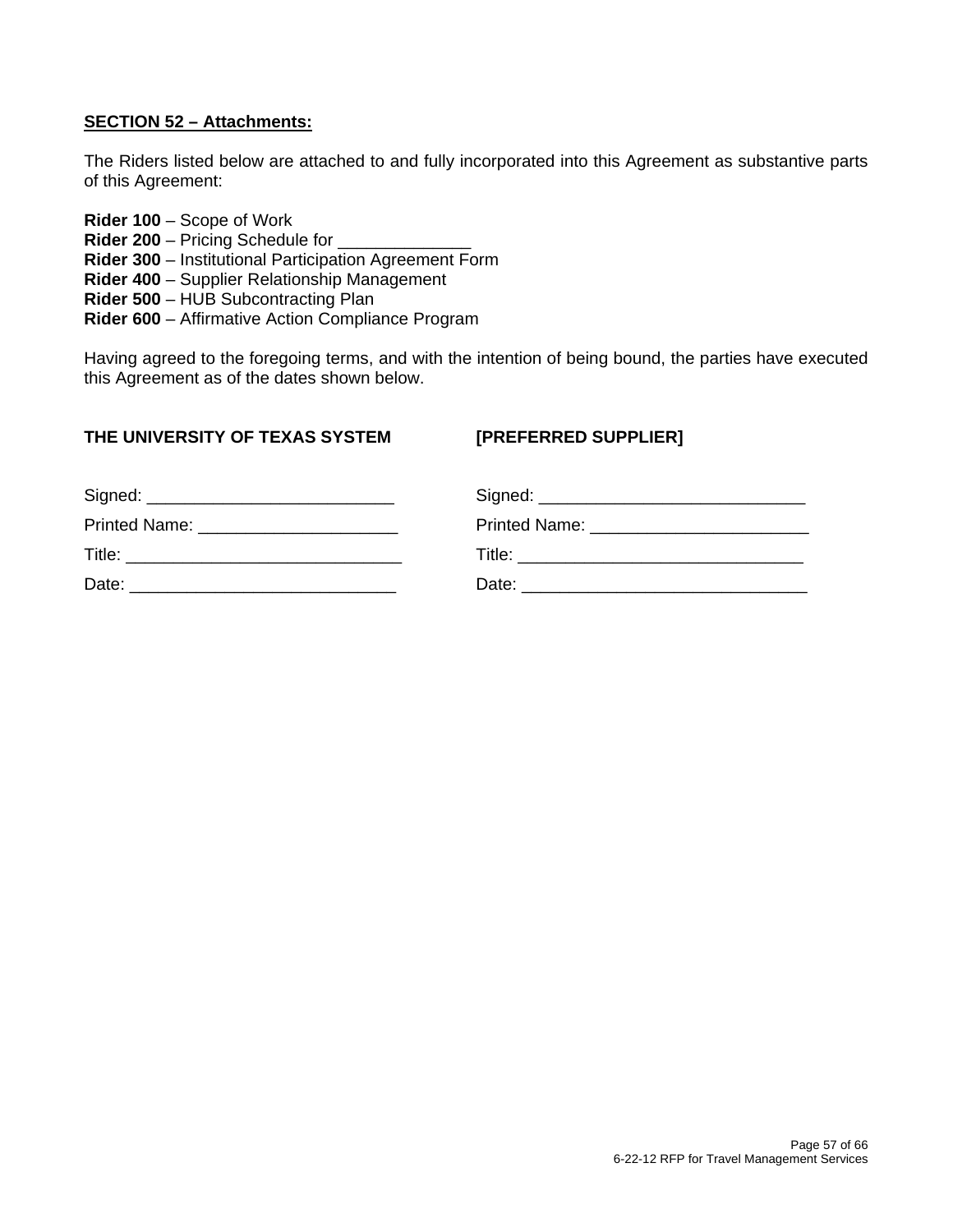**SECTION 52 – Attachments:**

The Riders listed below are attached to and fully incorporated into this Agreement as substantive parts of this Agreement:

**Rider 100** – Scope of Work
**Rider 200** – Pricing Schedule for ______________
**Rider 300** – Institutional Participation Agreement Form
**Rider 400** – Supplier Relationship Management
**Rider 500** – HUB Subcontracting Plan
**Rider 600** – Affirmative Action Compliance Program

Having agreed to the foregoing terms, and with the intention of being bound, the parties have executed this Agreement as of the dates shown below.

| **THE UNIVERSITY OF TEXAS SYSTEM** | **[PREFERRED SUPPLIER]** |
|---|---|
| Signed: __________________________ | Signed: ____________________________ |
| Printed Name: _____________________ | Printed Name: _______________________ |
| Title: _____________________________ | Title: ______________________________ |
| Date: ____________________________ | Date: ______________________________ |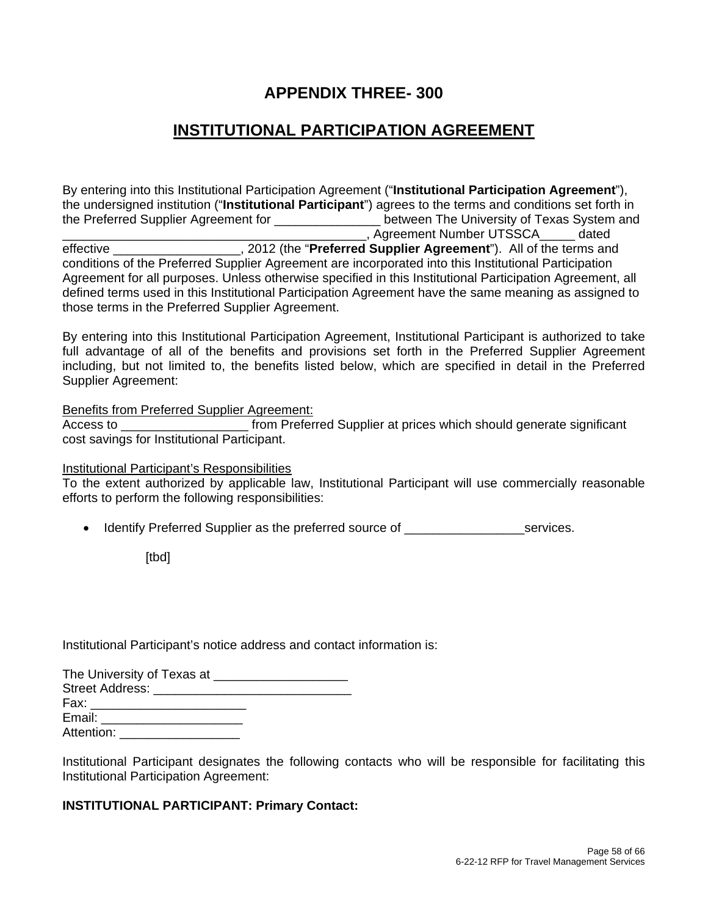# APPENDIX THREE- 300

## INSTITUTIONAL PARTICIPATION AGREEMENT

By entering into this Institutional Participation Agreement ("**Institutional Participation Agreement**"), the undersigned institution ("**Institutional Participant**") agrees to the terms and conditions set forth in the Preferred Supplier Agreement for _______________ between The University of Texas System and ____________________________________________, Agreement Number UTSSCA_____ dated effective __________________, 2012 (the "**Preferred Supplier Agreement**"). All of the terms and conditions of the Preferred Supplier Agreement are incorporated into this Institutional Participation Agreement for all purposes. Unless otherwise specified in this Institutional Participation Agreement, all defined terms used in this Institutional Participation Agreement have the same meaning as assigned to those terms in the Preferred Supplier Agreement.

By entering into this Institutional Participation Agreement, Institutional Participant is authorized to take full advantage of all of the benefits and provisions set forth in the Preferred Supplier Agreement including, but not limited to, the benefits listed below, which are specified in detail in the Preferred Supplier Agreement:

<u>Benefits from Preferred Supplier Agreement:</u>
Access to __________________ from Preferred Supplier at prices which should generate significant cost savings for Institutional Participant.

<u>Institutional Participant's Responsibilities</u>
To the extent authorized by applicable law, Institutional Participant will use commercially reasonable efforts to perform the following responsibilities:

- Identify Preferred Supplier as the preferred source of _________________services.

  [tbd]

Institutional Participant's notice address and contact information is:

The University of Texas at ___________________
Street Address: ____________________________
Fax: ______________________
Email: ____________________
Attention: _________________

Institutional Participant designates the following contacts who will be responsible for facilitating this Institutional Participation Agreement:

**INSTITUTIONAL PARTICIPANT: Primary Contact:**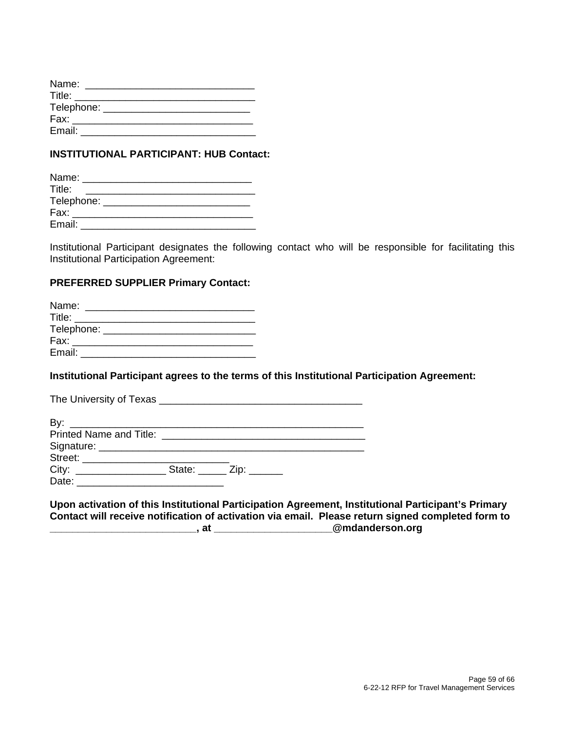Name: ______________________________
Title: _________________________________
Telephone: ___________________________
Fax: ________________________________
Email: _______________________________

**INSTITUTIONAL PARTICIPANT: HUB Contact:**

Name: ______________________________
Title: ______________________________
Telephone: ___________________________
Fax: ________________________________
Email: _______________________________

Institutional Participant designates the following contact who will be responsible for facilitating this Institutional Participation Agreement:

**PREFERRED SUPPLIER Primary Contact:**

Name: ______________________________
Title: _________________________________
Telephone: ____________________________
Fax: ________________________________
Email: _______________________________

**Institutional Participant agrees to the terms of this Institutional Participation Agreement:**

The University of Texas ____________________________________

By: ___________________________________________________
Printed Name and Title: ____________________________________
Signature: _______________________________________________
Street: __________________________
City: ________________ State: _____ Zip: ______
Date: __________________________

**Upon activation of this Institutional Participation Agreement, Institutional Participant's Primary Contact will receive notification of activation via email. Please return signed completed form to __________________________, at ____________________@mdanderson.org**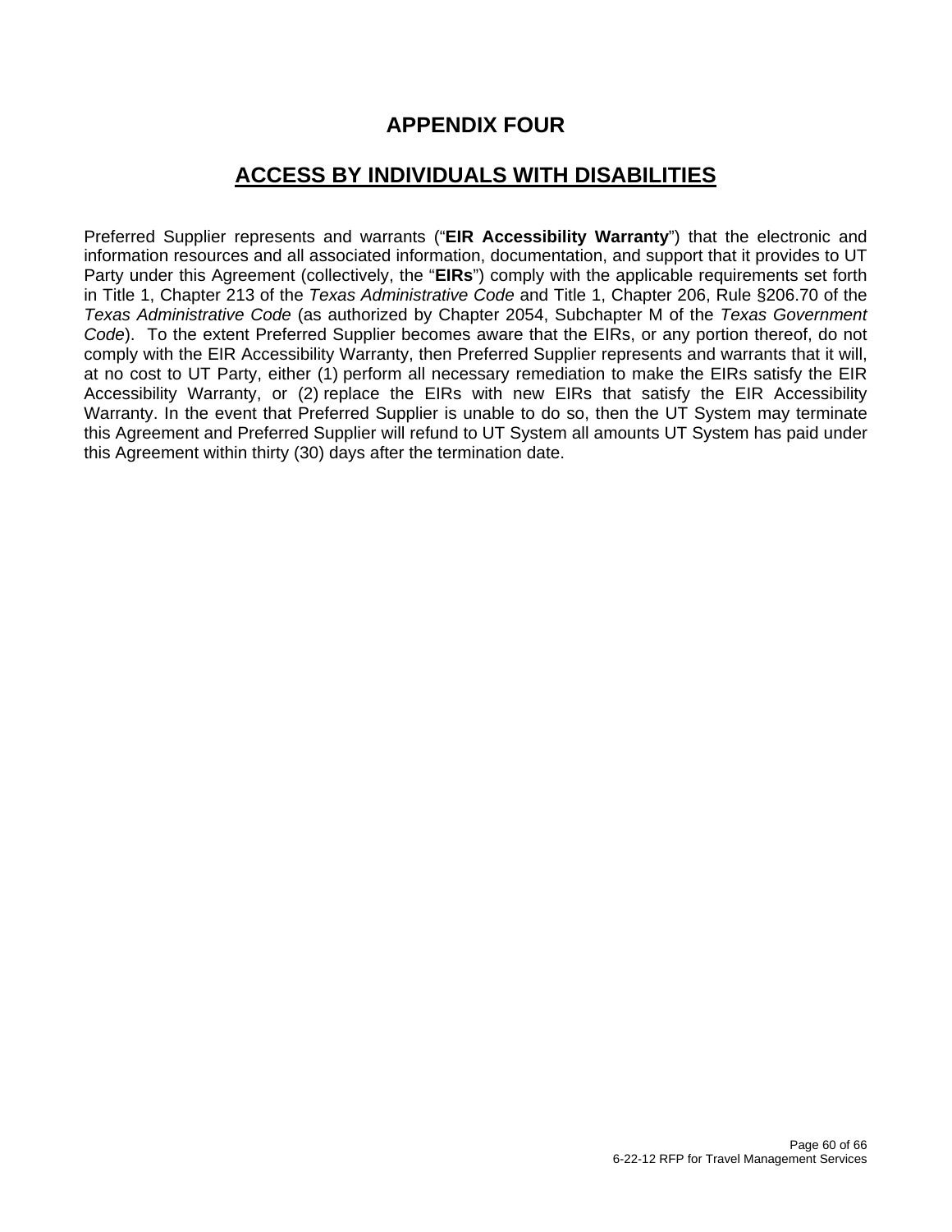# APPENDIX FOUR

## ACCESS BY INDIVIDUALS WITH DISABILITIES

Preferred Supplier represents and warrants ("**EIR Accessibility Warranty**") that the electronic and information resources and all associated information, documentation, and support that it provides to UT Party under this Agreement (collectively, the "**EIRs**") comply with the applicable requirements set forth in Title 1, Chapter 213 of the *Texas Administrative Code* and Title 1, Chapter 206, Rule §206.70 of the *Texas Administrative Code* (as authorized by Chapter 2054, Subchapter M of the *Texas Government Code*). To the extent Preferred Supplier becomes aware that the EIRs, or any portion thereof, do not comply with the EIR Accessibility Warranty, then Preferred Supplier represents and warrants that it will, at no cost to UT Party, either (1) perform all necessary remediation to make the EIRs satisfy the EIR Accessibility Warranty, or (2) replace the EIRs with new EIRs that satisfy the EIR Accessibility Warranty. In the event that Preferred Supplier is unable to do so, then the UT System may terminate this Agreement and Preferred Supplier will refund to UT System all amounts UT System has paid under this Agreement within thirty (30) days after the termination date.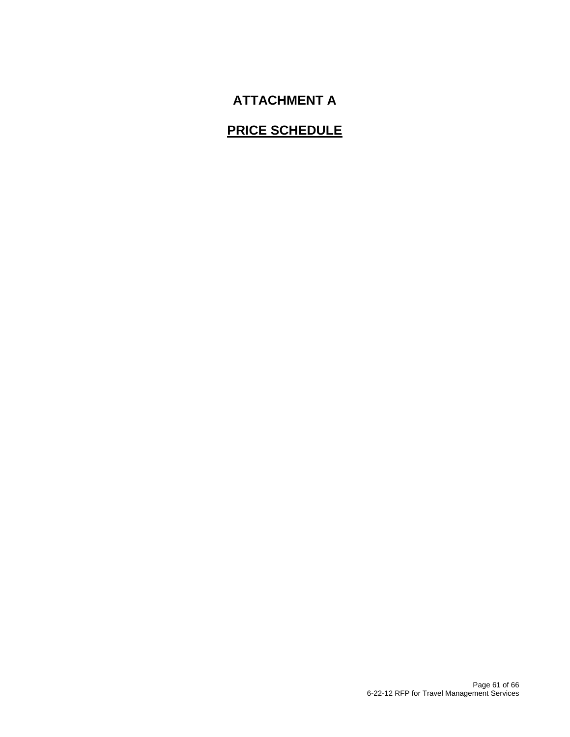# ATTACHMENT A

## PRICE SCHEDULE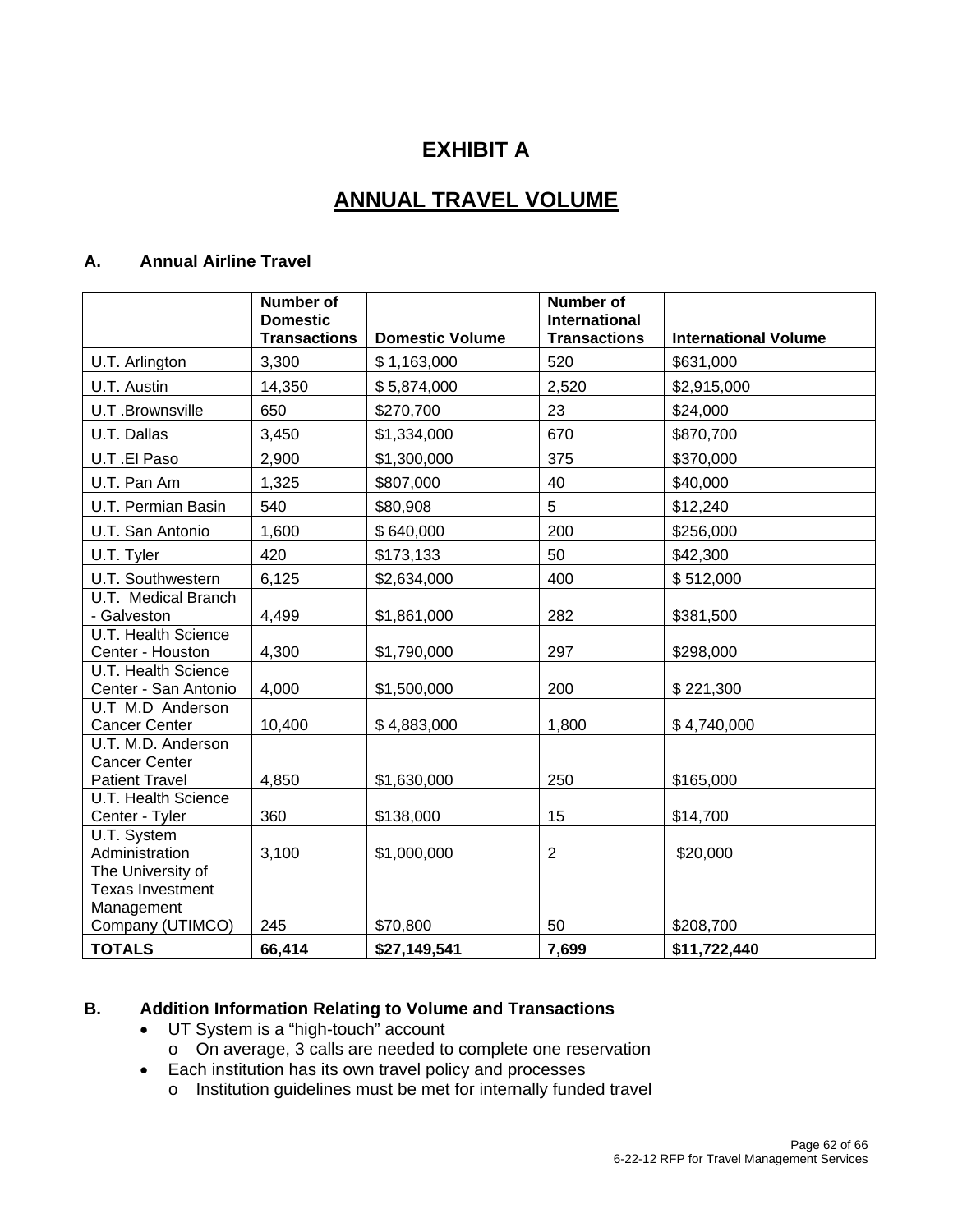# EXHIBIT A

## ANNUAL TRAVEL VOLUME

### A. Annual Airline Travel

| | Number of Domestic Transactions | Domestic Volume | Number of International Transactions | International Volume |
|---|---|---|---|---|
| U.T. Arlington | 3,300 | $ 1,163,000 | 520 | $631,000 |
| U.T. Austin | 14,350 | $ 5,874,000 | 2,520 | $2,915,000 |
| U.T .Brownsville | 650 | $270,700 | 23 | $24,000 |
| U.T. Dallas | 3,450 | $1,334,000 | 670 | $870,700 |
| U.T .El Paso | 2,900 | $1,300,000 | 375 | $370,000 |
| U.T. Pan Am | 1,325 | $807,000 | 40 | $40,000 |
| U.T. Permian Basin | 540 | $80,908 | 5 | $12,240 |
| U.T. San Antonio | 1,600 | $ 640,000 | 200 | $256,000 |
| U.T. Tyler | 420 | $173,133 | 50 | $42,300 |
| U.T. Southwestern | 6,125 | $2,634,000 | 400 | $ 512,000 |
| U.T. Medical Branch - Galveston | 4,499 | $1,861,000 | 282 | $381,500 |
| U.T. Health Science Center - Houston | 4,300 | $1,790,000 | 297 | $298,000 |
| U.T. Health Science Center - San Antonio | 4,000 | $1,500,000 | 200 | $ 221,300 |
| U.T M.D Anderson Cancer Center | 10,400 | $ 4,883,000 | 1,800 | $ 4,740,000 |
| U.T. M.D. Anderson Cancer Center Patient Travel | 4,850 | $1,630,000 | 250 | $165,000 |
| U.T. Health Science Center - Tyler | 360 | $138,000 | 15 | $14,700 |
| U.T. System Administration | 3,100 | $1,000,000 | 2 | $20,000 |
| The University of Texas Investment Management Company (UTIMCO) | 245 | $70,800 | 50 | $208,700 |
| **TOTALS** | **66,414** | **$27,149,541** | **7,699** | **$11,722,440** |

### B. Addition Information Relating to Volume and Transactions

- UT System is a "high-touch" account
  - On average, 3 calls are needed to complete one reservation
- Each institution has its own travel policy and processes
  - Institution guidelines must be met for internally funded travel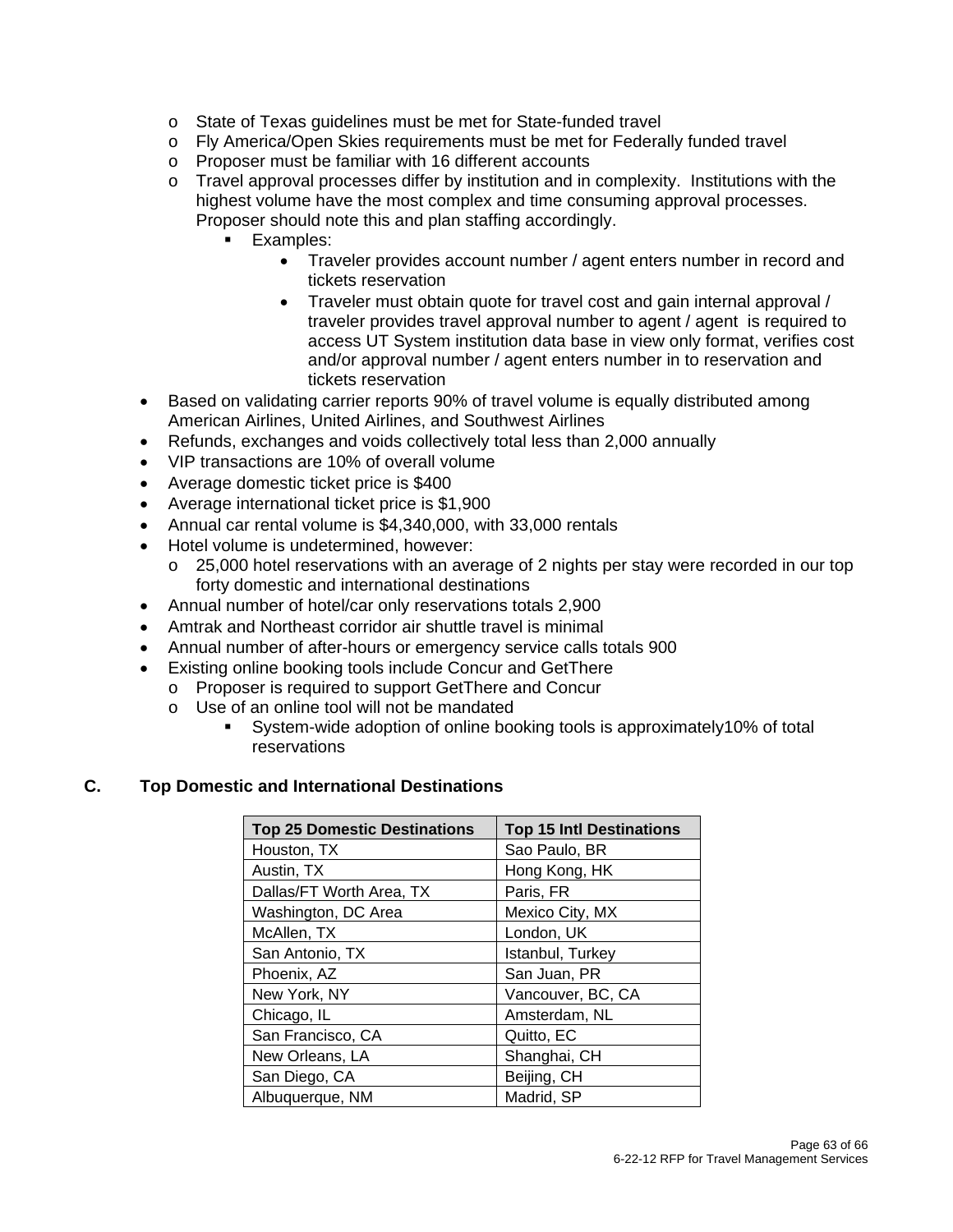- State of Texas guidelines must be met for State-funded travel
  - Fly America/Open Skies requirements must be met for Federally funded travel
  - Proposer must be familiar with 16 different accounts
  - Travel approval processes differ by institution and in complexity. Institutions with the highest volume have the most complex and time consuming approval processes. Proposer should note this and plan staffing accordingly.
    - Examples:
      - Traveler provides account number / agent enters number in record and tickets reservation
      - Traveler must obtain quote for travel cost and gain internal approval / traveler provides travel approval number to agent / agent is required to access UT System institution data base in view only format, verifies cost and/or approval number / agent enters number in to reservation and tickets reservation
- Based on validating carrier reports 90% of travel volume is equally distributed among American Airlines, United Airlines, and Southwest Airlines
- Refunds, exchanges and voids collectively total less than 2,000 annually
- VIP transactions are 10% of overall volume
- Average domestic ticket price is $400
- Average international ticket price is $1,900
- Annual car rental volume is $4,340,000, with 33,000 rentals
- Hotel volume is undetermined, however:
  - 25,000 hotel reservations with an average of 2 nights per stay were recorded in our top forty domestic and international destinations
- Annual number of hotel/car only reservations totals 2,900
- Amtrak and Northeast corridor air shuttle travel is minimal
- Annual number of after-hours or emergency service calls totals 900
- Existing online booking tools include Concur and GetThere
  - Proposer is required to support GetThere and Concur
  - Use of an online tool will not be mandated
    - System-wide adoption of online booking tools is approximately10% of total reservations

## C. Top Domestic and International Destinations

| Top 25 Domestic Destinations | Top 15 Intl Destinations |
|---|---|
| Houston, TX | Sao Paulo, BR |
| Austin, TX | Hong Kong, HK |
| Dallas/FT Worth Area, TX | Paris, FR |
| Washington, DC Area | Mexico City, MX |
| McAllen, TX | London, UK |
| San Antonio, TX | Istanbul, Turkey |
| Phoenix, AZ | San Juan, PR |
| New York, NY | Vancouver, BC, CA |
| Chicago, IL | Amsterdam, NL |
| San Francisco, CA | Quitto, EC |
| New Orleans, LA | Shanghai, CH |
| San Diego, CA | Beijing, CH |
| Albuquerque, NM | Madrid, SP |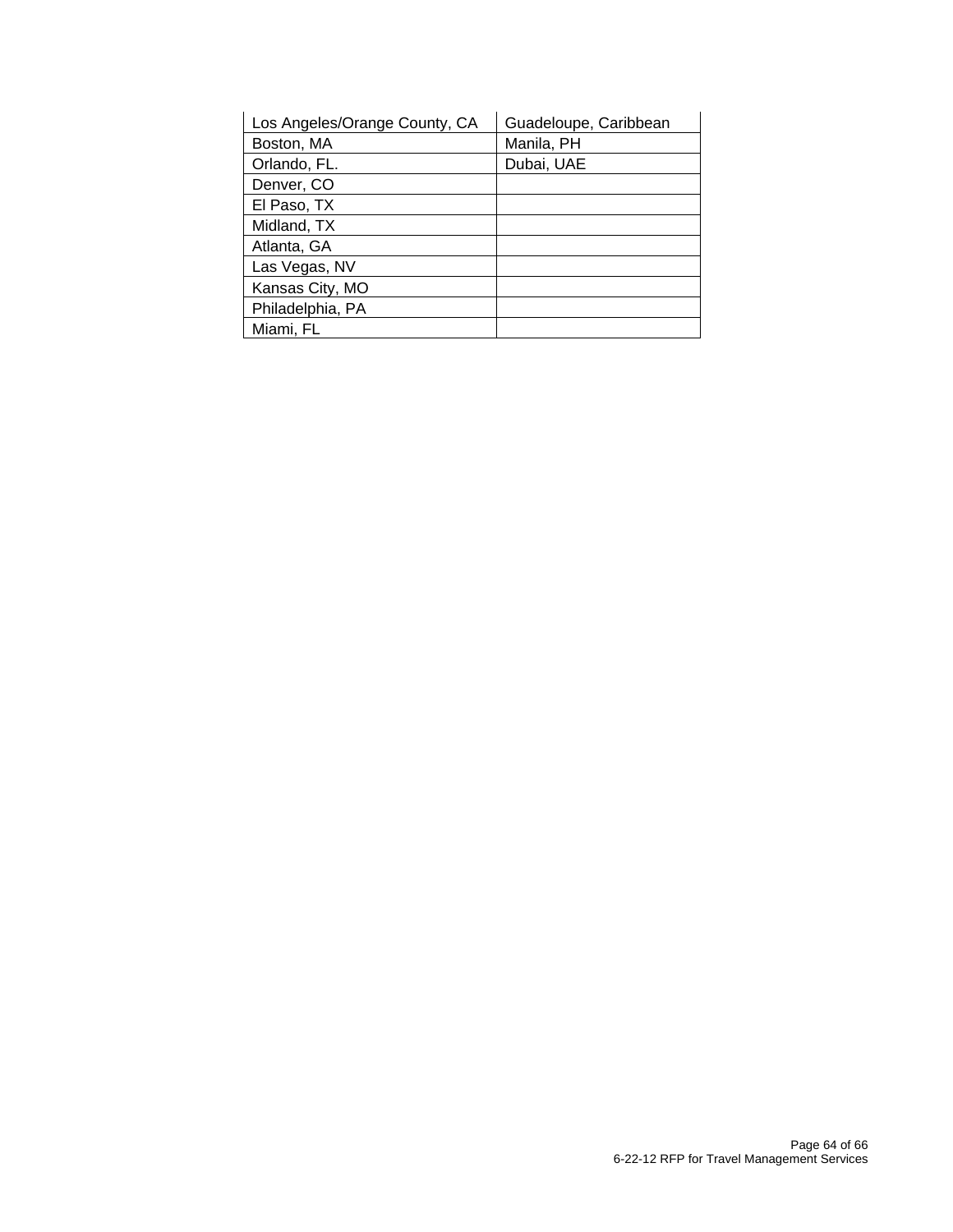| Los Angeles/Orange County, CA | Guadeloupe, Caribbean |
|---|---|
| Boston, MA | Manila, PH |
| Orlando, FL. | Dubai, UAE |
| Denver, CO | |
| El Paso, TX | |
| Midland, TX | |
| Atlanta, GA | |
| Las Vegas, NV | |
| Kansas City, MO | |
| Philadelphia, PA | |
| Miami, FL | |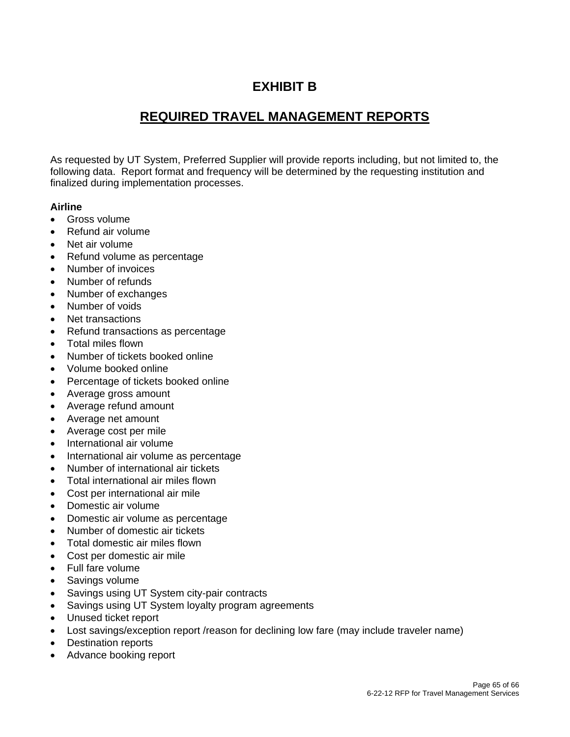# EXHIBIT B

## REQUIRED TRAVEL MANAGEMENT REPORTS

As requested by UT System, Preferred Supplier will provide reports including, but not limited to, the following data. Report format and frequency will be determined by the requesting institution and finalized during implementation processes.

**Airline**

- Gross volume
- Refund air volume
- Net air volume
- Refund volume as percentage
- Number of invoices
- Number of refunds
- Number of exchanges
- Number of voids
- Net transactions
- Refund transactions as percentage
- Total miles flown
- Number of tickets booked online
- Volume booked online
- Percentage of tickets booked online
- Average gross amount
- Average refund amount
- Average net amount
- Average cost per mile
- International air volume
- International air volume as percentage
- Number of international air tickets
- Total international air miles flown
- Cost per international air mile
- Domestic air volume
- Domestic air volume as percentage
- Number of domestic air tickets
- Total domestic air miles flown
- Cost per domestic air mile
- Full fare volume
- Savings volume
- Savings using UT System city-pair contracts
- Savings using UT System loyalty program agreements
- Unused ticket report
- Lost savings/exception report /reason for declining low fare (may include traveler name)
- Destination reports
- Advance booking report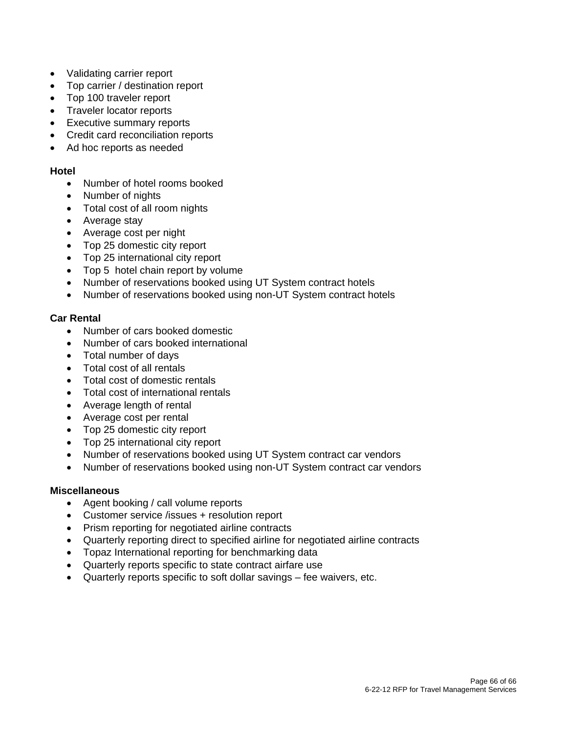- Validating carrier report
- Top carrier / destination report
- Top 100 traveler report
- Traveler locator reports
- Executive summary reports
- Credit card reconciliation reports
- Ad hoc reports as needed

**Hotel**

- Number of hotel rooms booked
- Number of nights
- Total cost of all room nights
- Average stay
- Average cost per night
- Top 25 domestic city report
- Top 25 international city report
- Top 5 hotel chain report by volume
- Number of reservations booked using UT System contract hotels
- Number of reservations booked using non-UT System contract hotels

**Car Rental**

- Number of cars booked domestic
- Number of cars booked international
- Total number of days
- Total cost of all rentals
- Total cost of domestic rentals
- Total cost of international rentals
- Average length of rental
- Average cost per rental
- Top 25 domestic city report
- Top 25 international city report
- Number of reservations booked using UT System contract car vendors
- Number of reservations booked using non-UT System contract car vendors

**Miscellaneous**

- Agent booking / call volume reports
- Customer service /issues + resolution report
- Prism reporting for negotiated airline contracts
- Quarterly reporting direct to specified airline for negotiated airline contracts
- Topaz International reporting for benchmarking data
- Quarterly reports specific to state contract airfare use
- Quarterly reports specific to soft dollar savings – fee waivers, etc.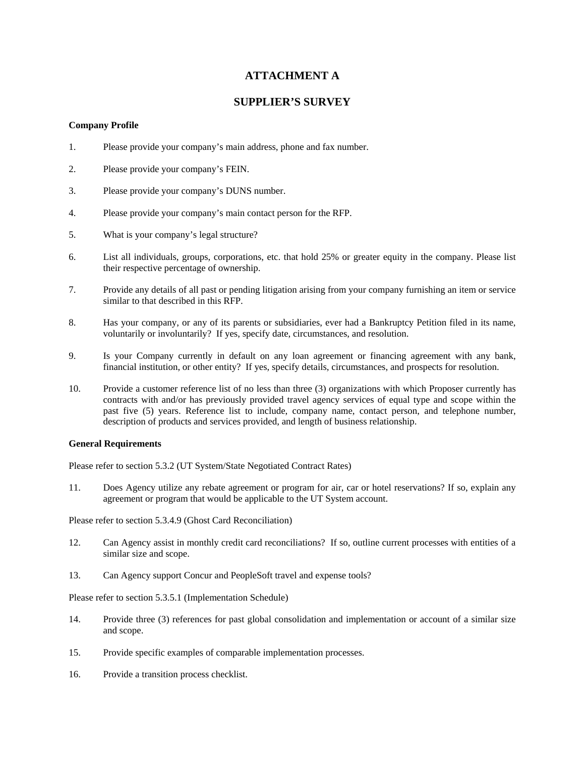# ATTACHMENT A

## SUPPLIER'S SURVEY

**Company Profile**

1. Please provide your company's main address, phone and fax number.

2. Please provide your company's FEIN.

3. Please provide your company's DUNS number.

4. Please provide your company's main contact person for the RFP.

5. What is your company's legal structure?

6. List all individuals, groups, corporations, etc. that hold 25% or greater equity in the company. Please list their respective percentage of ownership.

7. Provide any details of all past or pending litigation arising from your company furnishing an item or service similar to that described in this RFP.

8. Has your company, or any of its parents or subsidiaries, ever had a Bankruptcy Petition filed in its name, voluntarily or involuntarily? If yes, specify date, circumstances, and resolution.

9. Is your Company currently in default on any loan agreement or financing agreement with any bank, financial institution, or other entity? If yes, specify details, circumstances, and prospects for resolution.

10. Provide a customer reference list of no less than three (3) organizations with which Proposer currently has contracts with and/or has previously provided travel agency services of equal type and scope within the past five (5) years. Reference list to include, company name, contact person, and telephone number, description of products and services provided, and length of business relationship.

**General Requirements**

Please refer to section 5.3.2 (UT System/State Negotiated Contract Rates)

11. Does Agency utilize any rebate agreement or program for air, car or hotel reservations? If so, explain any agreement or program that would be applicable to the UT System account.

Please refer to section 5.3.4.9 (Ghost Card Reconciliation)

12. Can Agency assist in monthly credit card reconciliations? If so, outline current processes with entities of a similar size and scope.

13. Can Agency support Concur and PeopleSoft travel and expense tools?

Please refer to section 5.3.5.1 (Implementation Schedule)

14. Provide three (3) references for past global consolidation and implementation or account of a similar size and scope.

15. Provide specific examples of comparable implementation processes.

16. Provide a transition process checklist.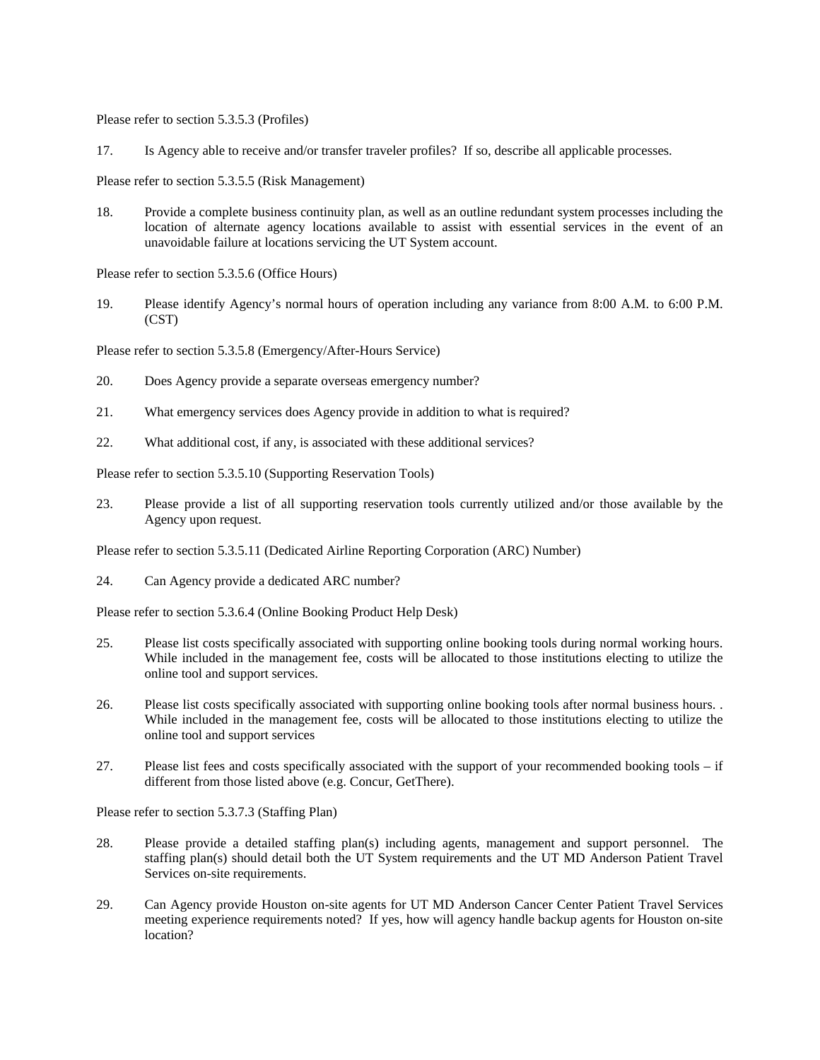Please refer to section 5.3.5.3 (Profiles)

17. Is Agency able to receive and/or transfer traveler profiles? If so, describe all applicable processes.

Please refer to section 5.3.5.5 (Risk Management)

18. Provide a complete business continuity plan, as well as an outline redundant system processes including the location of alternate agency locations available to assist with essential services in the event of an unavoidable failure at locations servicing the UT System account.

Please refer to section 5.3.5.6 (Office Hours)

19. Please identify Agency's normal hours of operation including any variance from 8:00 A.M. to 6:00 P.M. (CST)

Please refer to section 5.3.5.8 (Emergency/After-Hours Service)

20. Does Agency provide a separate overseas emergency number?

21. What emergency services does Agency provide in addition to what is required?

22. What additional cost, if any, is associated with these additional services?

Please refer to section 5.3.5.10 (Supporting Reservation Tools)

23. Please provide a list of all supporting reservation tools currently utilized and/or those available by the Agency upon request.

Please refer to section 5.3.5.11 (Dedicated Airline Reporting Corporation (ARC) Number)

24. Can Agency provide a dedicated ARC number?

Please refer to section 5.3.6.4 (Online Booking Product Help Desk)

25. Please list costs specifically associated with supporting online booking tools during normal working hours. While included in the management fee, costs will be allocated to those institutions electing to utilize the online tool and support services.

26. Please list costs specifically associated with supporting online booking tools after normal business hours. . While included in the management fee, costs will be allocated to those institutions electing to utilize the online tool and support services

27. Please list fees and costs specifically associated with the support of your recommended booking tools – if different from those listed above (e.g. Concur, GetThere).

Please refer to section 5.3.7.3 (Staffing Plan)

28. Please provide a detailed staffing plan(s) including agents, management and support personnel. The staffing plan(s) should detail both the UT System requirements and the UT MD Anderson Patient Travel Services on-site requirements.

29. Can Agency provide Houston on-site agents for UT MD Anderson Cancer Center Patient Travel Services meeting experience requirements noted? If yes, how will agency handle backup agents for Houston on-site location?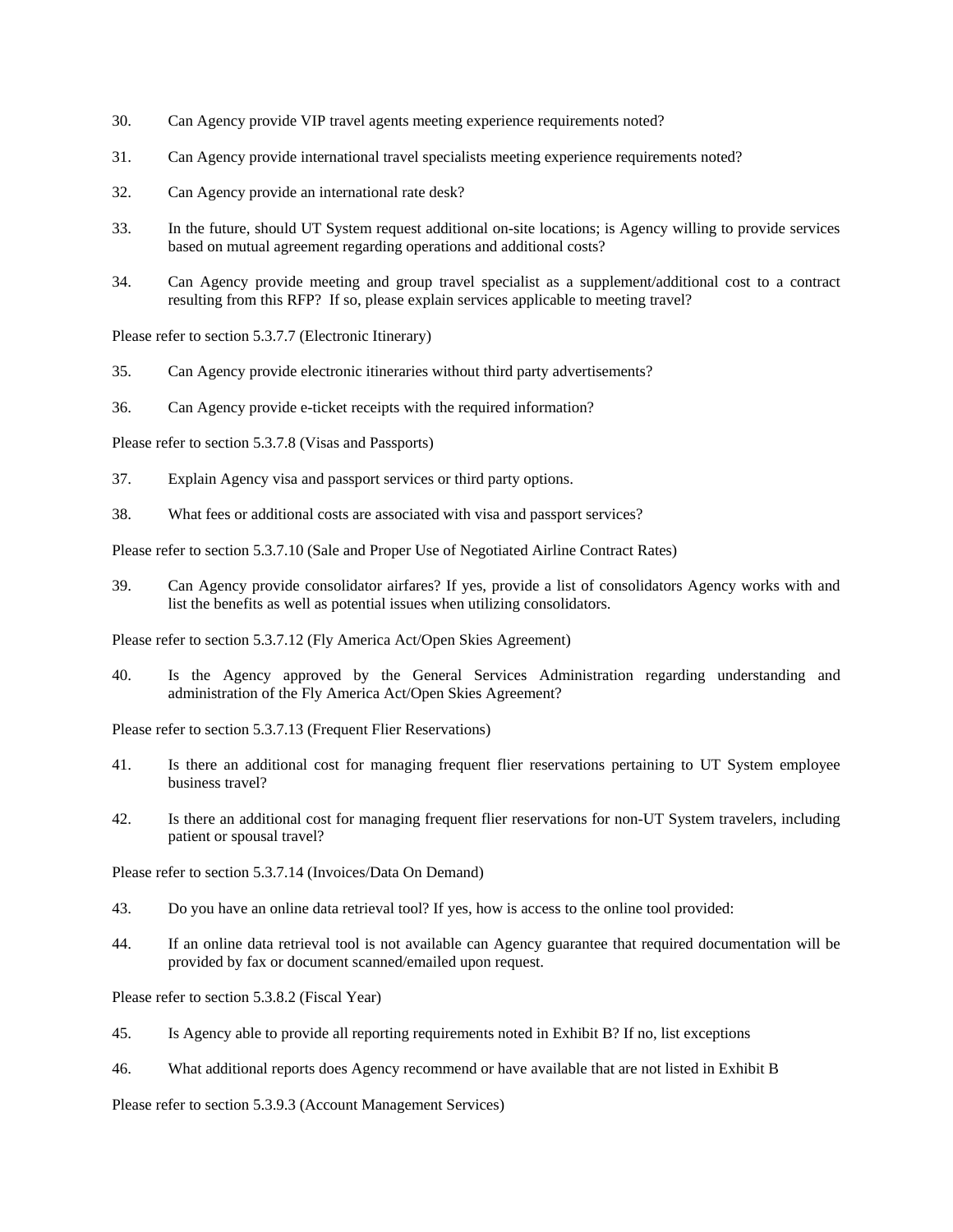30. Can Agency provide VIP travel agents meeting experience requirements noted?

31. Can Agency provide international travel specialists meeting experience requirements noted?

32. Can Agency provide an international rate desk?

33. In the future, should UT System request additional on-site locations; is Agency willing to provide services based on mutual agreement regarding operations and additional costs?

34. Can Agency provide meeting and group travel specialist as a supplement/additional cost to a contract resulting from this RFP? If so, please explain services applicable to meeting travel?

Please refer to section 5.3.7.7 (Electronic Itinerary)

35. Can Agency provide electronic itineraries without third party advertisements?

36. Can Agency provide e-ticket receipts with the required information?

Please refer to section 5.3.7.8 (Visas and Passports)

37. Explain Agency visa and passport services or third party options.

38. What fees or additional costs are associated with visa and passport services?

Please refer to section 5.3.7.10 (Sale and Proper Use of Negotiated Airline Contract Rates)

39. Can Agency provide consolidator airfares? If yes, provide a list of consolidators Agency works with and list the benefits as well as potential issues when utilizing consolidators.

Please refer to section 5.3.7.12 (Fly America Act/Open Skies Agreement)

40. Is the Agency approved by the General Services Administration regarding understanding and administration of the Fly America Act/Open Skies Agreement?

Please refer to section 5.3.7.13 (Frequent Flier Reservations)

41. Is there an additional cost for managing frequent flier reservations pertaining to UT System employee business travel?

42. Is there an additional cost for managing frequent flier reservations for non-UT System travelers, including patient or spousal travel?

Please refer to section 5.3.7.14 (Invoices/Data On Demand)

43. Do you have an online data retrieval tool? If yes, how is access to the online tool provided:

44. If an online data retrieval tool is not available can Agency guarantee that required documentation will be provided by fax or document scanned/emailed upon request.

Please refer to section 5.3.8.2 (Fiscal Year)

45. Is Agency able to provide all reporting requirements noted in Exhibit B? If no, list exceptions

46. What additional reports does Agency recommend or have available that are not listed in Exhibit B

Please refer to section 5.3.9.3 (Account Management Services)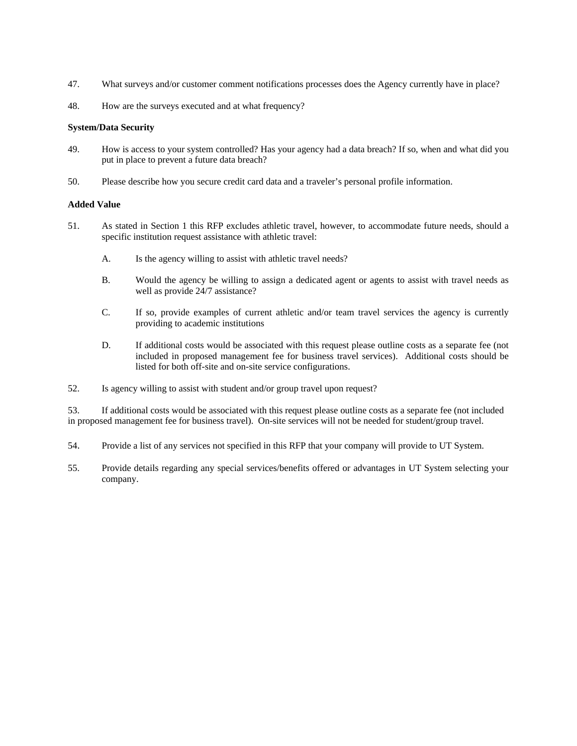47. What surveys and/or customer comment notifications processes does the Agency currently have in place?

48. How are the surveys executed and at what frequency?

**System/Data Security**

49. How is access to your system controlled? Has your agency had a data breach? If so, when and what did you put in place to prevent a future data breach?

50. Please describe how you secure credit card data and a traveler's personal profile information.

**Added Value**

51. As stated in Section 1 this RFP excludes athletic travel, however, to accommodate future needs, should a specific institution request assistance with athletic travel:

    A. Is the agency willing to assist with athletic travel needs?

    B. Would the agency be willing to assign a dedicated agent or agents to assist with travel needs as well as provide 24/7 assistance?

    C. If so, provide examples of current athletic and/or team travel services the agency is currently providing to academic institutions

    D. If additional costs would be associated with this request please outline costs as a separate fee (not included in proposed management fee for business travel services). Additional costs should be listed for both off-site and on-site service configurations.

52. Is agency willing to assist with student and/or group travel upon request?

53. If additional costs would be associated with this request please outline costs as a separate fee (not included in proposed management fee for business travel). On-site services will not be needed for student/group travel.

54. Provide a list of any services not specified in this RFP that your company will provide to UT System.

55. Provide details regarding any special services/benefits offered or advantages in UT System selecting your company.